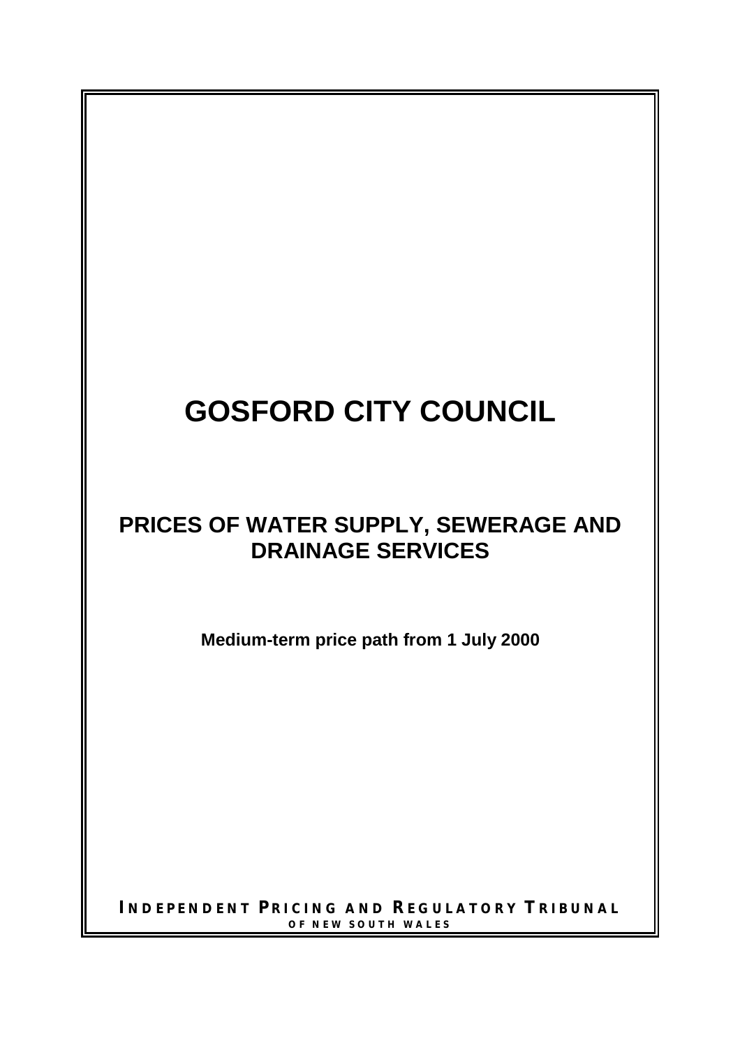# GOSFORD CITY COUNCIL

## PRICES OF WATER SUPPLY, SEWERAGE AND DRAINAGE SERVICES

**Medium-term price path from 1 July 2000**

**INDEPENDENT PRICING AND REGULATORY TRIBUNAL**
**OF NEW SOUTH WALES**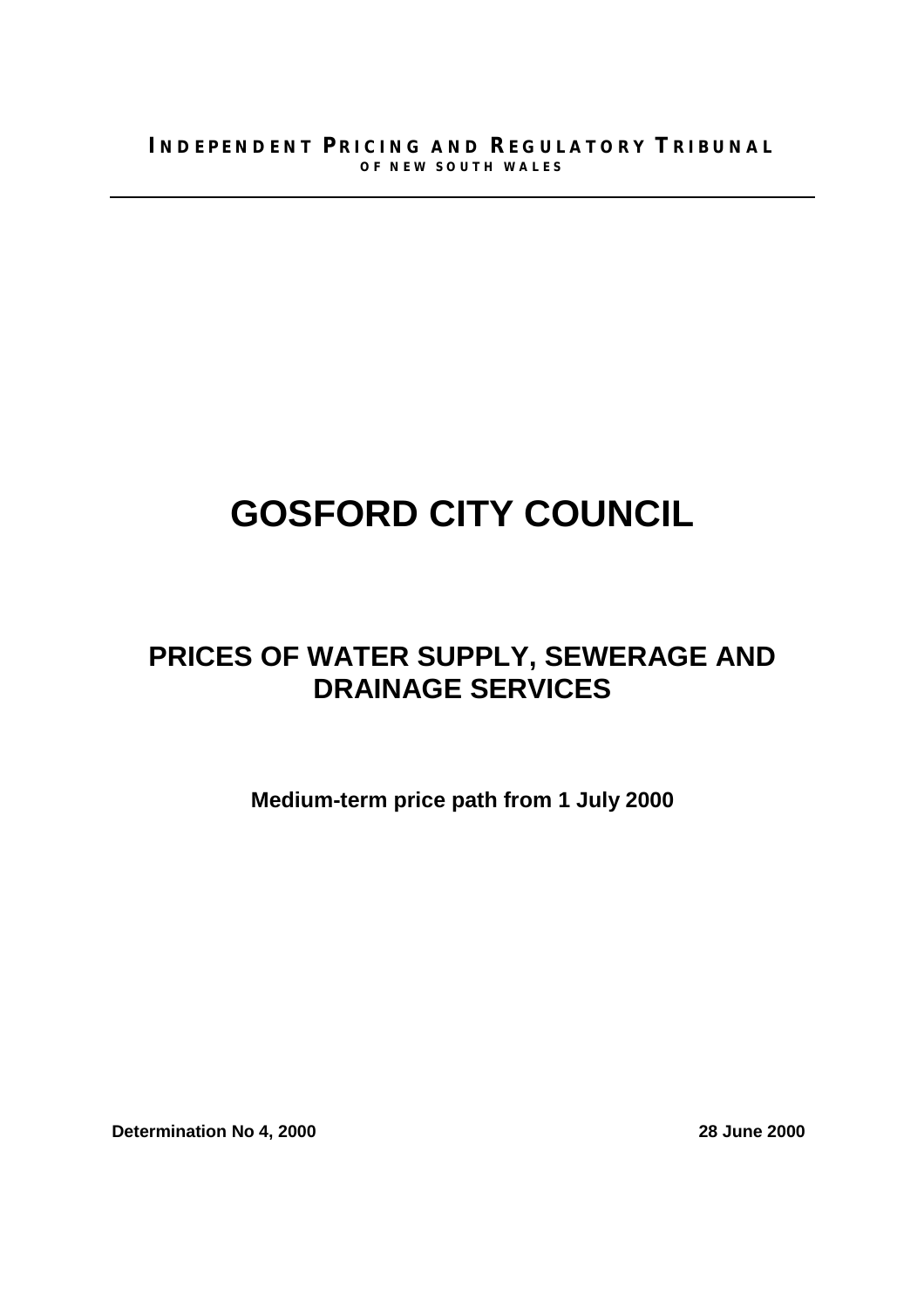**INDEPENDENT PRICING AND REGULATORY TRIBUNAL**
**OF NEW SOUTH WALES**

---

# GOSFORD CITY COUNCIL

## PRICES OF WATER SUPPLY, SEWERAGE AND DRAINAGE SERVICES

**Medium-term price path from 1 July 2000**

**Determination No 4, 2000** **28 June 2000**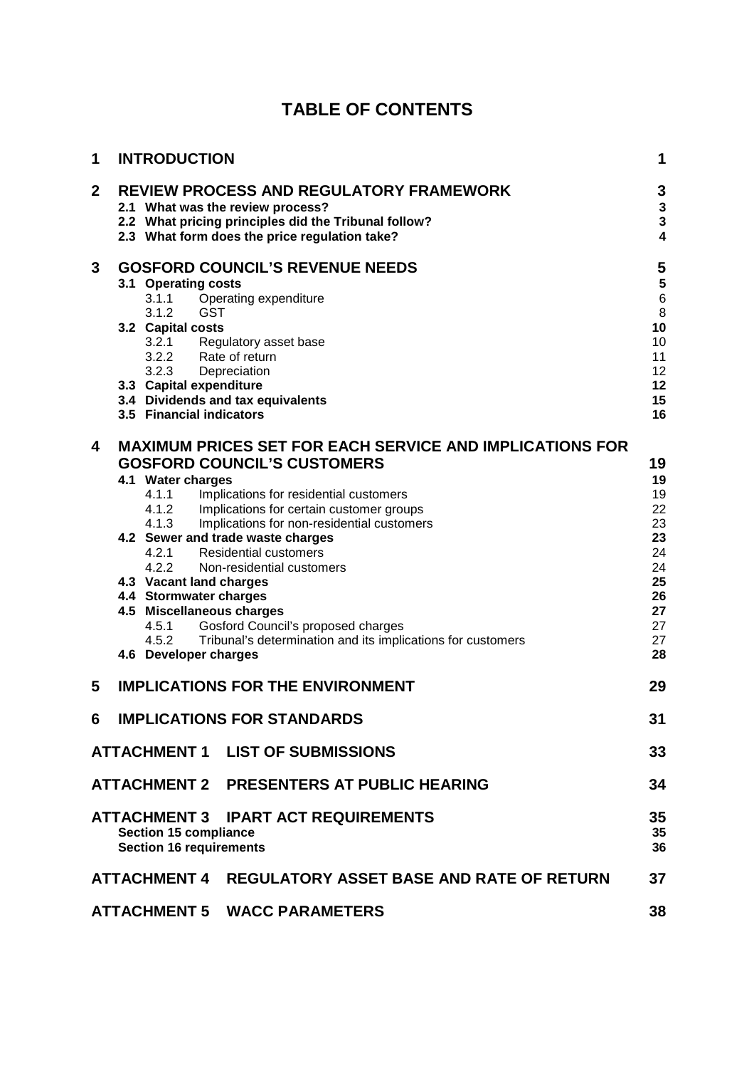# TABLE OF CONTENTS

| | | |
|---|---|---|
| **1** | **INTRODUCTION** | **1** |
| **2** | **REVIEW PROCESS AND REGULATORY FRAMEWORK** | **3** |
| | **2.1 What was the review process?** | **3** |
| | **2.2 What pricing principles did the Tribunal follow?** | **3** |
| | **2.3 What form does the price regulation take?** | **4** |
| **3** | **GOSFORD COUNCIL'S REVENUE NEEDS** | **5** |
| | **3.1 Operating costs** | **5** |
| | 3.1.1 Operating expenditure | 6 |
| | 3.1.2 GST | 8 |
| | **3.2 Capital costs** | **10** |
| | 3.2.1 Regulatory asset base | 10 |
| | 3.2.2 Rate of return | 11 |
| | 3.2.3 Depreciation | 12 |
| | **3.3 Capital expenditure** | **12** |
| | **3.4 Dividends and tax equivalents** | **15** |
| | **3.5 Financial indicators** | **16** |
| **4** | **MAXIMUM PRICES SET FOR EACH SERVICE AND IMPLICATIONS FOR GOSFORD COUNCIL'S CUSTOMERS** | **19** |
| | **4.1 Water charges** | **19** |
| | 4.1.1 Implications for residential customers | 19 |
| | 4.1.2 Implications for certain customer groups | 22 |
| | 4.1.3 Implications for non-residential customers | 23 |
| | **4.2 Sewer and trade waste charges** | **23** |
| | 4.2.1 Residential customers | 24 |
| | 4.2.2 Non-residential customers | 24 |
| | **4.3 Vacant land charges** | **25** |
| | **4.4 Stormwater charges** | **26** |
| | **4.5 Miscellaneous charges** | **27** |
| | 4.5.1 Gosford Council's proposed charges | 27 |
| | 4.5.2 Tribunal's determination and its implications for customers | 27 |
| | **4.6 Developer charges** | **28** |
| **5** | **IMPLICATIONS FOR THE ENVIRONMENT** | **29** |
| **6** | **IMPLICATIONS FOR STANDARDS** | **31** |
| | **ATTACHMENT 1 LIST OF SUBMISSIONS** | **33** |
| | **ATTACHMENT 2 PRESENTERS AT PUBLIC HEARING** | **34** |
| | **ATTACHMENT 3 IPART ACT REQUIREMENTS** | **35** |
| | **Section 15 compliance** | **35** |
| | **Section 16 requirements** | **36** |
| | **ATTACHMENT 4 REGULATORY ASSET BASE AND RATE OF RETURN** | **37** |
| | **ATTACHMENT 5 WACC PARAMETERS** | **38** |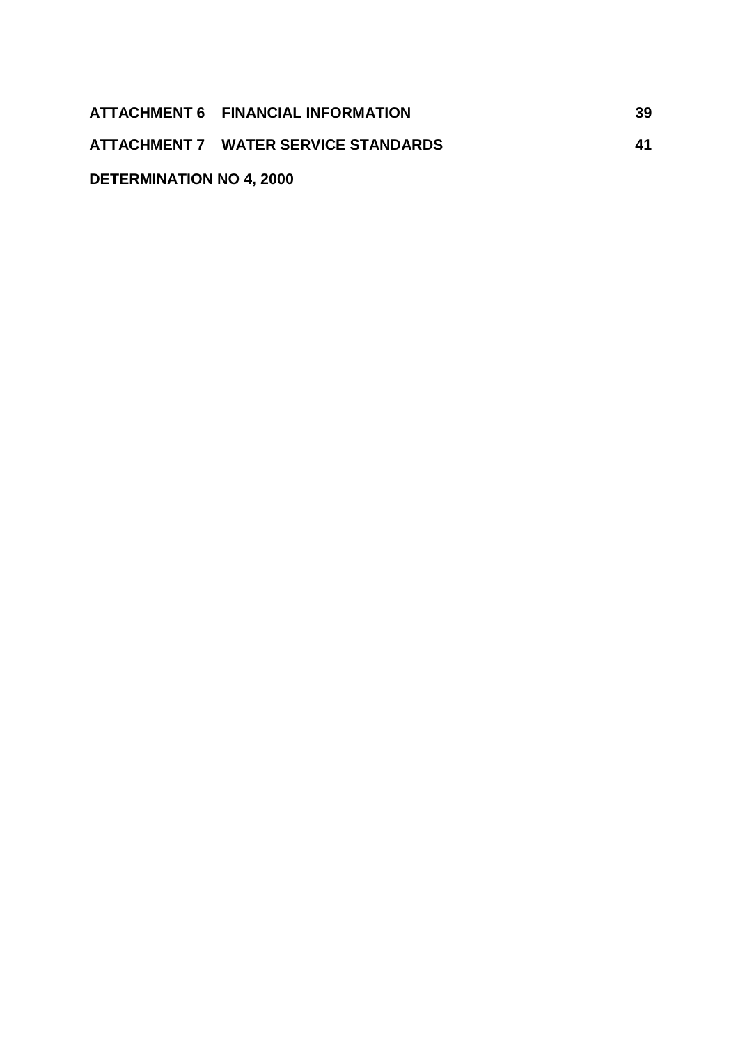**ATTACHMENT 6 FINANCIAL INFORMATION** 39

**ATTACHMENT 7 WATER SERVICE STANDARDS** 41

**DETERMINATION NO 4, 2000**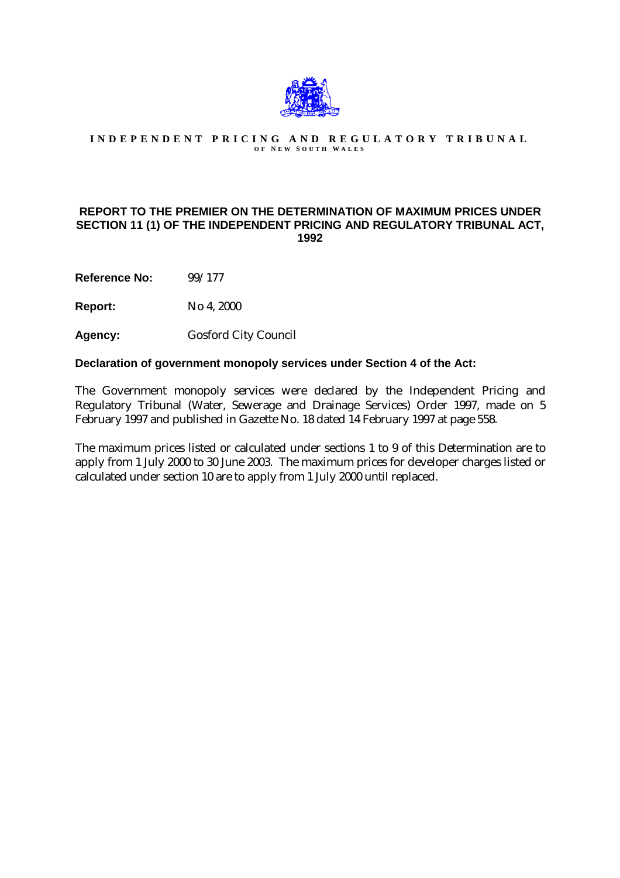**INDEPENDENT PRICING AND REGULATORY TRIBUNAL**
**OF NEW SOUTH WALES**

## REPORT TO THE PREMIER ON THE DETERMINATION OF MAXIMUM PRICES UNDER SECTION 11 (1) OF THE INDEPENDENT PRICING AND REGULATORY TRIBUNAL ACT, 1992

**Reference No:** 99/177

**Report:** No 4, 2000

**Agency:** Gosford City Council

**Declaration of government monopoly services under Section 4 of the Act:**

The Government monopoly services were declared by the Independent Pricing and Regulatory Tribunal (Water, Sewerage and Drainage Services) Order 1997, made on 5 February 1997 and published in Gazette No. 18 dated 14 February 1997 at page 558.

The maximum prices listed or calculated under sections 1 to 9 of this Determination are to apply from 1 July 2000 to 30 June 2003. The maximum prices for developer charges listed or calculated under section 10 are to apply from 1 July 2000 until replaced.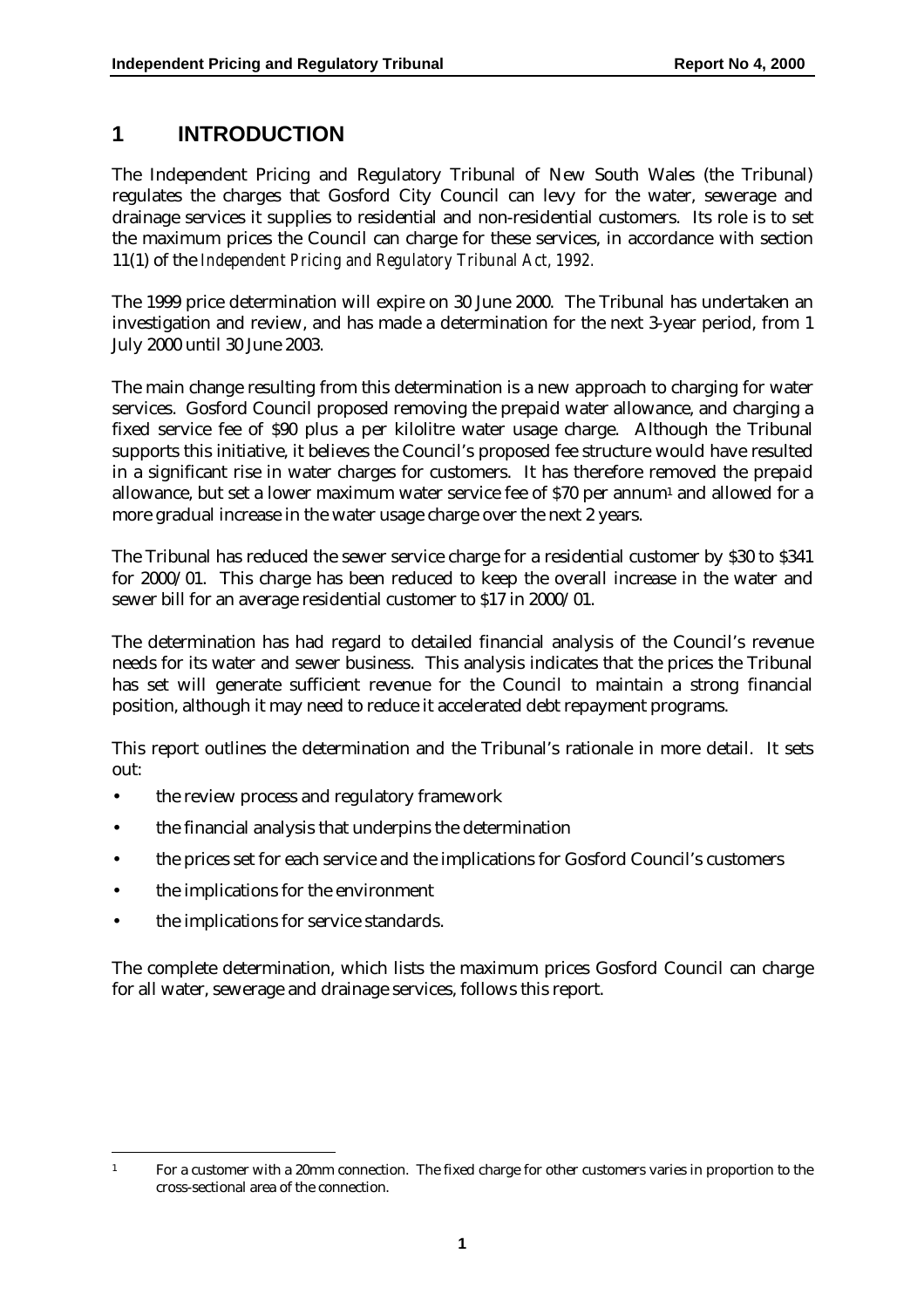# 1 INTRODUCTION

The Independent Pricing and Regulatory Tribunal of New South Wales (the Tribunal) regulates the charges that Gosford City Council can levy for the water, sewerage and drainage services it supplies to residential and non-residential customers. Its role is to set the maximum prices the Council can charge for these services, in accordance with section 11(1) of the *Independent Pricing and Regulatory Tribunal Act, 1992.*

The 1999 price determination will expire on 30 June 2000. The Tribunal has undertaken an investigation and review, and has made a determination for the next 3-year period, from 1 July 2000 until 30 June 2003.

The main change resulting from this determination is a new approach to charging for water services. Gosford Council proposed removing the prepaid water allowance, and charging a fixed service fee of $90 plus a per kilolitre water usage charge. Although the Tribunal supports this initiative, it believes the Council's proposed fee structure would have resulted in a significant rise in water charges for customers. It has therefore removed the prepaid allowance, but set a lower maximum water service fee of $70 per annum[1] and allowed for a more gradual increase in the water usage charge over the next 2 years.

The Tribunal has reduced the sewer service charge for a residential customer by $30 to $341 for 2000/01. This charge has been reduced to keep the overall increase in the water and sewer bill for an average residential customer to $17 in 2000/01.

The determination has had regard to detailed financial analysis of the Council's revenue needs for its water and sewer business. This analysis indicates that the prices the Tribunal has set will generate sufficient revenue for the Council to maintain a strong financial position, although it may need to reduce it accelerated debt repayment programs.

This report outlines the determination and the Tribunal's rationale in more detail. It sets out:

- the review process and regulatory framework
- the financial analysis that underpins the determination
- the prices set for each service and the implications for Gosford Council's customers
- the implications for the environment
- the implications for service standards.

The complete determination, which lists the maximum prices Gosford Council can charge for all water, sewerage and drainage services, follows this report.

[1] For a customer with a 20mm connection. The fixed charge for other customers varies in proportion to the cross-sectional area of the connection.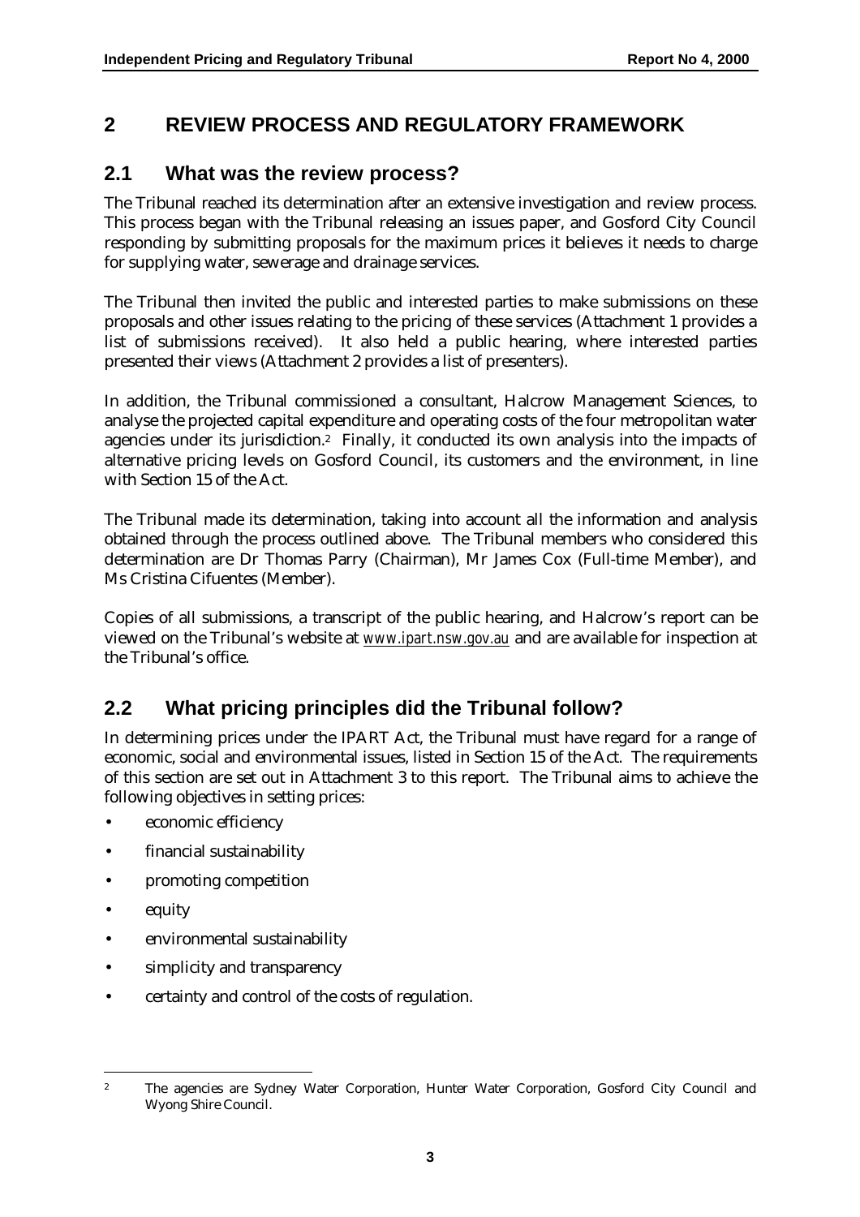# 2 REVIEW PROCESS AND REGULATORY FRAMEWORK

## 2.1 What was the review process?

The Tribunal reached its determination after an extensive investigation and review process. This process began with the Tribunal releasing an issues paper, and Gosford City Council responding by submitting proposals for the maximum prices it believes it needs to charge for supplying water, sewerage and drainage services.

The Tribunal then invited the public and interested parties to make submissions on these proposals and other issues relating to the pricing of these services (Attachment 1 provides a list of submissions received). It also held a public hearing, where interested parties presented their views (Attachment 2 provides a list of presenters).

In addition, the Tribunal commissioned a consultant, Halcrow Management Sciences, to analyse the projected capital expenditure and operating costs of the four metropolitan water agencies under its jurisdiction.[2] Finally, it conducted its own analysis into the impacts of alternative pricing levels on Gosford Council, its customers and the environment, in line with Section 15 of the Act.

The Tribunal made its determination, taking into account all the information and analysis obtained through the process outlined above. The Tribunal members who considered this determination are Dr Thomas Parry (Chairman), Mr James Cox (Full-time Member), and Ms Cristina Cifuentes (Member).

Copies of all submissions, a transcript of the public hearing, and Halcrow's report can be viewed on the Tribunal's website at www.ipart.nsw.gov.au and are available for inspection at the Tribunal's office.

## 2.2 What pricing principles did the Tribunal follow?

In determining prices under the IPART Act, the Tribunal must have regard for a range of economic, social and environmental issues, listed in Section 15 of the Act. The requirements of this section are set out in Attachment 3 to this report. The Tribunal aims to achieve the following objectives in setting prices:

- economic efficiency
- financial sustainability
- promoting competition
- equity
- environmental sustainability
- simplicity and transparency
- certainty and control of the costs of regulation.

---

[2] The agencies are Sydney Water Corporation, Hunter Water Corporation, Gosford City Council and Wyong Shire Council.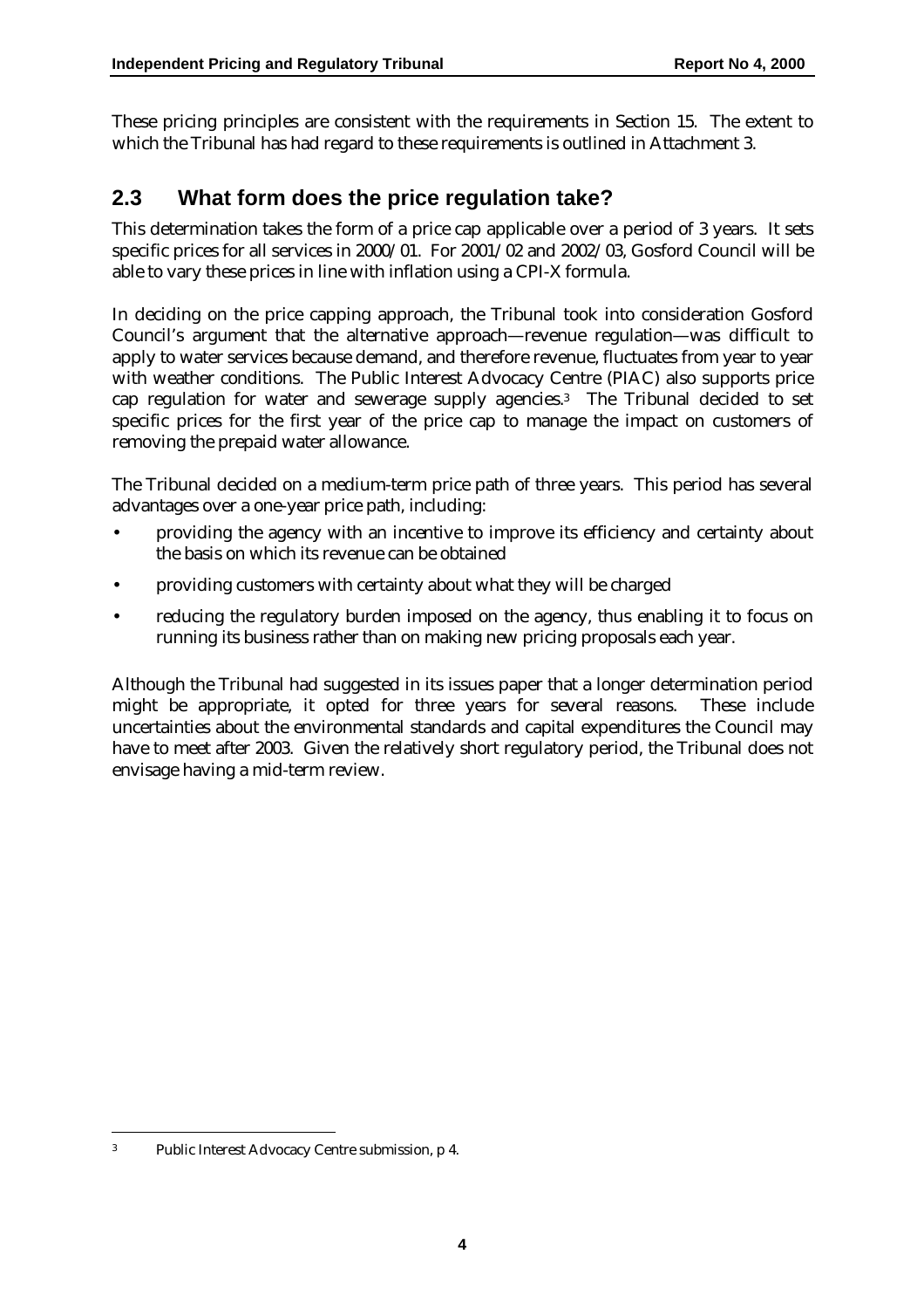These pricing principles are consistent with the requirements in Section 15. The extent to which the Tribunal has had regard to these requirements is outlined in Attachment 3.

## 2.3 What form does the price regulation take?

This determination takes the form of a price cap applicable over a period of 3 years. It sets specific prices for all services in 2000/01. For 2001/02 and 2002/03, Gosford Council will be able to vary these prices in line with inflation using a CPI-X formula.

In deciding on the price capping approach, the Tribunal took into consideration Gosford Council's argument that the alternative approach—revenue regulation—was difficult to apply to water services because demand, and therefore revenue, fluctuates from year to year with weather conditions. The Public Interest Advocacy Centre (PIAC) also supports price cap regulation for water and sewerage supply agencies.[3] The Tribunal decided to set specific prices for the first year of the price cap to manage the impact on customers of removing the prepaid water allowance.

The Tribunal decided on a medium-term price path of three years. This period has several advantages over a one-year price path, including:

- providing the agency with an incentive to improve its efficiency and certainty about the basis on which its revenue can be obtained
- providing customers with certainty about what they will be charged
- reducing the regulatory burden imposed on the agency, thus enabling it to focus on running its business rather than on making new pricing proposals each year.

Although the Tribunal had suggested in its issues paper that a longer determination period might be appropriate, it opted for three years for several reasons. These include uncertainties about the environmental standards and capital expenditures the Council may have to meet after 2003. Given the relatively short regulatory period, the Tribunal does not envisage having a mid-term review.

[3] Public Interest Advocacy Centre submission, p 4.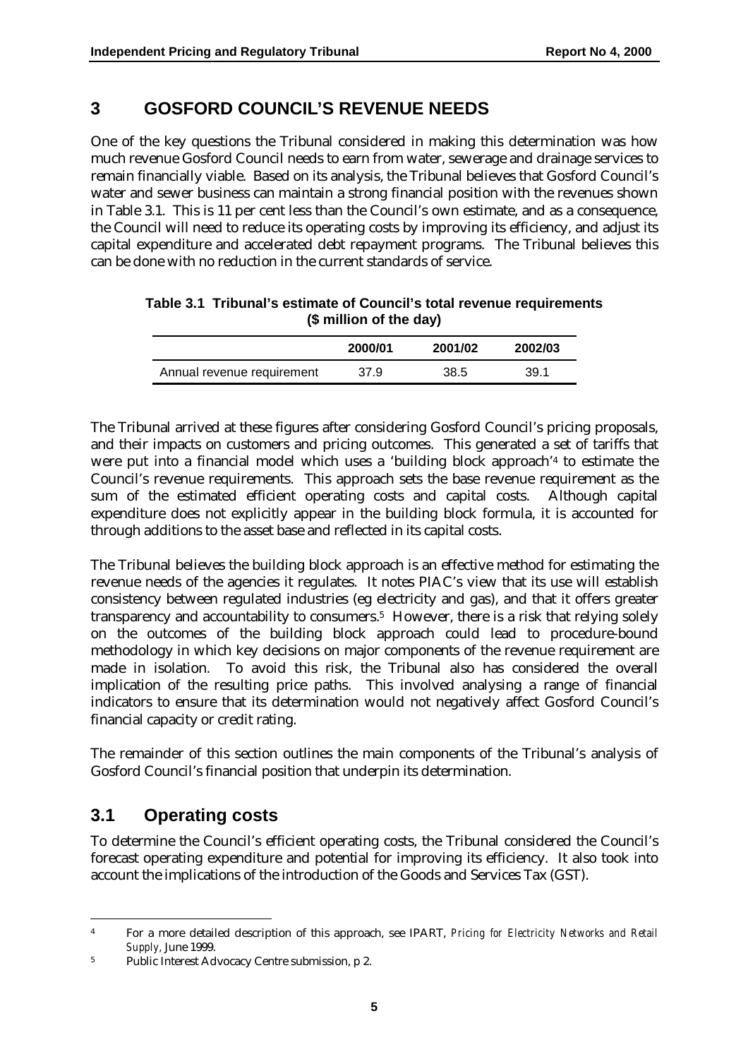# 3 GOSFORD COUNCIL'S REVENUE NEEDS

One of the key questions the Tribunal considered in making this determination was how much revenue Gosford Council needs to earn from water, sewerage and drainage services to remain financially viable. Based on its analysis, the Tribunal believes that Gosford Council's water and sewer business can maintain a strong financial position with the revenues shown in Table 3.1. This is 11 per cent less than the Council's own estimate, and as a consequence, the Council will need to reduce its operating costs by improving its efficiency, and adjust its capital expenditure and accelerated debt repayment programs. The Tribunal believes this can be done with no reduction in the current standards of service.

**Table 3.1 Tribunal's estimate of Council's total revenue requirements ($ million of the day)**

| | 2000/01 | 2001/02 | 2002/03 |
|---|---|---|---|
| Annual revenue requirement | 37.9 | 38.5 | 39.1 |

The Tribunal arrived at these figures after considering Gosford Council's pricing proposals, and their impacts on customers and pricing outcomes. This generated a set of tariffs that were put into a financial model which uses a 'building block approach'[4] to estimate the Council's revenue requirements. This approach sets the base revenue requirement as the sum of the estimated efficient operating costs and capital costs. Although capital expenditure does not explicitly appear in the building block formula, it is accounted for through additions to the asset base and reflected in its capital costs.

The Tribunal believes the building block approach is an effective method for estimating the revenue needs of the agencies it regulates. It notes PIAC's view that its use will establish consistency between regulated industries (eg electricity and gas), and that it offers greater transparency and accountability to consumers.[5] However, there is a risk that relying solely on the outcomes of the building block approach could lead to procedure-bound methodology in which key decisions on major components of the revenue requirement are made in isolation. To avoid this risk, the Tribunal also has considered the overall implication of the resulting price paths. This involved analysing a range of financial indicators to ensure that its determination would not negatively affect Gosford Council's financial capacity or credit rating.

The remainder of this section outlines the main components of the Tribunal's analysis of Gosford Council's financial position that underpin its determination.

## 3.1 Operating costs

To determine the Council's efficient operating costs, the Tribunal considered the Council's forecast operating expenditure and potential for improving its efficiency. It also took into account the implications of the introduction of the Goods and Services Tax (GST).

---

[4] For a more detailed description of this approach, see IPART, *Pricing for Electricity Networks and Retail Supply*, June 1999.

[5] Public Interest Advocacy Centre submission, p 2.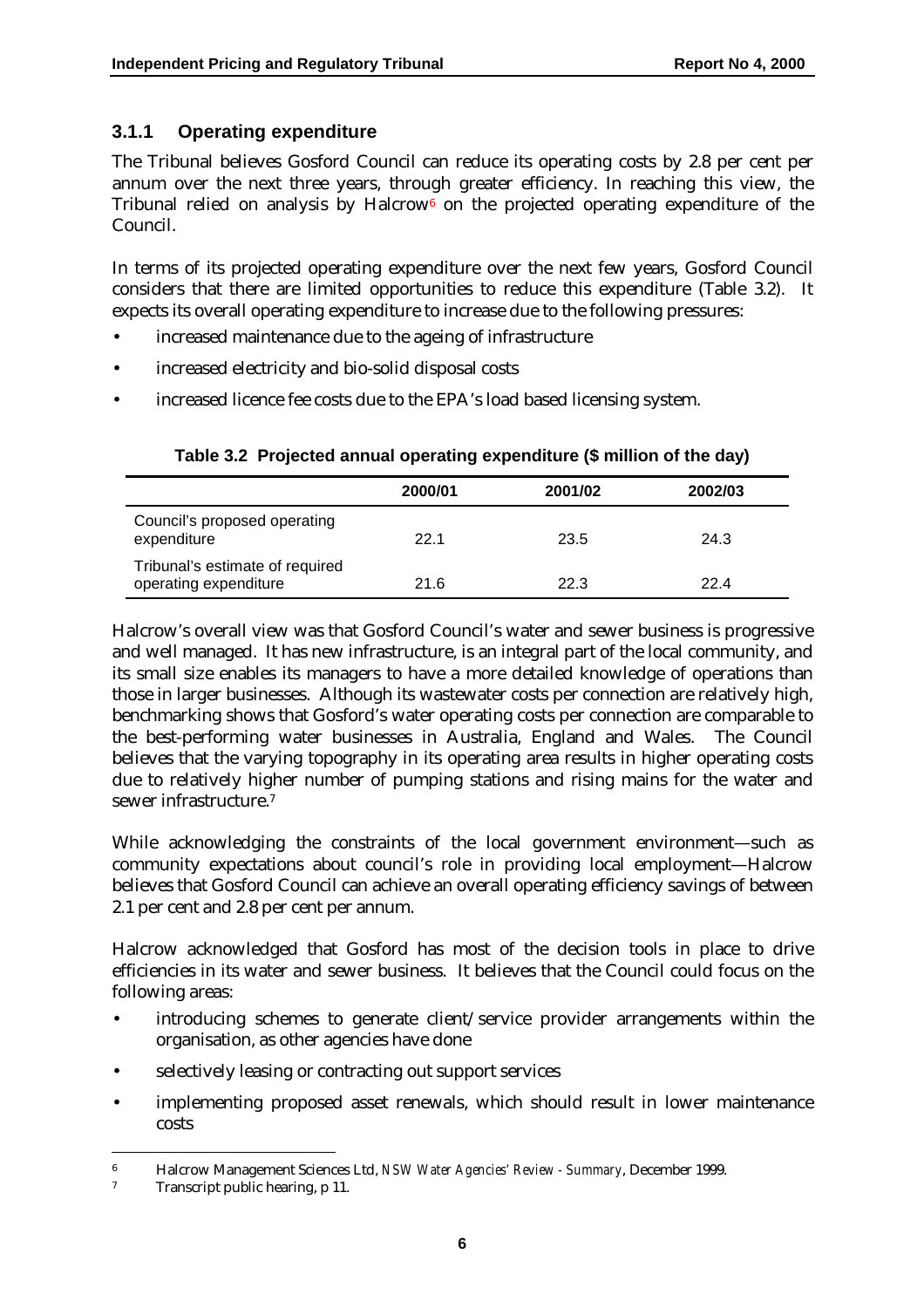### 3.1.1 Operating expenditure

The Tribunal believes Gosford Council can reduce its operating costs by 2.8 per cent per annum over the next three years, through greater efficiency. In reaching this view, the Tribunal relied on analysis by Halcrow[6] on the projected operating expenditure of the Council.

In terms of its projected operating expenditure over the next few years, Gosford Council considers that there are limited opportunities to reduce this expenditure (Table 3.2). It expects its overall operating expenditure to increase due to the following pressures:

- increased maintenance due to the ageing of infrastructure
- increased electricity and bio-solid disposal costs
- increased licence fee costs due to the EPA's load based licensing system.

**Table 3.2 Projected annual operating expenditure ($ million of the day)**

| | 2000/01 | 2001/02 | 2002/03 |
|---|---|---|---|
| Council's proposed operating expenditure | 22.1 | 23.5 | 24.3 |
| Tribunal's estimate of required operating expenditure | 21.6 | 22.3 | 22.4 |

Halcrow's overall view was that Gosford Council's water and sewer business is progressive and well managed. It has new infrastructure, is an integral part of the local community, and its small size enables its managers to have a more detailed knowledge of operations than those in larger businesses. Although its wastewater costs per connection are relatively high, benchmarking shows that Gosford's water operating costs per connection are comparable to the best-performing water businesses in Australia, England and Wales. The Council believes that the varying topography in its operating area results in higher operating costs due to relatively higher number of pumping stations and rising mains for the water and sewer infrastructure.[7]

While acknowledging the constraints of the local government environment—such as community expectations about council's role in providing local employment—Halcrow believes that Gosford Council can achieve an overall operating efficiency savings of between 2.1 per cent and 2.8 per cent per annum.

Halcrow acknowledged that Gosford has most of the decision tools in place to drive efficiencies in its water and sewer business. It believes that the Council could focus on the following areas:

- introducing schemes to generate client/service provider arrangements within the organisation, as other agencies have done
- selectively leasing or contracting out support services
- implementing proposed asset renewals, which should result in lower maintenance costs

---

[6] Halcrow Management Sciences Ltd, *NSW Water Agencies' Review - Summary*, December 1999.

[7] Transcript public hearing, p 11.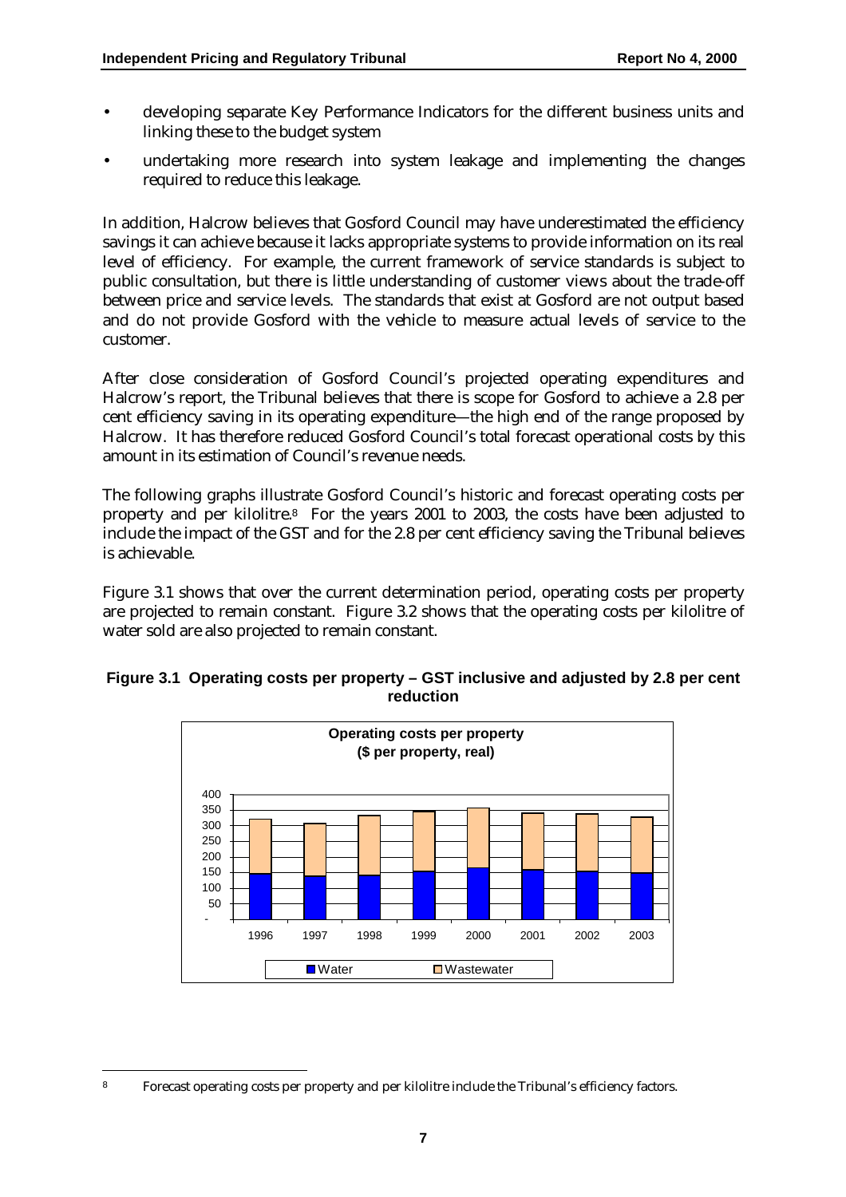- developing separate Key Performance Indicators for the different business units and linking these to the budget system
- undertaking more research into system leakage and implementing the changes required to reduce this leakage.

In addition, Halcrow believes that Gosford Council may have underestimated the efficiency savings it can achieve because it lacks appropriate systems to provide information on its real level of efficiency. For example, the current framework of service standards is subject to public consultation, but there is little understanding of customer views about the trade-off between price and service levels. The standards that exist at Gosford are not output based and do not provide Gosford with the vehicle to measure actual levels of service to the customer.

After close consideration of Gosford Council's projected operating expenditures and Halcrow's report, the Tribunal believes that there is scope for Gosford to achieve a 2.8 per cent efficiency saving in its operating expenditure—the high end of the range proposed by Halcrow. It has therefore reduced Gosford Council's total forecast operational costs by this amount in its estimation of Council's revenue needs.

The following graphs illustrate Gosford Council's historic and forecast operating costs per property and per kilolitre.[8] For the years 2001 to 2003, the costs have been adjusted to include the impact of the GST and for the 2.8 per cent efficiency saving the Tribunal believes is achievable.

Figure 3.1 shows that over the current determination period, operating costs per property are projected to remain constant. Figure 3.2 shows that the operating costs per kilolitre of water sold are also projected to remain constant.

**Figure 3.1 Operating costs per property – GST inclusive and adjusted by 2.8 per cent reduction**

[8] Forecast operating costs per property and per kilolitre include the Tribunal's efficiency factors.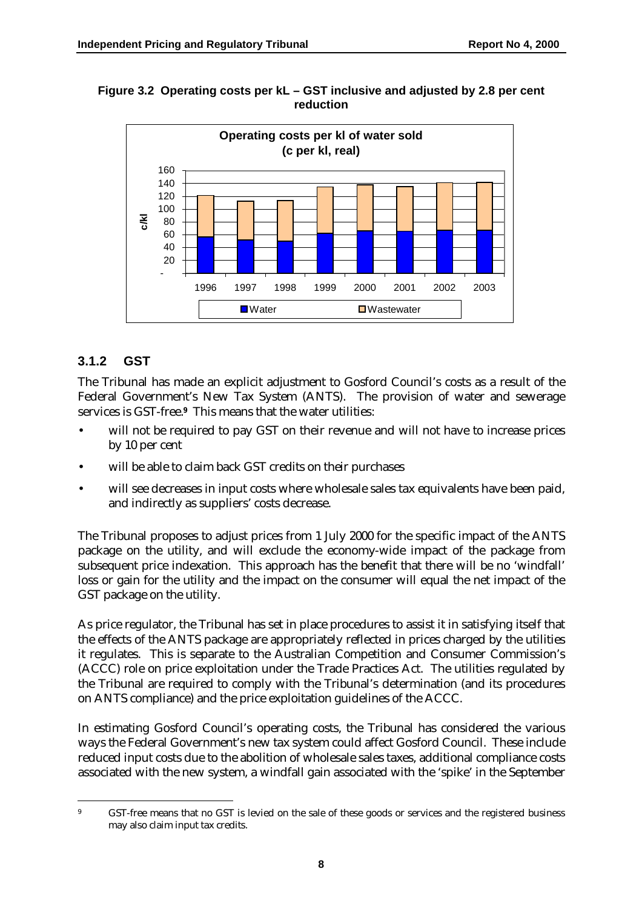**Figure 3.2 Operating costs per kL – GST inclusive and adjusted by 2.8 per cent reduction**

### 3.1.2 GST

The Tribunal has made an explicit adjustment to Gosford Council's costs as a result of the Federal Government's New Tax System (ANTS). The provision of water and sewerage services is GST-free.[9] This means that the water utilities:

- will not be required to pay GST on their revenue and will not have to increase prices by 10 per cent
- will be able to claim back GST credits on their purchases
- will see decreases in input costs where wholesale sales tax equivalents have been paid, and indirectly as suppliers' costs decrease.

The Tribunal proposes to adjust prices from 1 July 2000 for the specific impact of the ANTS package on the utility, and will exclude the economy-wide impact of the package from subsequent price indexation. This approach has the benefit that there will be no 'windfall' loss or gain for the utility and the impact on the consumer will equal the net impact of the GST package on the utility.

As price regulator, the Tribunal has set in place procedures to assist it in satisfying itself that the effects of the ANTS package are appropriately reflected in prices charged by the utilities it regulates. This is separate to the Australian Competition and Consumer Commission's (ACCC) role on price exploitation under the Trade Practices Act. The utilities regulated by the Tribunal are required to comply with the Tribunal's determination (and its procedures on ANTS compliance) and the price exploitation guidelines of the ACCC.

In estimating Gosford Council's operating costs, the Tribunal has considered the various ways the Federal Government's new tax system could affect Gosford Council. These include reduced input costs due to the abolition of wholesale sales taxes, additional compliance costs associated with the new system, a windfall gain associated with the 'spike' in the September

---

[9] GST-free means that no GST is levied on the sale of these goods or services and the registered business may also claim input tax credits.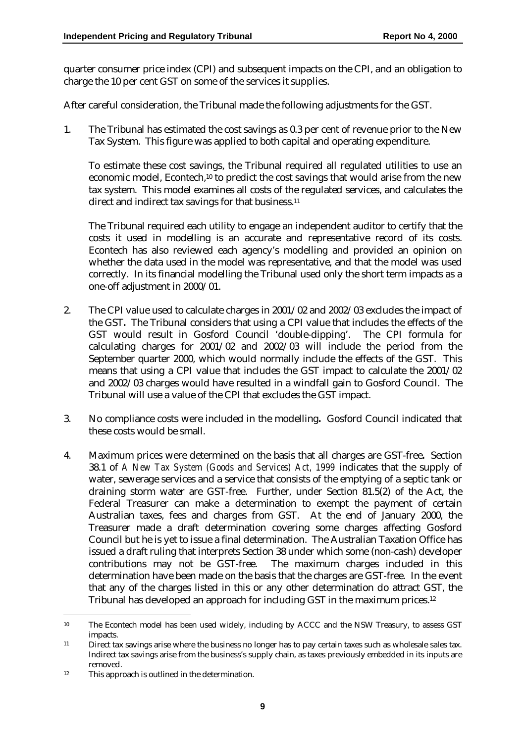quarter consumer price index (CPI) and subsequent impacts on the CPI, and an obligation to charge the 10 per cent GST on some of the services it supplies.

After careful consideration, the Tribunal made the following adjustments for the GST.

1. The Tribunal has estimated the cost savings as 0.3 per cent of revenue prior to the New Tax System. This figure was applied to both capital and operating expenditure.

   To estimate these cost savings, the Tribunal required all regulated utilities to use an economic model, Econtech,[10] to predict the cost savings that would arise from the new tax system. This model examines all costs of the regulated services, and calculates the direct and indirect tax savings for that business.[11]

   The Tribunal required each utility to engage an independent auditor to certify that the costs it used in modelling is an accurate and representative record of its costs. Econtech has also reviewed each agency's modelling and provided an opinion on whether the data used in the model was representative, and that the model was used correctly. In its financial modelling the Tribunal used only the short term impacts as a one-off adjustment in 2000/01.

2. The CPI value used to calculate charges in 2001/02 and 2002/03 excludes the impact of the GST**.** The Tribunal considers that using a CPI value that includes the effects of the GST would result in Gosford Council 'double-dipping'. The CPI formula for calculating charges for 2001/02 and 2002/03 will include the period from the September quarter 2000, which would normally include the effects of the GST. This means that using a CPI value that includes the GST impact to calculate the 2001/02 and 2002/03 charges would have resulted in a windfall gain to Gosford Council. The Tribunal will use a value of the CPI that excludes the GST impact.

3. No compliance costs were included in the modelling**.** Gosford Council indicated that these costs would be small.

4. Maximum prices were determined on the basis that all charges are GST-free**.** Section 38.1 of *A New Tax System (Goods and Services) Act, 1999* indicates that the supply of water, sewerage services and a service that consists of the emptying of a septic tank or draining storm water are GST-free. Further, under Section 81.5(2) of the Act, the Federal Treasurer can make a determination to exempt the payment of certain Australian taxes, fees and charges from GST. At the end of January 2000, the Treasurer made a draft determination covering some charges affecting Gosford Council but he is yet to issue a final determination. The Australian Taxation Office has issued a draft ruling that interprets Section 38 under which some (non-cash) developer contributions may not be GST-free. The maximum charges included in this determination have been made on the basis that the charges are GST-free. In the event that any of the charges listed in this or any other determination do attract GST, the Tribunal has developed an approach for including GST in the maximum prices.[12]

---

[10] The Econtech model has been used widely, including by ACCC and the NSW Treasury, to assess GST impacts.

[11] Direct tax savings arise where the business no longer has to pay certain taxes such as wholesale sales tax. Indirect tax savings arise from the business's supply chain, as taxes previously embedded in its inputs are removed.

[12] This approach is outlined in the determination.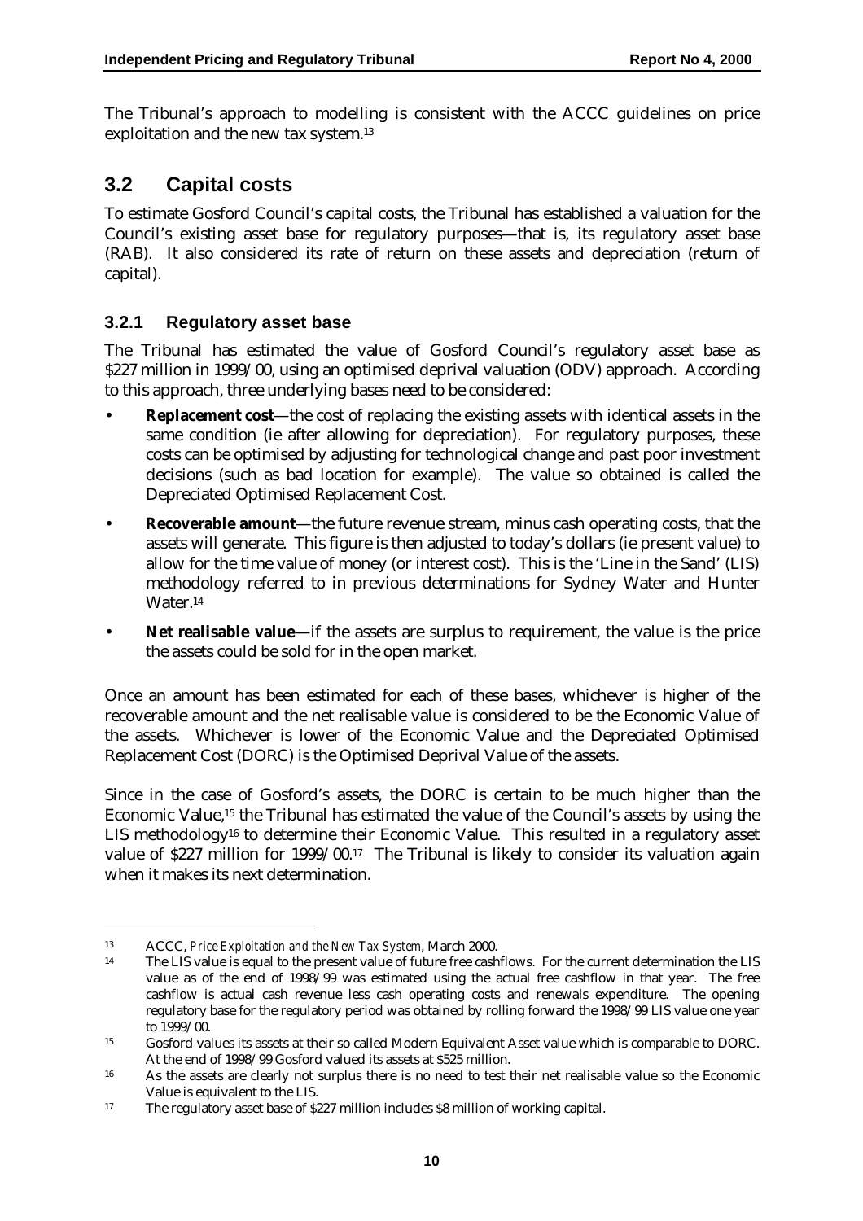The Tribunal's approach to modelling is consistent with the ACCC guidelines on price exploitation and the new tax system.[13]

## 3.2 Capital costs

To estimate Gosford Council's capital costs, the Tribunal has established a valuation for the Council's existing asset base for regulatory purposes—that is, its regulatory asset base (RAB). It also considered its rate of return on these assets and depreciation (return of capital).

### 3.2.1 Regulatory asset base

The Tribunal has estimated the value of Gosford Council's regulatory asset base as $227 million in 1999/00, using an optimised deprival valuation (ODV) approach. According to this approach, three underlying bases need to be considered:

- **Replacement cost**—the cost of replacing the existing assets with identical assets in the same condition (ie after allowing for depreciation). For regulatory purposes, these costs can be optimised by adjusting for technological change and past poor investment decisions (such as bad location for example). The value so obtained is called the Depreciated Optimised Replacement Cost.
- **Recoverable amount**—the future revenue stream, minus cash operating costs, that the assets will generate. This figure is then adjusted to today's dollars (ie present value) to allow for the time value of money (or interest cost). This is the 'Line in the Sand' (LIS) methodology referred to in previous determinations for Sydney Water and Hunter Water.[14]
- **Net realisable value**—if the assets are surplus to requirement, the value is the price the assets could be sold for in the open market.

Once an amount has been estimated for each of these bases, whichever is higher of the recoverable amount and the net realisable value is considered to be the Economic Value of the assets. Whichever is lower of the Economic Value and the Depreciated Optimised Replacement Cost (DORC) is the Optimised Deprival Value of the assets.

Since in the case of Gosford's assets, the DORC is certain to be much higher than the Economic Value,[15] the Tribunal has estimated the value of the Council's assets by using the LIS methodology[16] to determine their Economic Value. This resulted in a regulatory asset value of $227 million for 1999/00.[17] The Tribunal is likely to consider its valuation again when it makes its next determination.

---

[13] ACCC, *Price Exploitation and the New Tax System*, March 2000.

[14] The LIS value is equal to the present value of future free cashflows. For the current determination the LIS value as of the end of 1998/99 was estimated using the actual free cashflow in that year. The free cashflow is actual cash revenue less cash operating costs and renewals expenditure. The opening regulatory base for the regulatory period was obtained by rolling forward the 1998/99 LIS value one year to 1999/00.

[15] Gosford values its assets at their so called Modern Equivalent Asset value which is comparable to DORC. At the end of 1998/99 Gosford valued its assets at $525 million.

[16] As the assets are clearly not surplus there is no need to test their net realisable value so the Economic Value is equivalent to the LIS.

[17] The regulatory asset base of $227 million includes $8 million of working capital.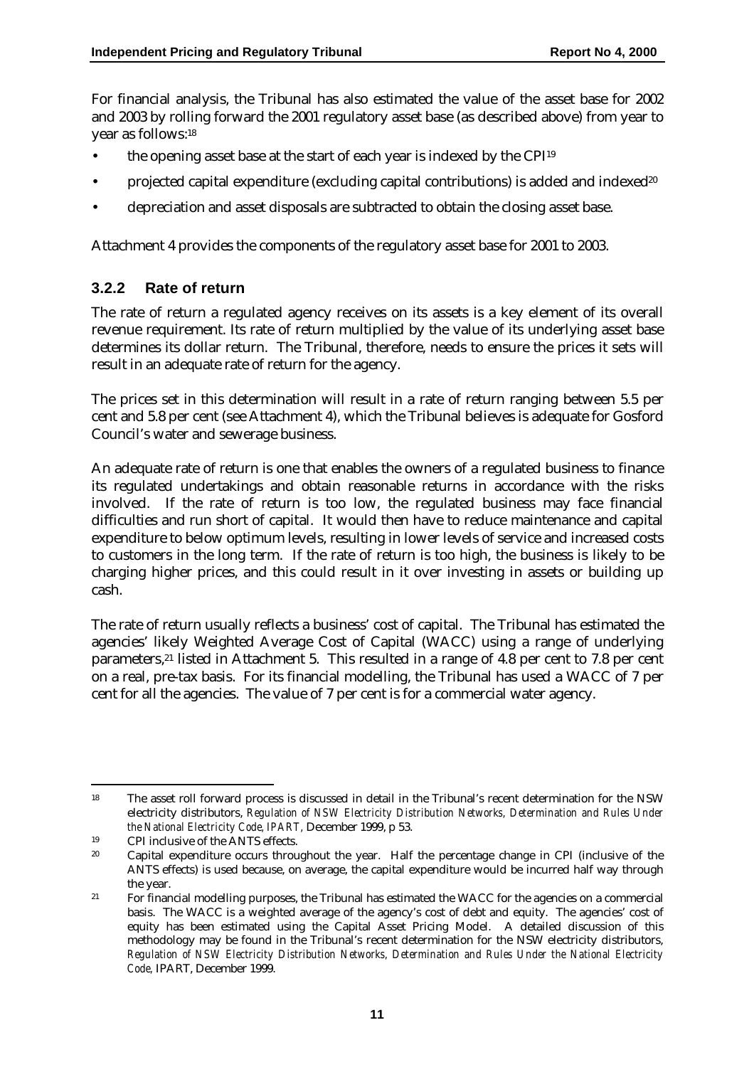For financial analysis, the Tribunal has also estimated the value of the asset base for 2002 and 2003 by rolling forward the 2001 regulatory asset base (as described above) from year to year as follows:[18]

- the opening asset base at the start of each year is indexed by the CPI[19]
- projected capital expenditure (excluding capital contributions) is added and indexed[20]
- depreciation and asset disposals are subtracted to obtain the closing asset base.

Attachment 4 provides the components of the regulatory asset base for 2001 to 2003.

### 3.2.2 Rate of return

The rate of return a regulated agency receives on its assets is a key element of its overall revenue requirement. Its rate of return multiplied by the value of its underlying asset base determines its dollar return. The Tribunal, therefore, needs to ensure the prices it sets will result in an adequate rate of return for the agency.

The prices set in this determination will result in a rate of return ranging between 5.5 per cent and 5.8 per cent (see Attachment 4), which the Tribunal believes is adequate for Gosford Council's water and sewerage business.

An adequate rate of return is one that enables the owners of a regulated business to finance its regulated undertakings and obtain reasonable returns in accordance with the risks involved. If the rate of return is too low, the regulated business may face financial difficulties and run short of capital. It would then have to reduce maintenance and capital expenditure to below optimum levels, resulting in lower levels of service and increased costs to customers in the long term. If the rate of return is too high, the business is likely to be charging higher prices, and this could result in it over investing in assets or building up cash.

The rate of return usually reflects a business' cost of capital. The Tribunal has estimated the agencies' likely Weighted Average Cost of Capital (WACC) using a range of underlying parameters,[21] listed in Attachment 5. This resulted in a range of 4.8 per cent to 7.8 per cent on a real, pre-tax basis. For its financial modelling, the Tribunal has used a WACC of 7 per cent for all the agencies. The value of 7 per cent is for a commercial water agency.

---

[18] The asset roll forward process is discussed in detail in the Tribunal's recent determination for the NSW electricity distributors, *Regulation of NSW Electricity Distribution Networks, Determination and Rules Under the National Electricity Code, IPART*, December 1999, p 53.

[19] CPI inclusive of the ANTS effects.

[20] Capital expenditure occurs throughout the year. Half the percentage change in CPI (inclusive of the ANTS effects) is used because, on average, the capital expenditure would be incurred half way through the year.

[21] For financial modelling purposes, the Tribunal has estimated the WACC for the agencies on a commercial basis. The WACC is a weighted average of the agency's cost of debt and equity. The agencies' cost of equity has been estimated using the Capital Asset Pricing Model. A detailed discussion of this methodology may be found in the Tribunal's recent determination for the NSW electricity distributors, *Regulation of NSW Electricity Distribution Networks, Determination and Rules Under the National Electricity Code*, IPART, December 1999.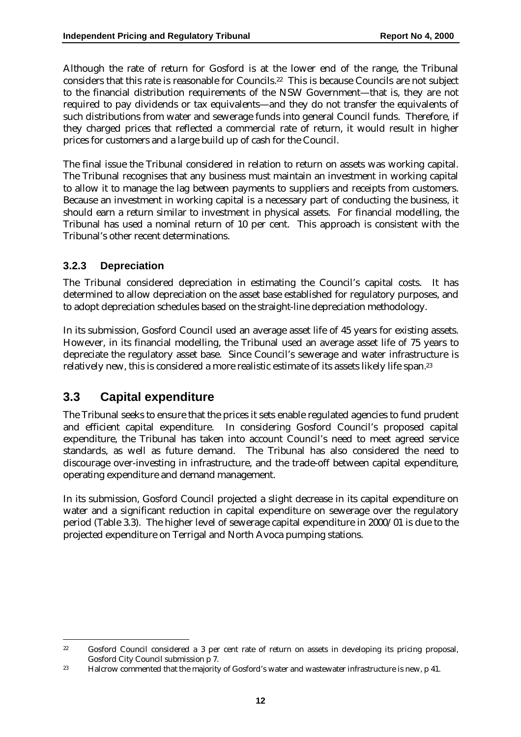Although the rate of return for Gosford is at the lower end of the range, the Tribunal considers that this rate is reasonable for Councils.[22] This is because Councils are not subject to the financial distribution requirements of the NSW Government—that is, they are not required to pay dividends or tax equivalents—and they do not transfer the equivalents of such distributions from water and sewerage funds into general Council funds. Therefore, if they charged prices that reflected a commercial rate of return, it would result in higher prices for customers and a large build up of cash for the Council.

The final issue the Tribunal considered in relation to return on assets was working capital. The Tribunal recognises that any business must maintain an investment in working capital to allow it to manage the lag between payments to suppliers and receipts from customers. Because an investment in working capital is a necessary part of conducting the business, it should earn a return similar to investment in physical assets. For financial modelling, the Tribunal has used a nominal return of 10 per cent. This approach is consistent with the Tribunal's other recent determinations.

### 3.2.3 Depreciation

The Tribunal considered depreciation in estimating the Council's capital costs. It has determined to allow depreciation on the asset base established for regulatory purposes, and to adopt depreciation schedules based on the straight-line depreciation methodology.

In its submission, Gosford Council used an average asset life of 45 years for existing assets. However, in its financial modelling, the Tribunal used an average asset life of 75 years to depreciate the regulatory asset base. Since Council's sewerage and water infrastructure is relatively new, this is considered a more realistic estimate of its assets likely life span.[23]

## 3.3 Capital expenditure

The Tribunal seeks to ensure that the prices it sets enable regulated agencies to fund prudent and efficient capital expenditure. In considering Gosford Council's proposed capital expenditure, the Tribunal has taken into account Council's need to meet agreed service standards, as well as future demand. The Tribunal has also considered the need to discourage over-investing in infrastructure, and the trade-off between capital expenditure, operating expenditure and demand management.

In its submission, Gosford Council projected a slight decrease in its capital expenditure on water and a significant reduction in capital expenditure on sewerage over the regulatory period (Table 3.3). The higher level of sewerage capital expenditure in 2000/01 is due to the projected expenditure on Terrigal and North Avoca pumping stations.

---

[22] Gosford Council considered a 3 per cent rate of return on assets in developing its pricing proposal, Gosford City Council submission p 7.

[23] Halcrow commented that the majority of Gosford's water and wastewater infrastructure is new, p 41.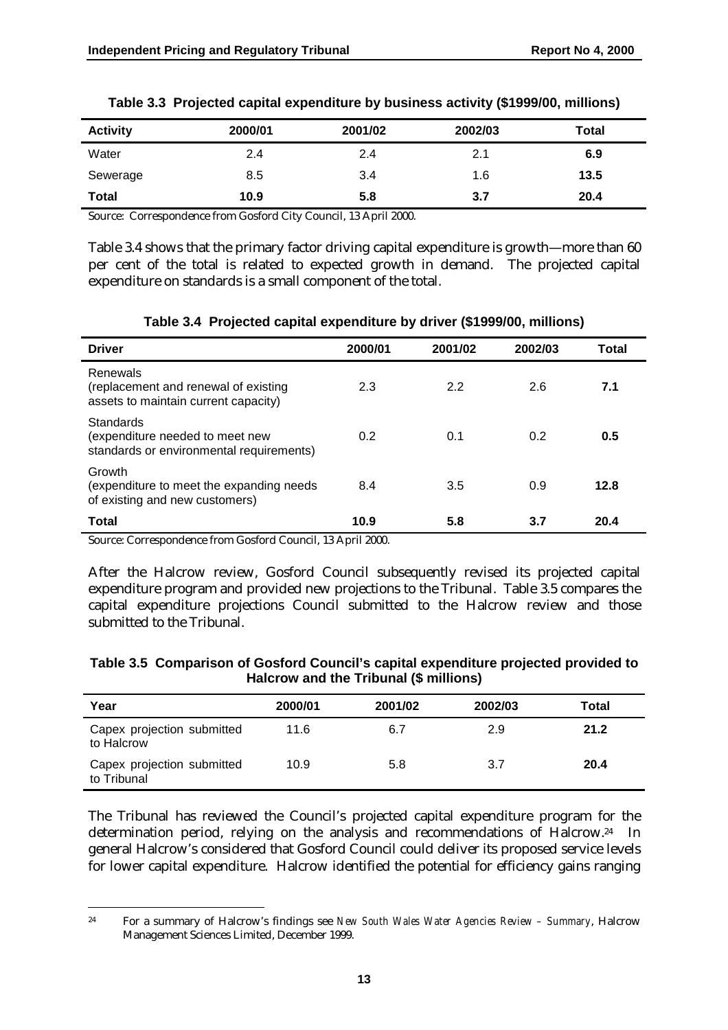**Table 3.3 Projected capital expenditure by business activity ($1999/00, millions)**

| Activity | 2000/01 | 2001/02 | 2002/03 | Total |
|---|---|---|---|---|
| Water | 2.4 | 2.4 | 2.1 | **6.9** |
| Sewerage | 8.5 | 3.4 | 1.6 | **13.5** |
| **Total** | **10.9** | **5.8** | **3.7** | **20.4** |

Source: Correspondence from Gosford City Council, 13 April 2000.

Table 3.4 shows that the primary factor driving capital expenditure is growth—more than 60 per cent of the total is related to expected growth in demand. The projected capital expenditure on standards is a small component of the total.

**Table 3.4 Projected capital expenditure by driver ($1999/00, millions)**

| Driver | 2000/01 | 2001/02 | 2002/03 | Total |
|---|---|---|---|---|
| Renewals (replacement and renewal of existing assets to maintain current capacity) | 2.3 | 2.2 | 2.6 | **7.1** |
| Standards (expenditure needed to meet new standards or environmental requirements) | 0.2 | 0.1 | 0.2 | **0.5** |
| Growth (expenditure to meet the expanding needs of existing and new customers) | 8.4 | 3.5 | 0.9 | **12.8** |
| **Total** | **10.9** | **5.8** | **3.7** | **20.4** |

Source: Correspondence from Gosford Council, 13 April 2000.

After the Halcrow review, Gosford Council subsequently revised its projected capital expenditure program and provided new projections to the Tribunal. Table 3.5 compares the capital expenditure projections Council submitted to the Halcrow review and those submitted to the Tribunal.

**Table 3.5 Comparison of Gosford Council's capital expenditure projected provided to Halcrow and the Tribunal ($ millions)**

| Year | 2000/01 | 2001/02 | 2002/03 | Total |
|---|---|---|---|---|
| Capex projection submitted to Halcrow | 11.6 | 6.7 | 2.9 | **21.2** |
| Capex projection submitted to Tribunal | 10.9 | 5.8 | 3.7 | **20.4** |

The Tribunal has reviewed the Council's projected capital expenditure program for the determination period, relying on the analysis and recommendations of Halcrow.[24] In general Halcrow's considered that Gosford Council could deliver its proposed service levels for lower capital expenditure. Halcrow identified the potential for efficiency gains ranging

[24] For a summary of Halcrow's findings see *New South Wales Water Agencies Review – Summary*, Halcrow Management Sciences Limited, December 1999.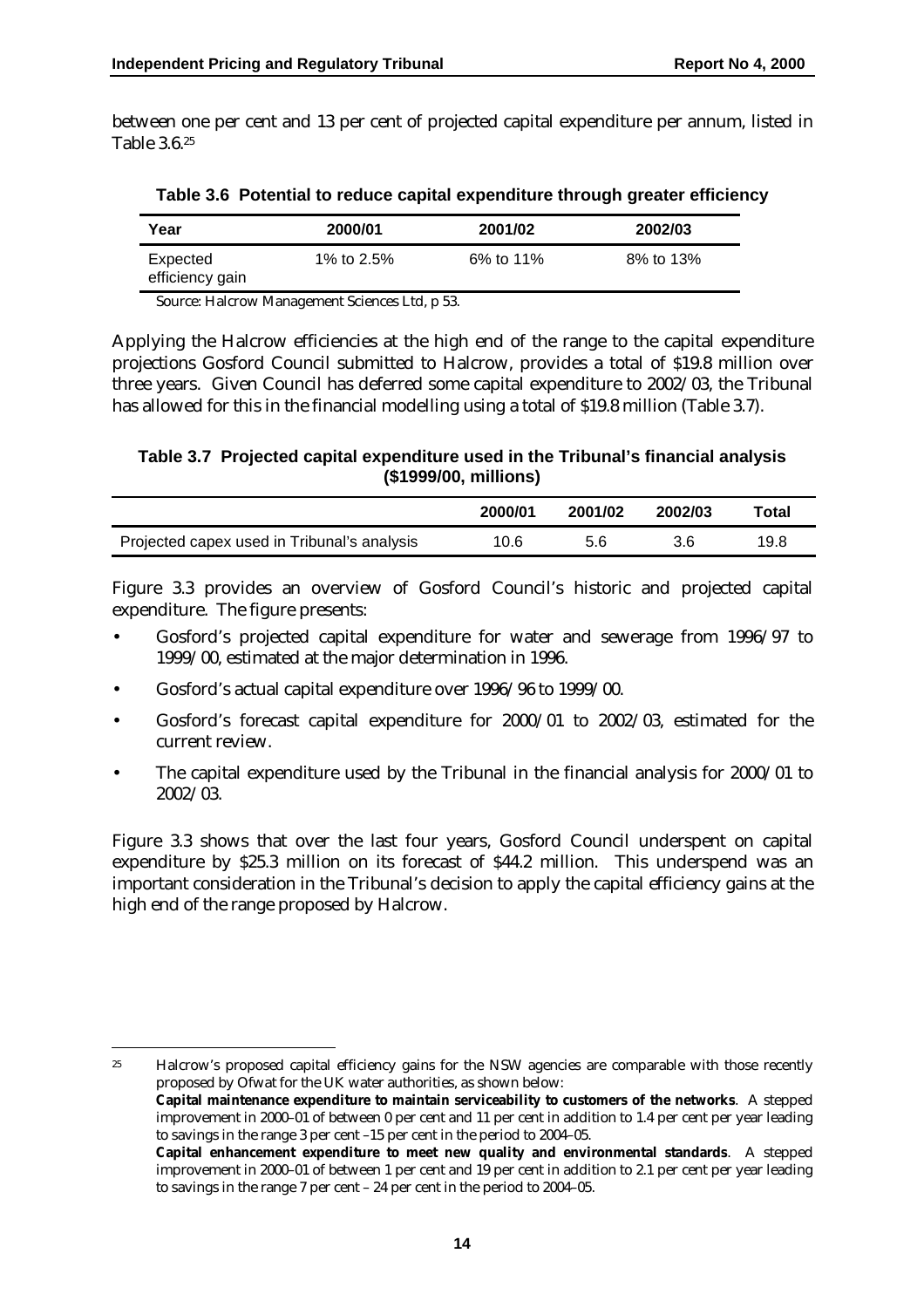between one per cent and 13 per cent of projected capital expenditure per annum, listed in Table 3.6.[25]

**Table 3.6 Potential to reduce capital expenditure through greater efficiency**

| Year | 2000/01 | 2001/02 | 2002/03 |
|---|---|---|---|
| Expected efficiency gain | 1% to 2.5% | 6% to 11% | 8% to 13% |

Source: Halcrow Management Sciences Ltd, p 53.

Applying the Halcrow efficiencies at the high end of the range to the capital expenditure projections Gosford Council submitted to Halcrow, provides a total of $19.8 million over three years. Given Council has deferred some capital expenditure to 2002/03, the Tribunal has allowed for this in the financial modelling using a total of $19.8 million (Table 3.7).

**Table 3.7 Projected capital expenditure used in the Tribunal's financial analysis ($1999/00, millions)**

| | 2000/01 | 2001/02 | 2002/03 | Total |
|---|---|---|---|---|
| Projected capex used in Tribunal's analysis | 10.6 | 5.6 | 3.6 | 19.8 |

Figure 3.3 provides an overview of Gosford Council's historic and projected capital expenditure. The figure presents:

- Gosford's projected capital expenditure for water and sewerage from 1996/97 to 1999/00, estimated at the major determination in 1996.
- Gosford's actual capital expenditure over 1996/96 to 1999/00.
- Gosford's forecast capital expenditure for 2000/01 to 2002/03, estimated for the current review.
- The capital expenditure used by the Tribunal in the financial analysis for 2000/01 to 2002/03.

Figure 3.3 shows that over the last four years, Gosford Council underspent on capital expenditure by $25.3 million on its forecast of $44.2 million. This underspend was an important consideration in the Tribunal's decision to apply the capital efficiency gains at the high end of the range proposed by Halcrow.

---

[25] Halcrow's proposed capital efficiency gains for the NSW agencies are comparable with those recently proposed by Ofwat for the UK water authorities, as shown below:
**Capital maintenance expenditure to maintain serviceability to customers of the networks**. A stepped improvement in 2000–01 of between 0 per cent and 11 per cent in addition to 1.4 per cent per year leading to savings in the range 3 per cent –15 per cent in the period to 2004–05.
**Capital enhancement expenditure to meet new quality and environmental standards**. A stepped improvement in 2000–01 of between 1 per cent and 19 per cent in addition to 2.1 per cent per year leading to savings in the range 7 per cent – 24 per cent in the period to 2004–05.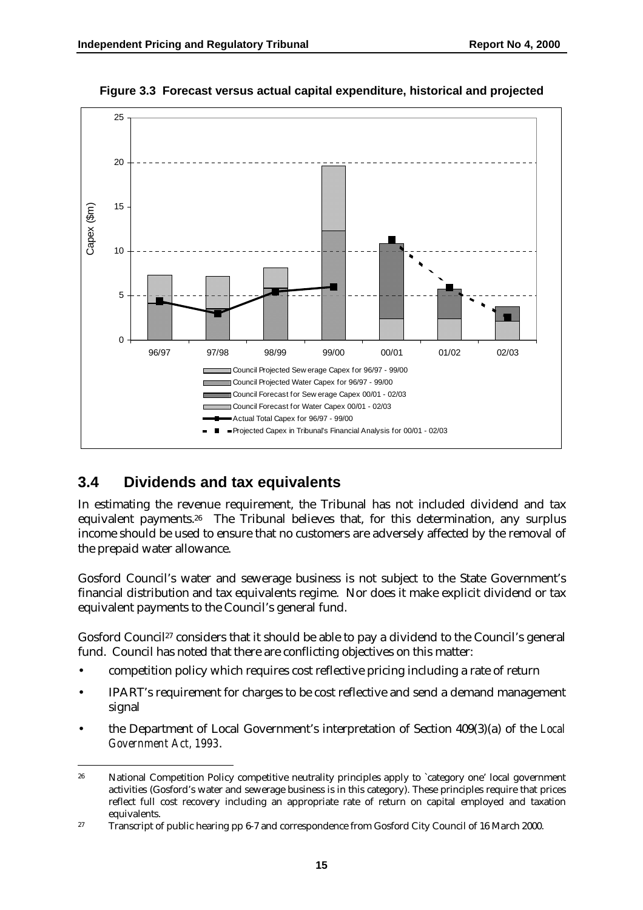**Figure 3.3 Forecast versus actual capital expenditure, historical and projected**

## 3.4 Dividends and tax equivalents

In estimating the revenue requirement, the Tribunal has not included dividend and tax equivalent payments.[26] The Tribunal believes that, for this determination, any surplus income should be used to ensure that no customers are adversely affected by the removal of the prepaid water allowance.

Gosford Council's water and sewerage business is not subject to the State Government's financial distribution and tax equivalents regime. Nor does it make explicit dividend or tax equivalent payments to the Council's general fund.

Gosford Council[27] considers that it should be able to pay a dividend to the Council's general fund. Council has noted that there are conflicting objectives on this matter:

- competition policy which requires cost reflective pricing including a rate of return
- IPART's requirement for charges to be cost reflective and send a demand management signal
- the Department of Local Government's interpretation of Section 409(3)(a) of the *Local Government Act, 1993*.

---

[26] National Competition Policy competitive neutrality principles apply to `category one' local government activities (Gosford's water and sewerage business is in this category). These principles require that prices reflect full cost recovery including an appropriate rate of return on capital employed and taxation equivalents.

[27] Transcript of public hearing pp 6-7 and correspondence from Gosford City Council of 16 March 2000.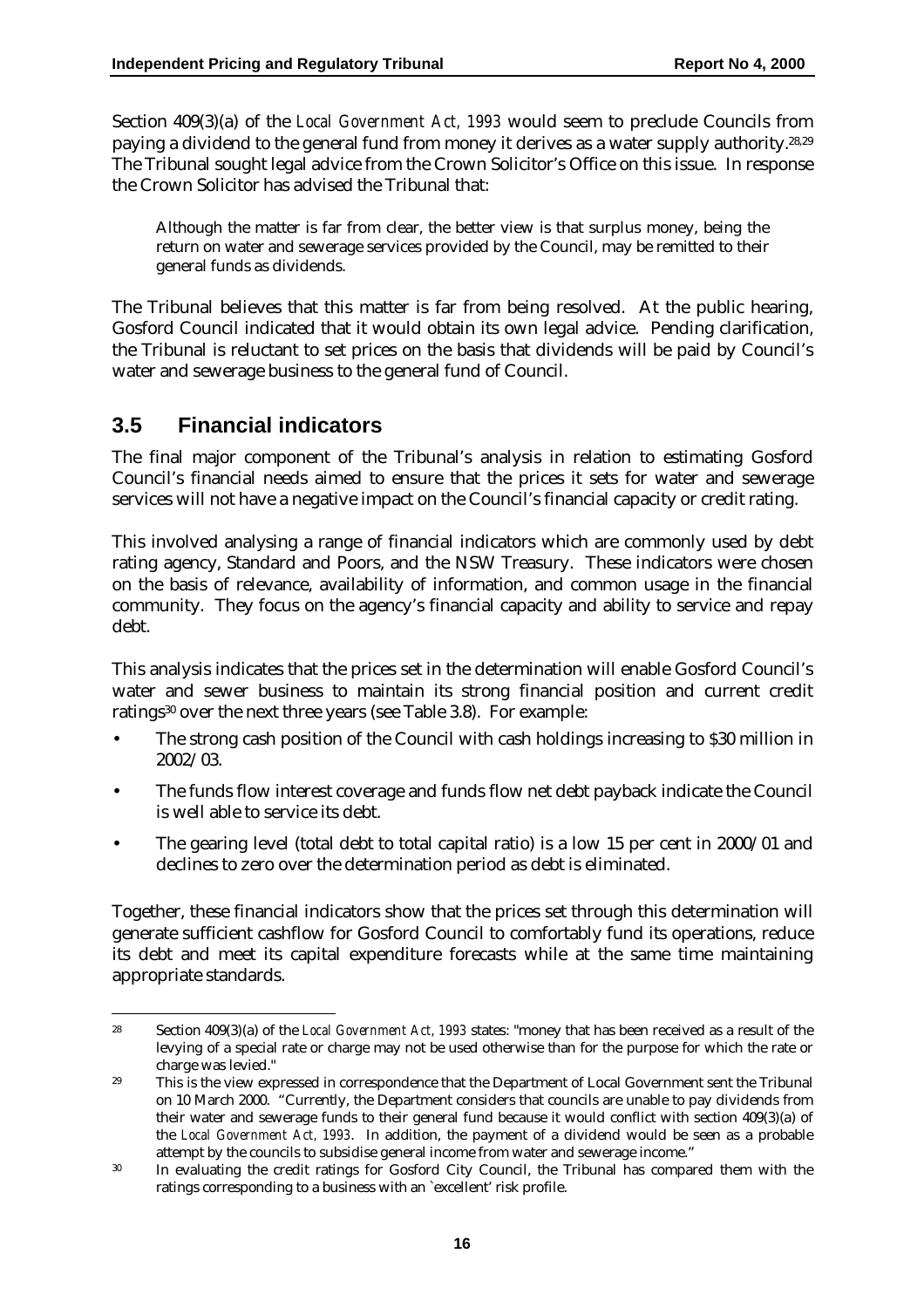Section 409(3)(a) of the *Local Government Act, 1993* would seem to preclude Councils from paying a dividend to the general fund from money it derives as a water supply authority.[28,29] The Tribunal sought legal advice from the Crown Solicitor's Office on this issue. In response the Crown Solicitor has advised the Tribunal that:

> Although the matter is far from clear, the better view is that surplus money, being the return on water and sewerage services provided by the Council, may be remitted to their general funds as dividends.

The Tribunal believes that this matter is far from being resolved. At the public hearing, Gosford Council indicated that it would obtain its own legal advice. Pending clarification, the Tribunal is reluctant to set prices on the basis that dividends will be paid by Council's water and sewerage business to the general fund of Council.

## 3.5 Financial indicators

The final major component of the Tribunal's analysis in relation to estimating Gosford Council's financial needs aimed to ensure that the prices it sets for water and sewerage services will not have a negative impact on the Council's financial capacity or credit rating.

This involved analysing a range of financial indicators which are commonly used by debt rating agency, Standard and Poors, and the NSW Treasury. These indicators were chosen on the basis of relevance, availability of information, and common usage in the financial community. They focus on the agency's financial capacity and ability to service and repay debt.

This analysis indicates that the prices set in the determination will enable Gosford Council's water and sewer business to maintain its strong financial position and current credit ratings[30] over the next three years (see Table 3.8). For example:

- The strong cash position of the Council with cash holdings increasing to $30 million in 2002/03.
- The funds flow interest coverage and funds flow net debt payback indicate the Council is well able to service its debt.
- The gearing level (total debt to total capital ratio) is a low 15 per cent in 2000/01 and declines to zero over the determination period as debt is eliminated.

Together, these financial indicators show that the prices set through this determination will generate sufficient cashflow for Gosford Council to comfortably fund its operations, reduce its debt and meet its capital expenditure forecasts while at the same time maintaining appropriate standards.

---

[28] Section 409(3)(a) of the *Local Government Act, 1993* states: "money that has been received as a result of the levying of a special rate or charge may not be used otherwise than for the purpose for which the rate or charge was levied."

[29] This is the view expressed in correspondence that the Department of Local Government sent the Tribunal on 10 March 2000. "Currently, the Department considers that councils are unable to pay dividends from their water and sewerage funds to their general fund because it would conflict with section 409(3)(a) of the *Local Government Act, 1993*. In addition, the payment of a dividend would be seen as a probable attempt by the councils to subsidise general income from water and sewerage income."

[30] In evaluating the credit ratings for Gosford City Council, the Tribunal has compared them with the ratings corresponding to a business with an `excellent' risk profile.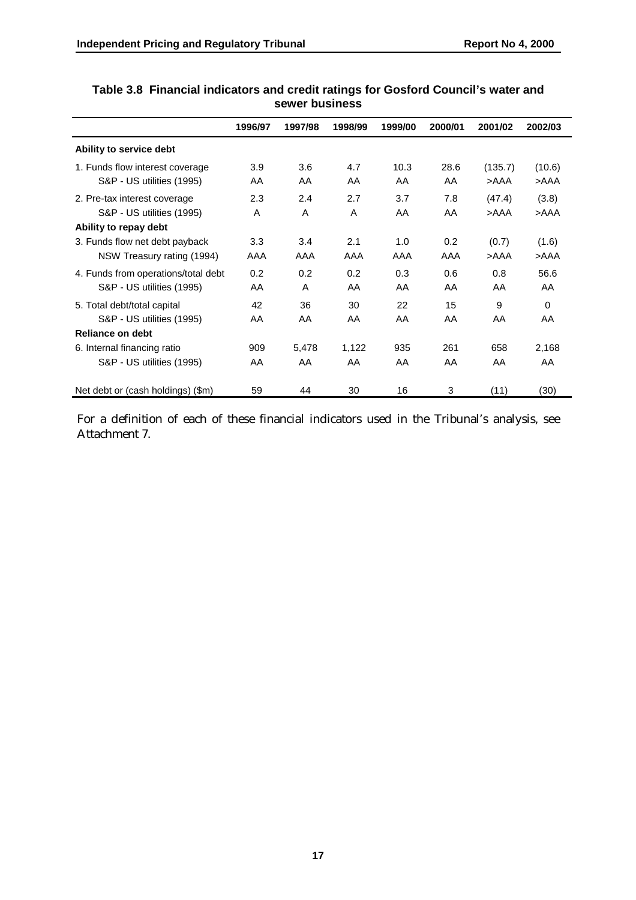**Table 3.8 Financial indicators and credit ratings for Gosford Council's water and sewer business**

| | 1996/97 | 1997/98 | 1998/99 | 1999/00 | 2000/01 | 2001/02 | 2002/03 |
|---|---|---|---|---|---|---|---|
| **Ability to service debt** | | | | | | | |
| 1. Funds flow interest coverage | 3.9 | 3.6 | 4.7 | 10.3 | 28.6 | (135.7) | (10.6) |
| S&P - US utilities (1995) | AA | AA | AA | AA | AA | >AAA | >AAA |
| 2. Pre-tax interest coverage | 2.3 | 2.4 | 2.7 | 3.7 | 7.8 | (47.4) | (3.8) |
| S&P - US utilities (1995) | A | A | A | AA | AA | >AAA | >AAA |
| **Ability to repay debt** | | | | | | | |
| 3. Funds flow net debt payback | 3.3 | 3.4 | 2.1 | 1.0 | 0.2 | (0.7) | (1.6) |
| NSW Treasury rating (1994) | AAA | AAA | AAA | AAA | AAA | >AAA | >AAA |
| 4. Funds from operations/total debt | 0.2 | 0.2 | 0.2 | 0.3 | 0.6 | 0.8 | 56.6 |
| S&P - US utilities (1995) | AA | A | AA | AA | AA | AA | AA |
| 5. Total debt/total capital | 42 | 36 | 30 | 22 | 15 | 9 | 0 |
| S&P - US utilities (1995) | AA | AA | AA | AA | AA | AA | AA |
| **Reliance on debt** | | | | | | | |
| 6. Internal financing ratio | 909 | 5,478 | 1,122 | 935 | 261 | 658 | 2,168 |
| S&P - US utilities (1995) | AA | AA | AA | AA | AA | AA | AA |
| Net debt or (cash holdings) ($m) | 59 | 44 | 30 | 16 | 3 | (11) | (30) |

*For a definition of each of these financial indicators used in the Tribunal's analysis, see Attachment 7.*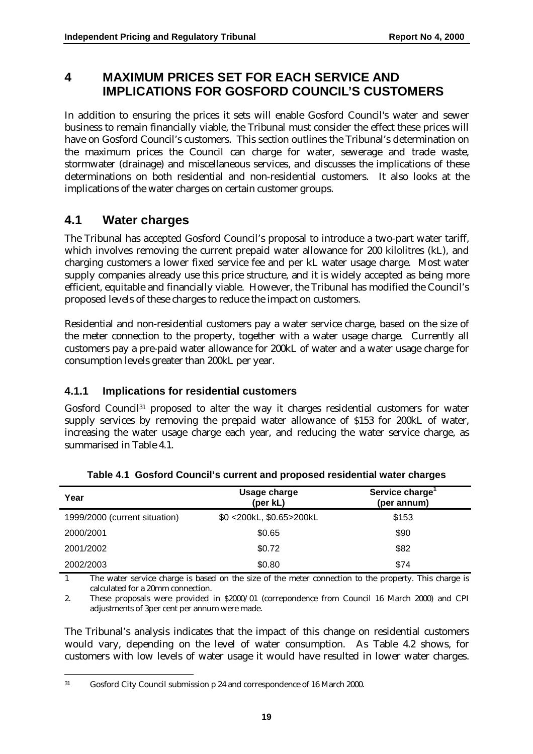# 4 MAXIMUM PRICES SET FOR EACH SERVICE AND IMPLICATIONS FOR GOSFORD COUNCIL'S CUSTOMERS

In addition to ensuring the prices it sets will enable Gosford Council's water and sewer business to remain financially viable, the Tribunal must consider the effect these prices will have on Gosford Council's customers. This section outlines the Tribunal's determination on the maximum prices the Council can charge for water, sewerage and trade waste, stormwater (drainage) and miscellaneous services, and discusses the implications of these determinations on both residential and non-residential customers. It also looks at the implications of the water charges on certain customer groups.

## 4.1 Water charges

The Tribunal has accepted Gosford Council's proposal to introduce a two-part water tariff, which involves removing the current prepaid water allowance for 200 kilolitres (kL), and charging customers a lower fixed service fee and per kL water usage charge. Most water supply companies already use this price structure, and it is widely accepted as being more efficient, equitable and financially viable. However, the Tribunal has modified the Council's proposed levels of these charges to reduce the impact on customers.

Residential and non-residential customers pay a water service charge, based on the size of the meter connection to the property, together with a water usage charge. Currently all customers pay a pre-paid water allowance for 200kL of water and a water usage charge for consumption levels greater than 200kL per year.

### 4.1.1 Implications for residential customers

Gosford Council[31] proposed to alter the way it charges residential customers for water supply services by removing the prepaid water allowance of $153 for 200kL of water, increasing the water usage charge each year, and reducing the water service charge, as summarised in Table 4.1.

**Table 4.1 Gosford Council's current and proposed residential water charges**

| Year | Usage charge (per kL) | Service charge[1] (per annum) |
|---|---|---|
| 1999/2000 (current situation) | $0 <200kL, $0.65>200kL | $153 |
| 2000/2001 | $0.65 | $90 |
| 2001/2002 | $0.72 | $82 |
| 2002/2003 | $0.80 | $74 |

1 The water service charge is based on the size of the meter connection to the property. This charge is calculated for a 20mm connection.

2. These proposals were provided in $2000/01 (correpondence from Council 16 March 2000) and CPI adjustments of 3per cent per annum were made.

The Tribunal's analysis indicates that the impact of this change on residential customers would vary, depending on the level of water consumption. As Table 4.2 shows, for customers with low levels of water usage it would have resulted in lower water charges.

---

31 Gosford City Council submission p 24 and correspondence of 16 March 2000.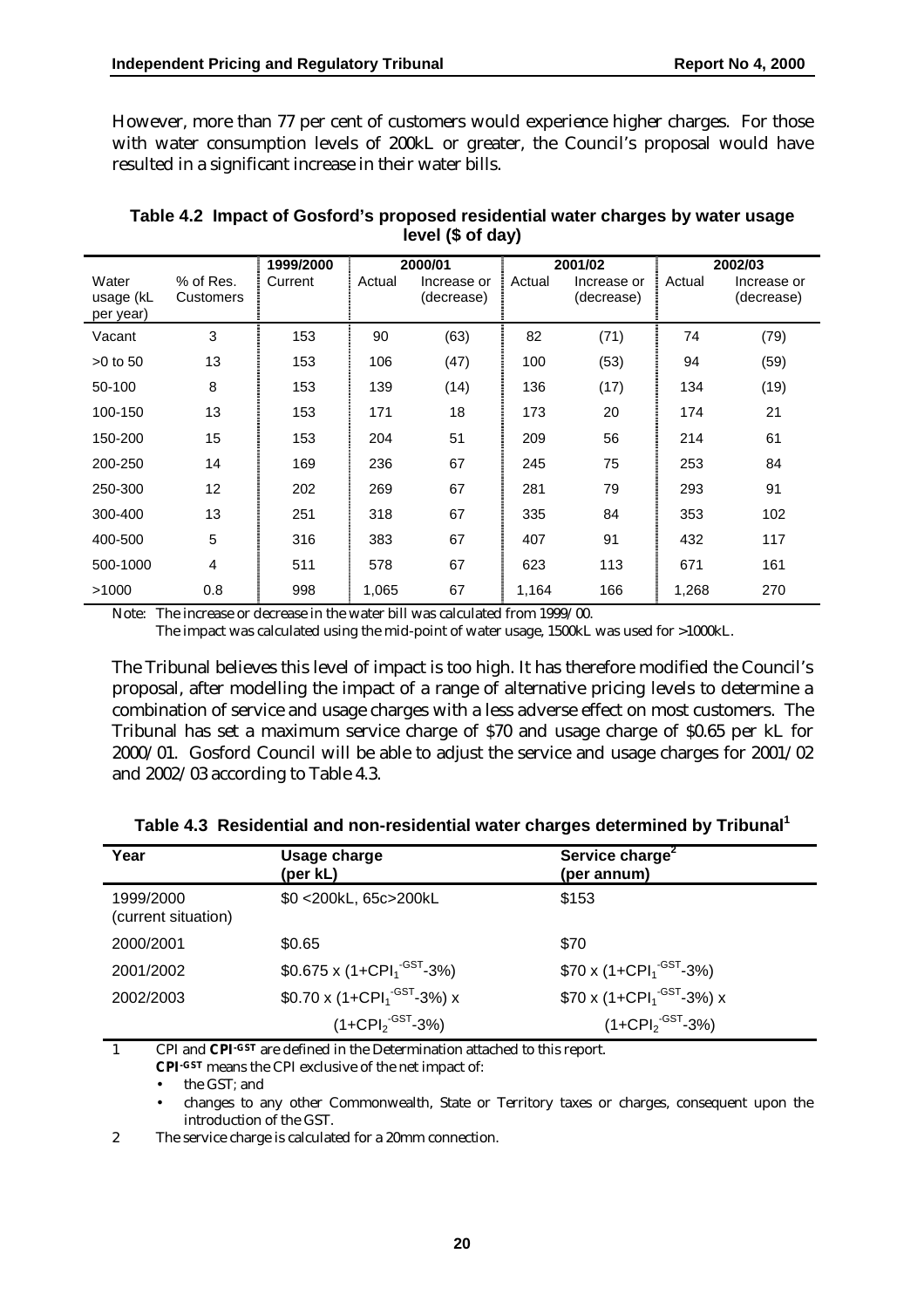However, more than 77 per cent of customers would experience higher charges. For those with water consumption levels of 200kL or greater, the Council's proposal would have resulted in a significant increase in their water bills.

**Table 4.2 Impact of Gosford's proposed residential water charges by water usage level ($ of day)**

| | | 1999/2000 | 2000/01 | | 2001/02 | | 2002/03 | |
|---|---|---|---|---|---|---|---|---|
| Water usage (kL per year) | % of Res. Customers | Current | Actual | Increase or (decrease) | Actual | Increase or (decrease) | Actual | Increase or (decrease) |
| Vacant | 3 | 153 | 90 | (63) | 82 | (71) | 74 | (79) |
| >0 to 50 | 13 | 153 | 106 | (47) | 100 | (53) | 94 | (59) |
| 50-100 | 8 | 153 | 139 | (14) | 136 | (17) | 134 | (19) |
| 100-150 | 13 | 153 | 171 | 18 | 173 | 20 | 174 | 21 |
| 150-200 | 15 | 153 | 204 | 51 | 209 | 56 | 214 | 61 |
| 200-250 | 14 | 169 | 236 | 67 | 245 | 75 | 253 | 84 |
| 250-300 | 12 | 202 | 269 | 67 | 281 | 79 | 293 | 91 |
| 300-400 | 13 | 251 | 318 | 67 | 335 | 84 | 353 | 102 |
| 400-500 | 5 | 316 | 383 | 67 | 407 | 91 | 432 | 117 |
| 500-1000 | 4 | 511 | 578 | 67 | 623 | 113 | 671 | 161 |
| >1000 | 0.8 | 998 | 1,065 | 67 | 1,164 | 166 | 1,268 | 270 |

Note: The increase or decrease in the water bill was calculated from 1999/00.
The impact was calculated using the mid-point of water usage, 1500kL was used for >1000kL.

The Tribunal believes this level of impact is too high. It has therefore modified the Council's proposal, after modelling the impact of a range of alternative pricing levels to determine a combination of service and usage charges with a less adverse effect on most customers. The Tribunal has set a maximum service charge of $70 and usage charge of $0.65 per kL for 2000/01. Gosford Council will be able to adjust the service and usage charges for 2001/02 and 2002/03 according to Table 4.3.

**Table 4.3 Residential and non-residential water charges determined by Tribunal[1]**

| Year | Usage charge (per kL) | Service charge[2] (per annum) |
|---|---|---|
| 1999/2000 (current situation) | $0 <200kL, 65c>200kL | $153 |
| 2000/2001 | $0.65 | $70 |
| 2001/2002 | $0.675 x $(1+CPI_1^{-GST}-3\%)$ | $70 x $(1+CPI_1^{-GST}-3\%)$ |
| 2002/2003 | $0.70 x $(1+CPI_1^{-GST}-3\%)$ x $(1+CPI_2^{-GST}-3\%)$ | $70 x $(1+CPI_1^{-GST}-3\%)$ x $(1+CPI_2^{-GST}-3\%)$ |

1 CPI and **CPI-GST** are defined in the Determination attached to this report.
**CPI-GST** means the CPI exclusive of the net impact of:
- the GST; and
- changes to any other Commonwealth, State or Territory taxes or charges, consequent upon the introduction of the GST.

2 The service charge is calculated for a 20mm connection.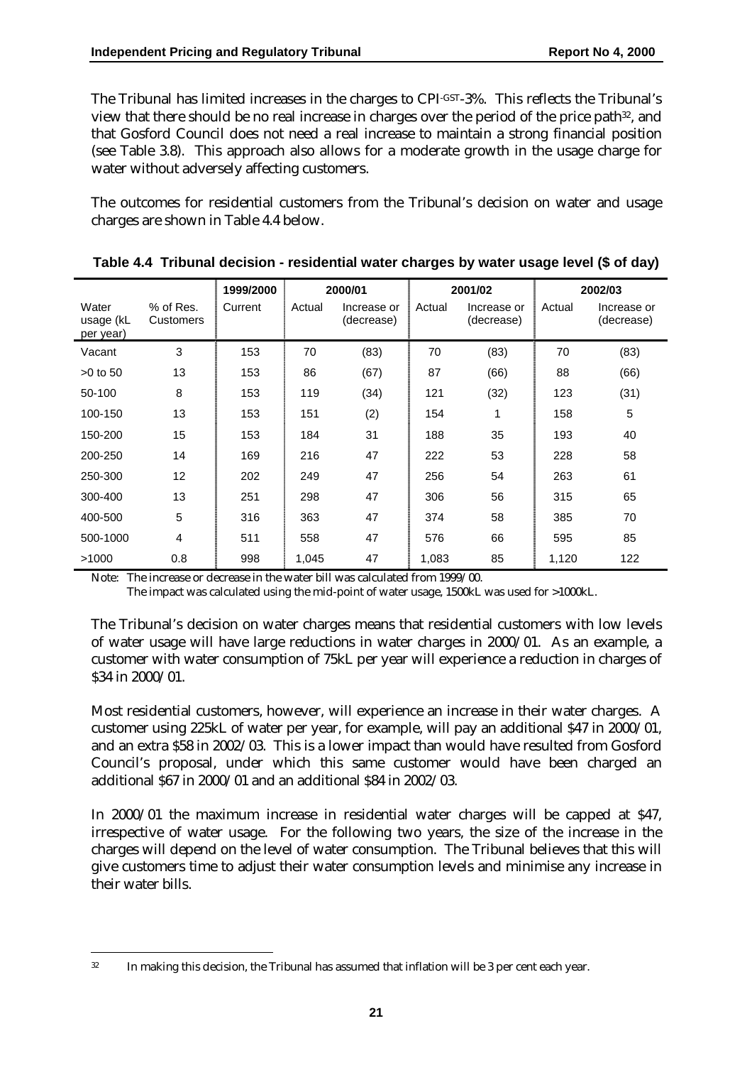The Tribunal has limited increases in the charges to CPI-GST-3%. This reflects the Tribunal's view that there should be no real increase in charges over the period of the price path[32], and that Gosford Council does not need a real increase to maintain a strong financial position (see Table 3.8). This approach also allows for a moderate growth in the usage charge for water without adversely affecting customers.

The outcomes for residential customers from the Tribunal's decision on water and usage charges are shown in Table 4.4 below.

**Table 4.4 Tribunal decision - residential water charges by water usage level ($ of day)**

| | | 1999/2000 | 2000/01 | | 2001/02 | | 2002/03 | |
|---|---|---|---|---|---|---|---|---|
| Water usage (kL per year) | % of Res. Customers | Current | Actual | Increase or (decrease) | Actual | Increase or (decrease) | Actual | Increase or (decrease) |
| Vacant | 3 | 153 | 70 | (83) | 70 | (83) | 70 | (83) |
| >0 to 50 | 13 | 153 | 86 | (67) | 87 | (66) | 88 | (66) |
| 50-100 | 8 | 153 | 119 | (34) | 121 | (32) | 123 | (31) |
| 100-150 | 13 | 153 | 151 | (2) | 154 | 1 | 158 | 5 |
| 150-200 | 15 | 153 | 184 | 31 | 188 | 35 | 193 | 40 |
| 200-250 | 14 | 169 | 216 | 47 | 222 | 53 | 228 | 58 |
| 250-300 | 12 | 202 | 249 | 47 | 256 | 54 | 263 | 61 |
| 300-400 | 13 | 251 | 298 | 47 | 306 | 56 | 315 | 65 |
| 400-500 | 5 | 316 | 363 | 47 | 374 | 58 | 385 | 70 |
| 500-1000 | 4 | 511 | 558 | 47 | 576 | 66 | 595 | 85 |
| >1000 | 0.8 | 998 | 1,045 | 47 | 1,083 | 85 | 1,120 | 122 |

Note: The increase or decrease in the water bill was calculated from 1999/00.
The impact was calculated using the mid-point of water usage, 1500kL was used for >1000kL.

The Tribunal's decision on water charges means that residential customers with low levels of water usage will have large reductions in water charges in 2000/01. As an example, a customer with water consumption of 75kL per year will experience a reduction in charges of $34 in 2000/01.

Most residential customers, however, will experience an increase in their water charges. A customer using 225kL of water per year, for example, will pay an additional $47 in 2000/01, and an extra $58 in 2002/03. This is a lower impact than would have resulted from Gosford Council's proposal, under which this same customer would have been charged an additional $67 in 2000/01 and an additional $84 in 2002/03.

In 2000/01 the maximum increase in residential water charges will be capped at $47, irrespective of water usage. For the following two years, the size of the increase in the charges will depend on the level of water consumption. The Tribunal believes that this will give customers time to adjust their water consumption levels and minimise any increase in their water bills.

[32] In making this decision, the Tribunal has assumed that inflation will be 3 per cent each year.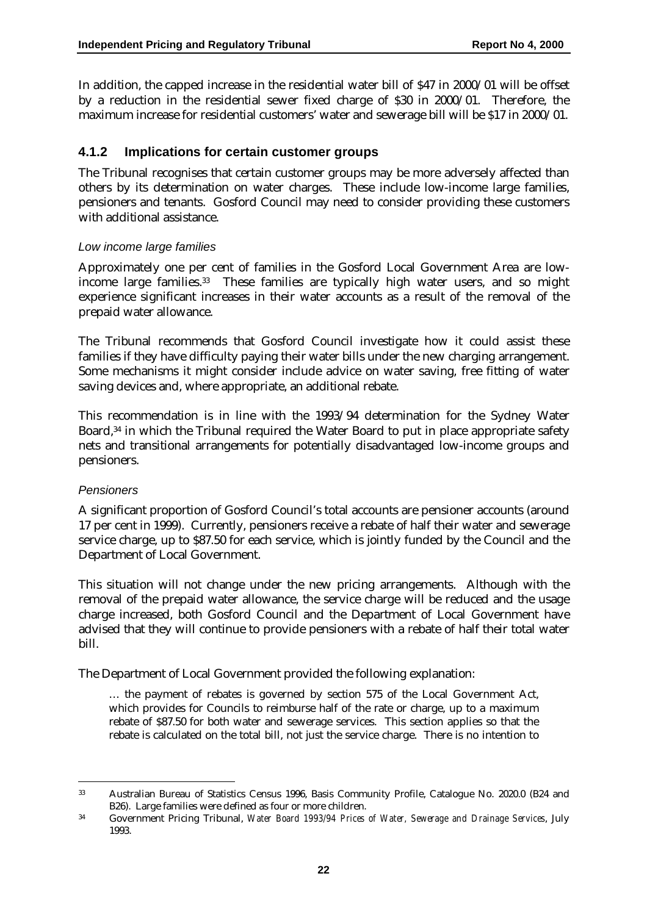In addition, the capped increase in the residential water bill of $47 in 2000/01 will be offset by a reduction in the residential sewer fixed charge of $30 in 2000/01. Therefore, the maximum increase for residential customers' water and sewerage bill will be $17 in 2000/01.

### 4.1.2 Implications for certain customer groups

The Tribunal recognises that certain customer groups may be more adversely affected than others by its determination on water charges. These include low-income large families, pensioners and tenants. Gosford Council may need to consider providing these customers with additional assistance.

*Low income large families*

Approximately one per cent of families in the Gosford Local Government Area are low-income large families.[33] These families are typically high water users, and so might experience significant increases in their water accounts as a result of the removal of the prepaid water allowance.

The Tribunal recommends that Gosford Council investigate how it could assist these families if they have difficulty paying their water bills under the new charging arrangement. Some mechanisms it might consider include advice on water saving, free fitting of water saving devices and, where appropriate, an additional rebate.

This recommendation is in line with the 1993/94 determination for the Sydney Water Board,[34] in which the Tribunal required the Water Board to put in place appropriate safety nets and transitional arrangements for potentially disadvantaged low-income groups and pensioners.

*Pensioners*

A significant proportion of Gosford Council's total accounts are pensioner accounts (around 17 per cent in 1999). Currently, pensioners receive a rebate of half their water and sewerage service charge, up to $87.50 for each service, which is jointly funded by the Council and the Department of Local Government.

This situation will not change under the new pricing arrangements. Although with the removal of the prepaid water allowance, the service charge will be reduced and the usage charge increased, both Gosford Council and the Department of Local Government have advised that they will continue to provide pensioners with a rebate of half their total water bill.

The Department of Local Government provided the following explanation:

> … the payment of rebates is governed by section 575 of the Local Government Act, which provides for Councils to reimburse half of the rate or charge, up to a maximum rebate of $87.50 for both water and sewerage services. This section applies so that the rebate is calculated on the total bill, not just the service charge. There is no intention to

---

[33] Australian Bureau of Statistics Census 1996, Basis Community Profile, Catalogue No. 2020.0 (B24 and B26). Large families were defined as four or more children.

[34] Government Pricing Tribunal, *Water Board 1993/94 Prices of Water, Sewerage and Drainage Services*, July 1993.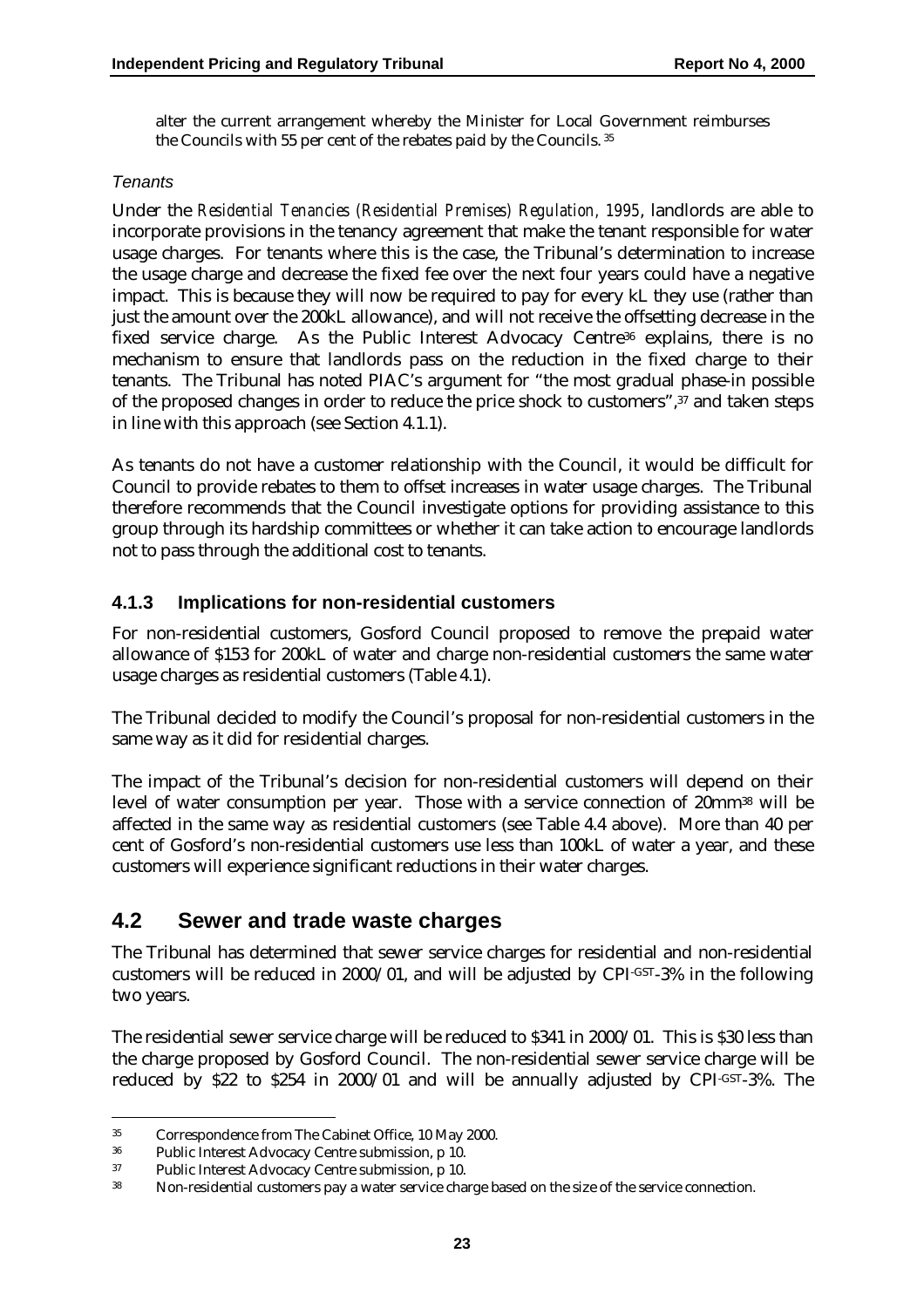alter the current arrangement whereby the Minister for Local Government reimburses the Councils with 55 per cent of the rebates paid by the Councils. [35]

*Tenants*

Under the *Residential Tenancies (Residential Premises) Regulation, 1995*, landlords are able to incorporate provisions in the tenancy agreement that make the tenant responsible for water usage charges. For tenants where this is the case, the Tribunal's determination to increase the usage charge and decrease the fixed fee over the next four years could have a negative impact. This is because they will now be required to pay for every kL they use (rather than just the amount over the 200kL allowance), and will not receive the offsetting decrease in the fixed service charge. As the Public Interest Advocacy Centre[36] explains, there is no mechanism to ensure that landlords pass on the reduction in the fixed charge to their tenants. The Tribunal has noted PIAC's argument for "the most gradual phase-in possible of the proposed changes in order to reduce the price shock to customers",[37] and taken steps in line with this approach (see Section 4.1.1).

As tenants do not have a customer relationship with the Council, it would be difficult for Council to provide rebates to them to offset increases in water usage charges. The Tribunal therefore recommends that the Council investigate options for providing assistance to this group through its hardship committees or whether it can take action to encourage landlords not to pass through the additional cost to tenants.

### 4.1.3 Implications for non-residential customers

For non-residential customers, Gosford Council proposed to remove the prepaid water allowance of $153 for 200kL of water and charge non-residential customers the same water usage charges as residential customers (Table 4.1).

The Tribunal decided to modify the Council's proposal for non-residential customers in the same way as it did for residential charges.

The impact of the Tribunal's decision for non-residential customers will depend on their level of water consumption per year. Those with a service connection of 20mm[38] will be affected in the same way as residential customers (see Table 4.4 above). More than 40 per cent of Gosford's non-residential customers use less than 100kL of water a year, and these customers will experience significant reductions in their water charges.

## 4.2 Sewer and trade waste charges

The Tribunal has determined that sewer service charges for residential and non-residential customers will be reduced in 2000/01, and will be adjusted by CPI$^{-GST}$-3% in the following two years.

The residential sewer service charge will be reduced to $341 in 2000/01. This is $30 less than the charge proposed by Gosford Council. The non-residential sewer service charge will be reduced by $22 to $254 in 2000/01 and will be annually adjusted by CPI$^{-GST}$-3%. The

---

35 Correspondence from The Cabinet Office, 10 May 2000.

36 Public Interest Advocacy Centre submission, p 10.

37 Public Interest Advocacy Centre submission, p 10.

38 Non-residential customers pay a water service charge based on the size of the service connection.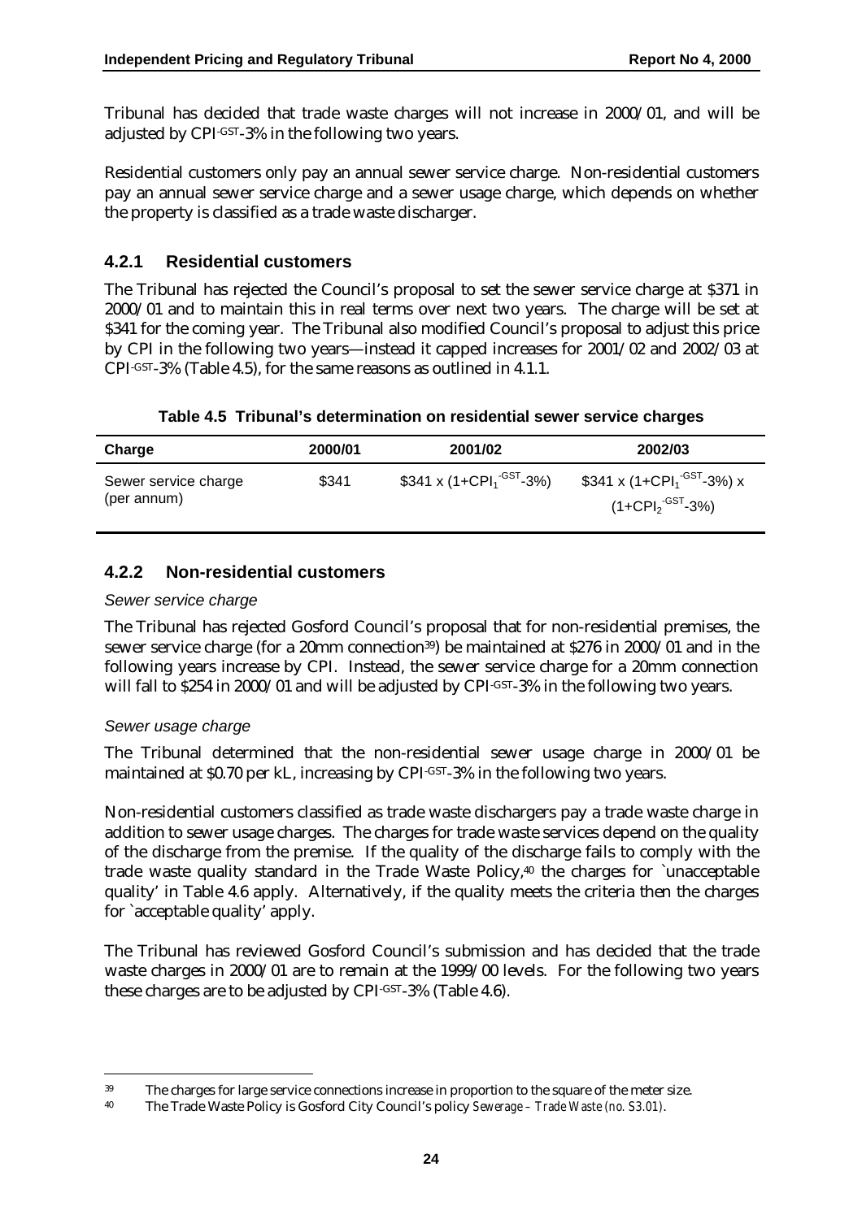Tribunal has decided that trade waste charges will not increase in 2000/01, and will be adjusted by CPI$^{-GST}$-3% in the following two years.

Residential customers only pay an annual sewer service charge. Non-residential customers pay an annual sewer service charge and a sewer usage charge, which depends on whether the property is classified as a trade waste discharger.

### 4.2.1 Residential customers

The Tribunal has rejected the Council's proposal to set the sewer service charge at $371 in 2000/01 and to maintain this in real terms over next two years. The charge will be set at $341 for the coming year. The Tribunal also modified Council's proposal to adjust this price by CPI in the following two years—instead it capped increases for 2001/02 and 2002/03 at CPI$^{-GST}$-3% (Table 4.5), for the same reasons as outlined in 4.1.1.

**Table 4.5 Tribunal's determination on residential sewer service charges**

| Charge | 2000/01 | 2001/02 | 2002/03 |
|---|---|---|---|
| Sewer service charge (per annum) | $341 | $341 x (1+CPI$_1^{-GST}$-3%) | $341 x (1+CPI$_1^{-GST}$-3%) x (1+CPI$_2^{-GST}$-3%) |

### 4.2.2 Non-residential customers

*Sewer service charge*

The Tribunal has rejected Gosford Council's proposal that for non-residential premises, the sewer service charge (for a 20mm connection[39]) be maintained at $276 in 2000/01 and in the following years increase by CPI. Instead, the sewer service charge for a 20mm connection will fall to $254 in 2000/01 and will be adjusted by CPI$^{-GST}$-3% in the following two years.

*Sewer usage charge*

The Tribunal determined that the non-residential sewer usage charge in 2000/01 be maintained at $0.70 per kL, increasing by CPI$^{-GST}$-3% in the following two years.

Non-residential customers classified as trade waste dischargers pay a trade waste charge in addition to sewer usage charges. The charges for trade waste services depend on the quality of the discharge from the premise. If the quality of the discharge fails to comply with the trade waste quality standard in the Trade Waste Policy,[40] the charges for `unacceptable quality' in Table 4.6 apply. Alternatively, if the quality meets the criteria then the charges for `acceptable quality' apply.

The Tribunal has reviewed Gosford Council's submission and has decided that the trade waste charges in 2000/01 are to remain at the 1999/00 levels. For the following two years these charges are to be adjusted by CPI$^{-GST}$-3% (Table 4.6).

---

[39] The charges for large service connections increase in proportion to the square of the meter size.

[40] The Trade Waste Policy is Gosford City Council's policy *Sewerage – Trade Waste (no. S3.01)*.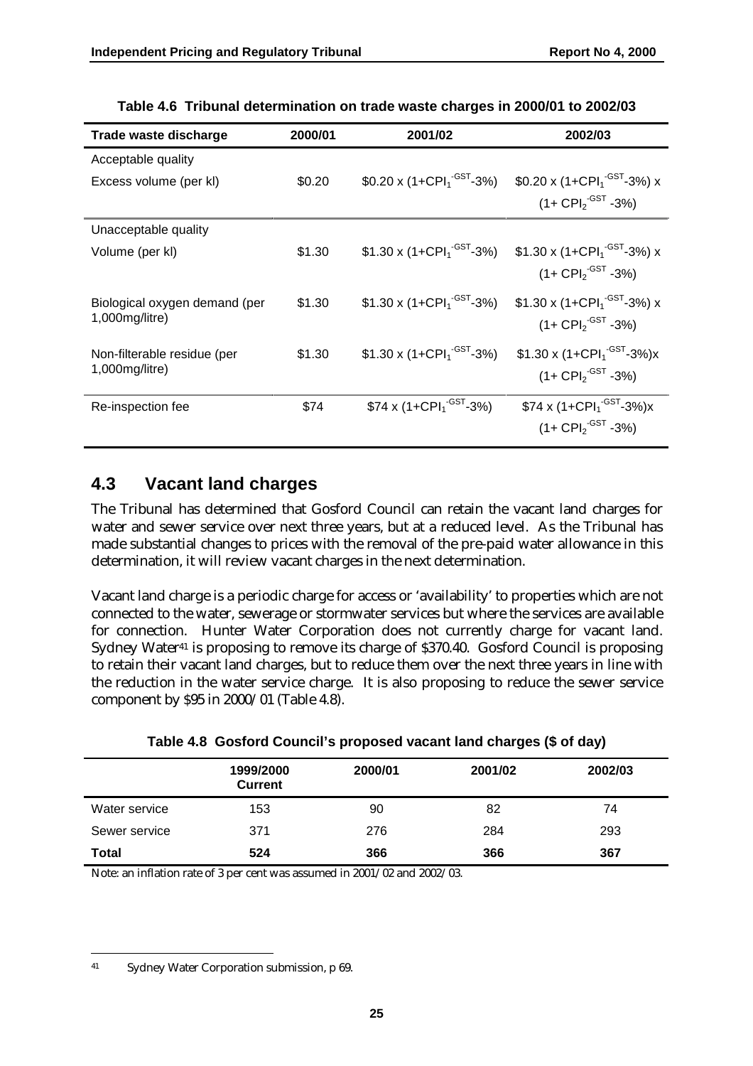**Table 4.6 Tribunal determination on trade waste charges in 2000/01 to 2002/03**

| Trade waste discharge | 2000/01 | 2001/02 | 2002/03 |
|---|---|---|---|
| Acceptable quality | | | |
| Excess volume (per kl) | \$0.20 | \$0.20 x $(1+CPI_1^{-GST}-3\%)$ | \$0.20 x $(1+CPI_1^{-GST}-3\%)$ x $(1+CPI_2^{-GST}-3\%)$ |
| Unacceptable quality | | | |
| Volume (per kl) | \$1.30 | \$1.30 x $(1+CPI_1^{-GST}-3\%)$ | \$1.30 x $(1+CPI_1^{-GST}-3\%)$ x $(1+CPI_2^{-GST}-3\%)$ |
| Biological oxygen demand (per 1,000mg/litre) | \$1.30 | \$1.30 x $(1+CPI_1^{-GST}-3\%)$ | \$1.30 x $(1+CPI_1^{-GST}-3\%)$ x $(1+CPI_2^{-GST}-3\%)$ |
| Non-filterable residue (per 1,000mg/litre) | \$1.30 | \$1.30 x $(1+CPI_1^{-GST}-3\%)$ | \$1.30 x $(1+CPI_1^{-GST}-3\%)$x $(1+CPI_2^{-GST}-3\%)$ |
| Re-inspection fee | \$74 | \$74 x $(1+CPI_1^{-GST}-3\%)$ | \$74 x $(1+CPI_1^{-GST}-3\%)$x $(1+CPI_2^{-GST}-3\%)$ |

## 4.3 Vacant land charges

The Tribunal has determined that Gosford Council can retain the vacant land charges for water and sewer service over next three years, but at a reduced level. As the Tribunal has made substantial changes to prices with the removal of the pre-paid water allowance in this determination, it will review vacant charges in the next determination.

Vacant land charge is a periodic charge for access or 'availability' to properties which are not connected to the water, sewerage or stormwater services but where the services are available for connection. Hunter Water Corporation does not currently charge for vacant land. Sydney Water[41] is proposing to remove its charge of \$370.40. Gosford Council is proposing to retain their vacant land charges, but to reduce them over the next three years in line with the reduction in the water service charge. It is also proposing to reduce the sewer service component by \$95 in 2000/01 (Table 4.8).

**Table 4.8 Gosford Council's proposed vacant land charges (\$ of day)**

| | 1999/2000 Current | 2000/01 | 2001/02 | 2002/03 |
|---|---|---|---|---|
| Water service | 153 | 90 | 82 | 74 |
| Sewer service | 371 | 276 | 284 | 293 |
| **Total** | **524** | **366** | **366** | **367** |

Note: an inflation rate of 3 per cent was assumed in 2001/02 and 2002/03.

[41] Sydney Water Corporation submission, p 69.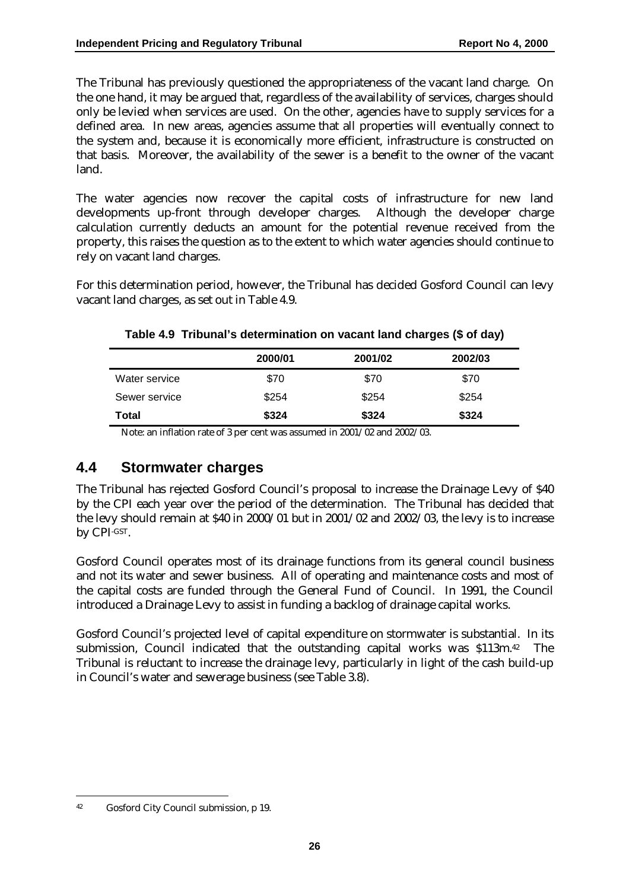The Tribunal has previously questioned the appropriateness of the vacant land charge. On the one hand, it may be argued that, regardless of the availability of services, charges should only be levied when services are used. On the other, agencies have to supply services for a defined area. In new areas, agencies assume that all properties will eventually connect to the system and, because it is economically more efficient, infrastructure is constructed on that basis. Moreover, the availability of the sewer is a benefit to the owner of the vacant land.

The water agencies now recover the capital costs of infrastructure for new land developments up-front through developer charges. Although the developer charge calculation currently deducts an amount for the potential revenue received from the property, this raises the question as to the extent to which water agencies should continue to rely on vacant land charges.

For this determination period, however, the Tribunal has decided Gosford Council can levy vacant land charges, as set out in Table 4.9.

**Table 4.9 Tribunal's determination on vacant land charges ($ of day)**

| | 2000/01 | 2001/02 | 2002/03 |
|---|---|---|---|
| Water service | $70 | $70 | $70 |
| Sewer service | $254 | $254 | $254 |
| **Total** | **$324** | **$324** | **$324** |

Note: an inflation rate of 3 per cent was assumed in 2001/02 and 2002/03.

## 4.4 Stormwater charges

The Tribunal has rejected Gosford Council's proposal to increase the Drainage Levy of $40 by the CPI each year over the period of the determination. The Tribunal has decided that the levy should remain at $40 in 2000/01 but in 2001/02 and 2002/03, the levy is to increase by $CPI^{-GST}$.

Gosford Council operates most of its drainage functions from its general council business and not its water and sewer business. All of operating and maintenance costs and most of the capital costs are funded through the General Fund of Council. In 1991, the Council introduced a Drainage Levy to assist in funding a backlog of drainage capital works.

Gosford Council's projected level of capital expenditure on stormwater is substantial. In its submission, Council indicated that the outstanding capital works was $113m.[42] The Tribunal is reluctant to increase the drainage levy, particularly in light of the cash build-up in Council's water and sewerage business (see Table 3.8).

[42] Gosford City Council submission, p 19.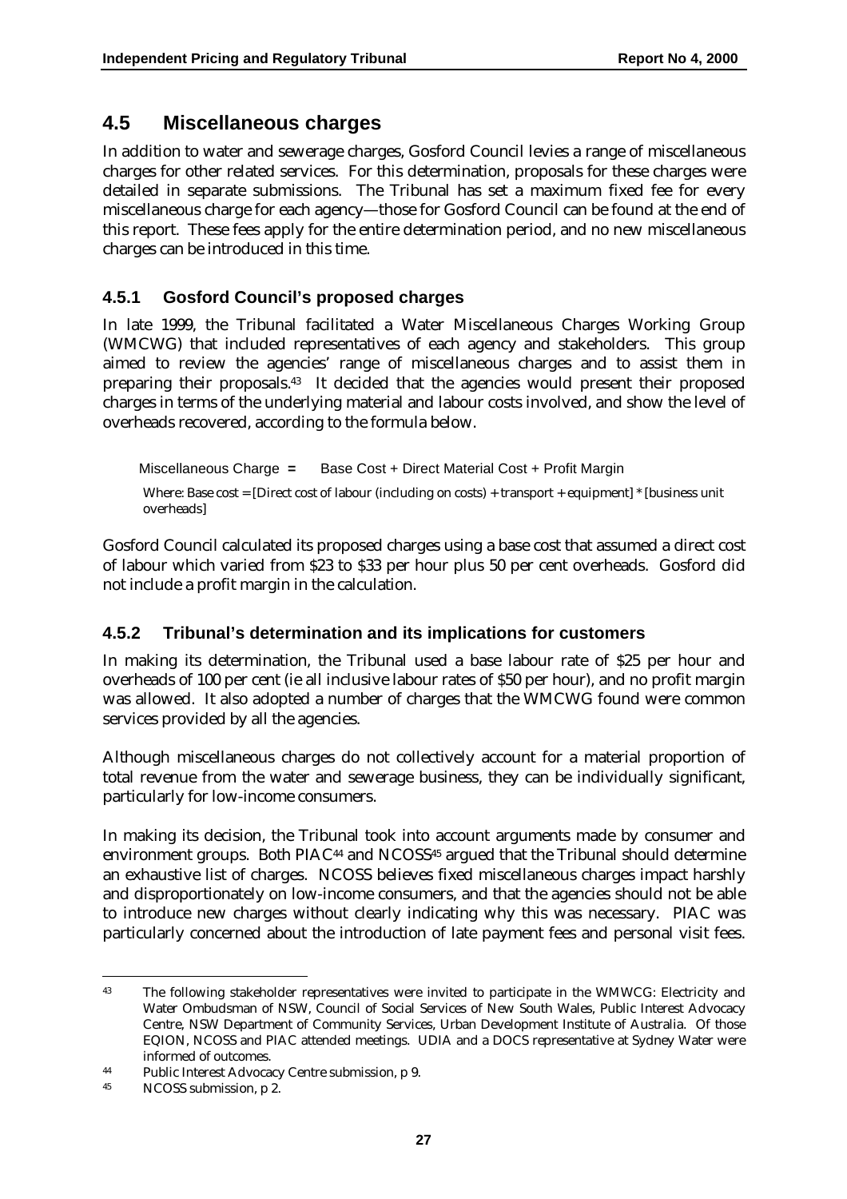## 4.5 Miscellaneous charges

In addition to water and sewerage charges, Gosford Council levies a range of miscellaneous charges for other related services. For this determination, proposals for these charges were detailed in separate submissions. The Tribunal has set a maximum fixed fee for every miscellaneous charge for each agency—those for Gosford Council can be found at the end of this report. These fees apply for the entire determination period, and no new miscellaneous charges can be introduced in this time.

### 4.5.1 Gosford Council's proposed charges

In late 1999, the Tribunal facilitated a Water Miscellaneous Charges Working Group (WMCWG) that included representatives of each agency and stakeholders. This group aimed to review the agencies' range of miscellaneous charges and to assist them in preparing their proposals.[43] It decided that the agencies would present their proposed charges in terms of the underlying material and labour costs involved, and show the level of overheads recovered, according to the formula below.

Miscellaneous Charge = Base Cost + Direct Material Cost + Profit Margin

Where: Base cost = [Direct cost of labour (including on costs) + transport + equipment] * [business unit overheads]

Gosford Council calculated its proposed charges using a base cost that assumed a direct cost of labour which varied from $23 to $33 per hour plus 50 per cent overheads. Gosford did not include a profit margin in the calculation.

### 4.5.2 Tribunal's determination and its implications for customers

In making its determination, the Tribunal used a base labour rate of $25 per hour and overheads of 100 per cent (ie all inclusive labour rates of $50 per hour), and no profit margin was allowed. It also adopted a number of charges that the WMCWG found were common services provided by all the agencies.

Although miscellaneous charges do not collectively account for a material proportion of total revenue from the water and sewerage business, they can be individually significant, particularly for low-income consumers.

In making its decision, the Tribunal took into account arguments made by consumer and environment groups. Both PIAC[44] and NCOSS[45] argued that the Tribunal should determine an exhaustive list of charges. NCOSS believes fixed miscellaneous charges impact harshly and disproportionately on low-income consumers, and that the agencies should not be able to introduce new charges without clearly indicating why this was necessary. PIAC was particularly concerned about the introduction of late payment fees and personal visit fees.

---

[43] The following stakeholder representatives were invited to participate in the WMCWG: Electricity and Water Ombudsman of NSW, Council of Social Services of New South Wales, Public Interest Advocacy Centre, NSW Department of Community Services, Urban Development Institute of Australia. Of those EQION, NCOSS and PIAC attended meetings. UDIA and a DOCS representative at Sydney Water were informed of outcomes.

[44] Public Interest Advocacy Centre submission, p 9.

[45] NCOSS submission, p 2.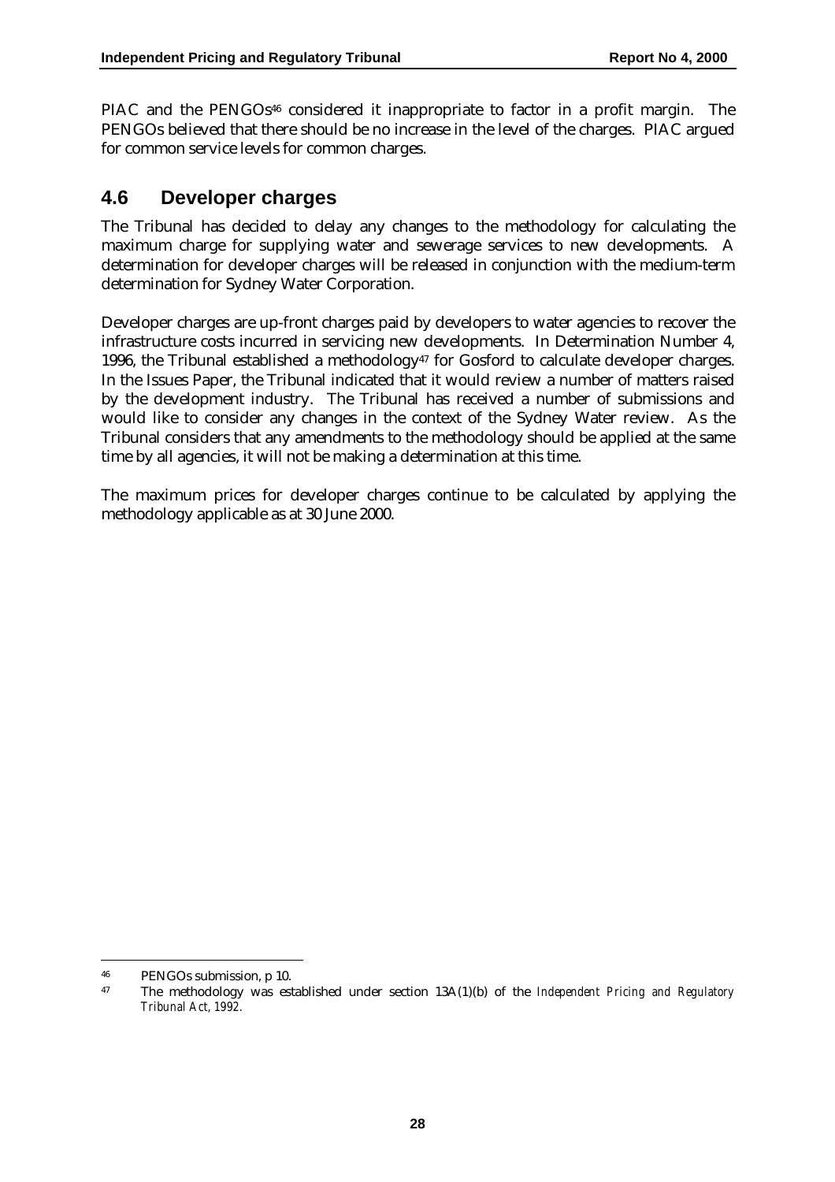PIAC and the PENGOs[46] considered it inappropriate to factor in a profit margin. The PENGOs believed that there should be no increase in the level of the charges. PIAC argued for common service levels for common charges.

## 4.6 Developer charges

The Tribunal has decided to delay any changes to the methodology for calculating the maximum charge for supplying water and sewerage services to new developments. A determination for developer charges will be released in conjunction with the medium-term determination for Sydney Water Corporation.

Developer charges are up-front charges paid by developers to water agencies to recover the infrastructure costs incurred in servicing new developments. In Determination Number 4, 1996, the Tribunal established a methodology[47] for Gosford to calculate developer charges. In the Issues Paper, the Tribunal indicated that it would review a number of matters raised by the development industry. The Tribunal has received a number of submissions and would like to consider any changes in the context of the Sydney Water review. As the Tribunal considers that any amendments to the methodology should be applied at the same time by all agencies, it will not be making a determination at this time.

The maximum prices for developer charges continue to be calculated by applying the methodology applicable as at 30 June 2000.

---

[46] PENGOs submission, p 10.

[47] The methodology was established under section 13A(1)(b) of the *Independent Pricing and Regulatory Tribunal Act, 1992.*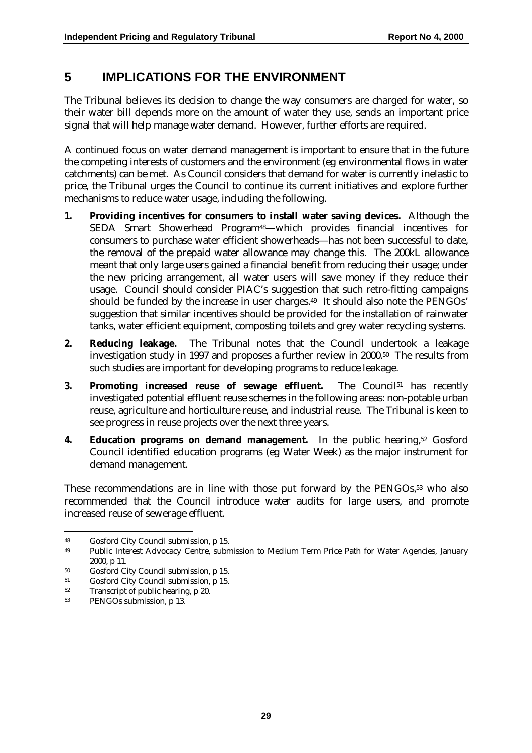# 5 IMPLICATIONS FOR THE ENVIRONMENT

The Tribunal believes its decision to change the way consumers are charged for water, so their water bill depends more on the amount of water they use, sends an important price signal that will help manage water demand. However, further efforts are required.

A continued focus on water demand management is important to ensure that in the future the competing interests of customers and the environment (eg environmental flows in water catchments) can be met. As Council considers that demand for water is currently inelastic to price, the Tribunal urges the Council to continue its current initiatives and explore further mechanisms to reduce water usage, including the following.

1. **Providing incentives for consumers to install water saving devices.** Although the SEDA Smart Showerhead Program[48]—which provides financial incentives for consumers to purchase water efficient showerheads—has not been successful to date, the removal of the prepaid water allowance may change this. The 200kL allowance meant that only large users gained a financial benefit from reducing their usage; under the new pricing arrangement, all water users will save money if they reduce their usage. Council should consider PIAC's suggestion that such retro-fitting campaigns should be funded by the increase in user charges.[49] It should also note the PENGOs' suggestion that similar incentives should be provided for the installation of rainwater tanks, water efficient equipment, composting toilets and grey water recycling systems.

2. **Reducing leakage.** The Tribunal notes that the Council undertook a leakage investigation study in 1997 and proposes a further review in 2000.[50] The results from such studies are important for developing programs to reduce leakage.

3. **Promoting increased reuse of sewage effluent.** The Council[51] has recently investigated potential effluent reuse schemes in the following areas: non-potable urban reuse, agriculture and horticulture reuse, and industrial reuse. The Tribunal is keen to see progress in reuse projects over the next three years.

4. **Education programs on demand management.** In the public hearing,[52] Gosford Council identified education programs (eg Water Week) as the major instrument for demand management.

These recommendations are in line with those put forward by the PENGOs,[53] who also recommended that the Council introduce water audits for large users, and promote increased reuse of sewerage effluent.

---

48 Gosford City Council submission, p 15.

49 Public Interest Advocacy Centre, submission to Medium Term Price Path for Water Agencies, January 2000, p 11.

50 Gosford City Council submission, p 15.

51 Gosford City Council submission, p 15.

52 Transcript of public hearing, p 20.

53 PENGOs submission, p 13.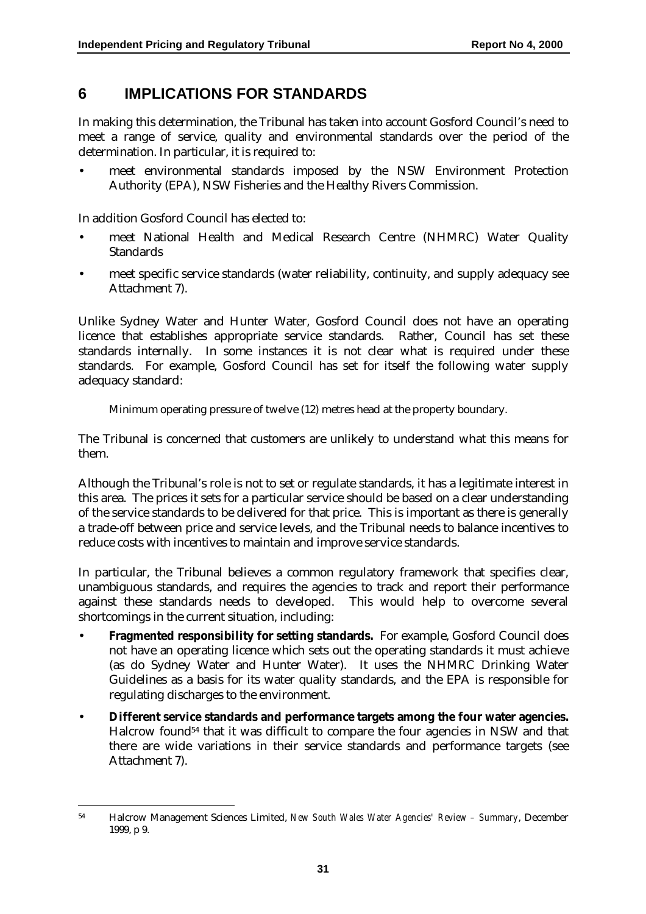# 6 IMPLICATIONS FOR STANDARDS

In making this determination, the Tribunal has taken into account Gosford Council's need to meet a range of service, quality and environmental standards over the period of the determination. In particular, it is required to:

- meet environmental standards imposed by the NSW Environment Protection Authority (EPA), NSW Fisheries and the Healthy Rivers Commission.

In addition Gosford Council has elected to:

- meet National Health and Medical Research Centre (NHMRC) Water Quality Standards
- meet specific service standards (water reliability, continuity, and supply adequacy see Attachment 7).

Unlike Sydney Water and Hunter Water, Gosford Council does not have an operating licence that establishes appropriate service standards. Rather, Council has set these standards internally. In some instances it is not clear what is required under these standards. For example, Gosford Council has set for itself the following water supply adequacy standard:

> Minimum operating pressure of twelve (12) metres head at the property boundary.

The Tribunal is concerned that customers are unlikely to understand what this means for them.

Although the Tribunal's role is not to set or regulate standards, it has a legitimate interest in this area. The prices it sets for a particular service should be based on a clear understanding of the service standards to be delivered for that price. This is important as there is generally a trade-off between price and service levels, and the Tribunal needs to balance incentives to reduce costs with incentives to maintain and improve service standards.

In particular, the Tribunal believes a common regulatory framework that specifies clear, unambiguous standards, and requires the agencies to track and report their performance against these standards needs to developed. This would help to overcome several shortcomings in the current situation, including:

- **Fragmented responsibility for setting standards.** For example, Gosford Council does not have an operating licence which sets out the operating standards it must achieve (as do Sydney Water and Hunter Water). It uses the NHMRC Drinking Water Guidelines as a basis for its water quality standards, and the EPA is responsible for regulating discharges to the environment.
- **Different service standards and performance targets among the four water agencies.** Halcrow found[54] that it was difficult to compare the four agencies in NSW and that there are wide variations in their service standards and performance targets (see Attachment 7).

---

[54] Halcrow Management Sciences Limited, *New South Wales Water Agencies' Review – Summary*, December 1999, p 9.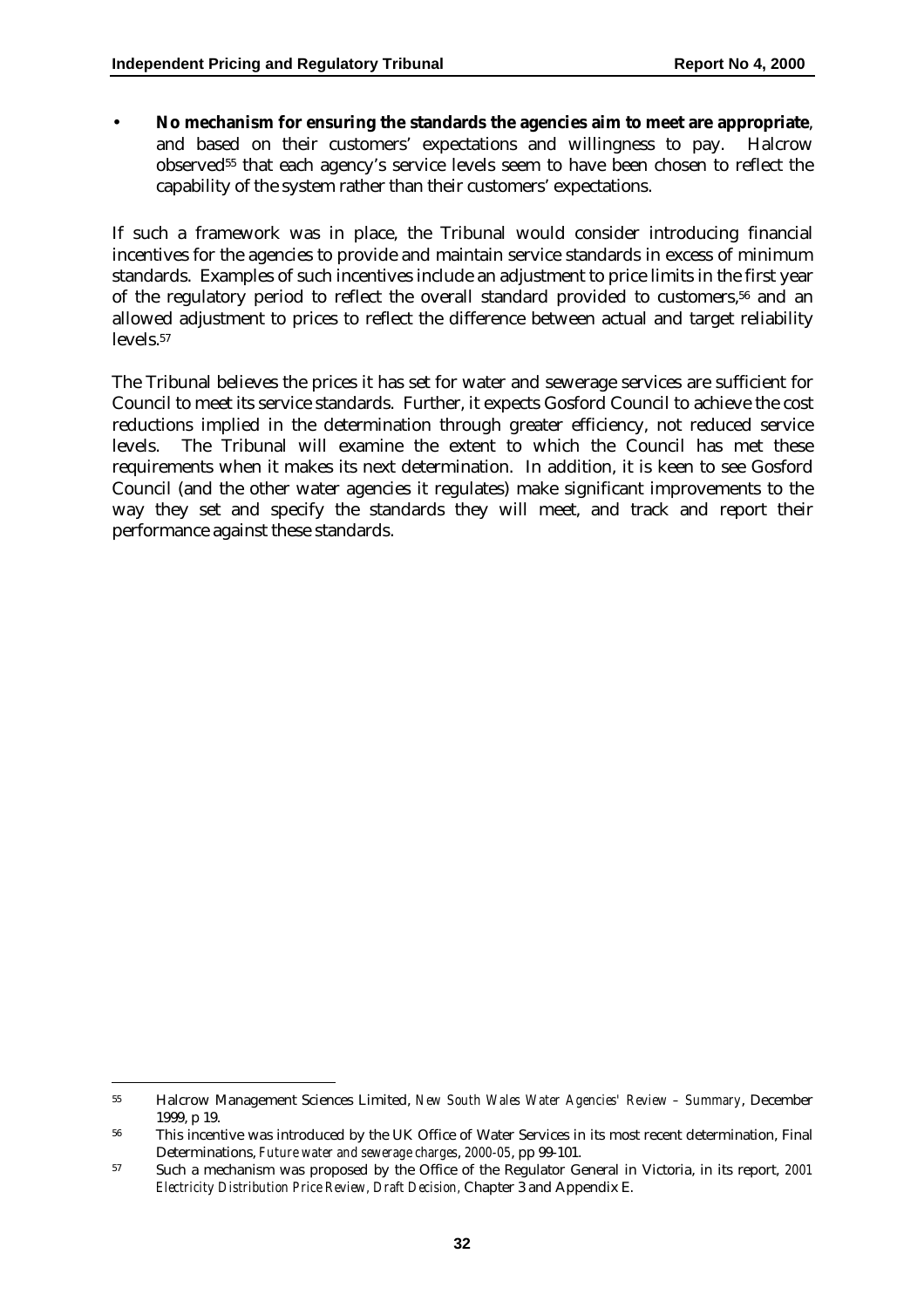- **No mechanism for ensuring the standards the agencies aim to meet are appropriate**, and based on their customers' expectations and willingness to pay. Halcrow observed[55] that each agency's service levels seem to have been chosen to reflect the capability of the system rather than their customers' expectations.

If such a framework was in place, the Tribunal would consider introducing financial incentives for the agencies to provide and maintain service standards in excess of minimum standards. Examples of such incentives include an adjustment to price limits in the first year of the regulatory period to reflect the overall standard provided to customers,[56] and an allowed adjustment to prices to reflect the difference between actual and target reliability levels.[57]

The Tribunal believes the prices it has set for water and sewerage services are sufficient for Council to meet its service standards. Further, it expects Gosford Council to achieve the cost reductions implied in the determination through greater efficiency, not reduced service levels. The Tribunal will examine the extent to which the Council has met these requirements when it makes its next determination. In addition, it is keen to see Gosford Council (and the other water agencies it regulates) make significant improvements to the way they set and specify the standards they will meet, and track and report their performance against these standards.

---

[55] Halcrow Management Sciences Limited, *New South Wales Water Agencies' Review – Summary*, December 1999, p 19.

[56] This incentive was introduced by the UK Office of Water Services in its most recent determination, Final Determinations, *Future water and sewerage charges, 2000-05*, pp 99-101.

[57] Such a mechanism was proposed by the Office of the Regulator General in Victoria, in its report, *2001 Electricity Distribution Price Review, Draft Decision,* Chapter 3 and Appendix E.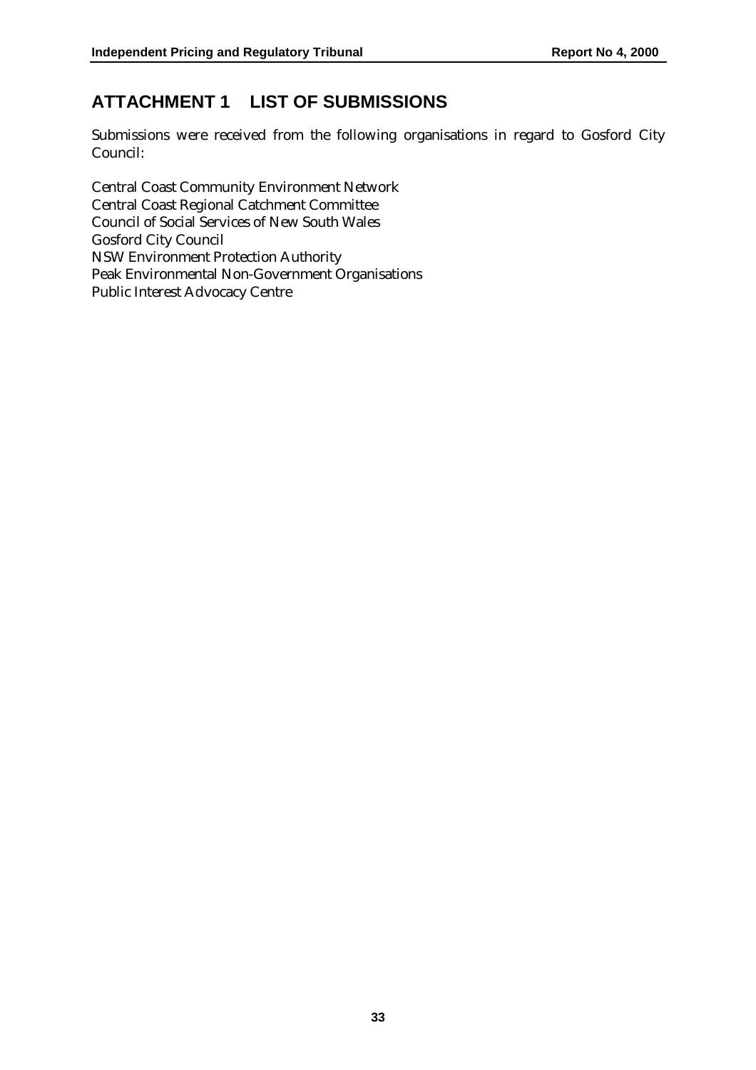## ATTACHMENT 1 LIST OF SUBMISSIONS

Submissions were received from the following organisations in regard to Gosford City Council:

Central Coast Community Environment Network
Central Coast Regional Catchment Committee
Council of Social Services of New South Wales
Gosford City Council
NSW Environment Protection Authority
Peak Environmental Non-Government Organisations
Public Interest Advocacy Centre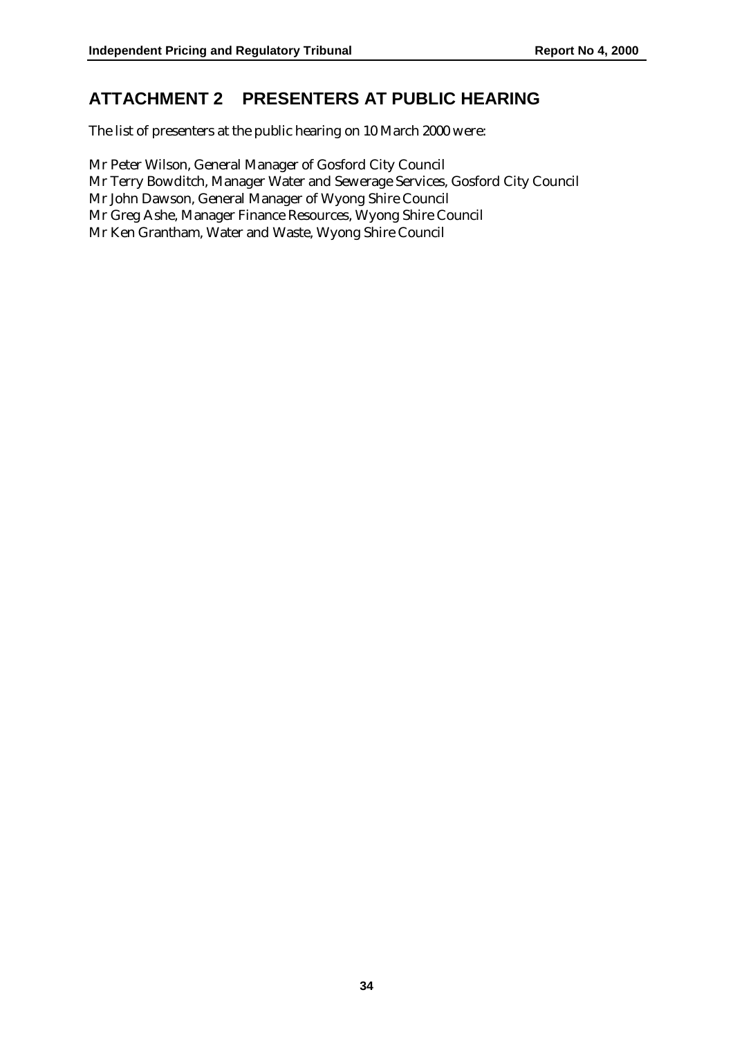# ATTACHMENT 2 PRESENTERS AT PUBLIC HEARING

The list of presenters at the public hearing on 10 March 2000 were:

Mr Peter Wilson, General Manager of Gosford City Council
Mr Terry Bowditch, Manager Water and Sewerage Services, Gosford City Council
Mr John Dawson, General Manager of Wyong Shire Council
Mr Greg Ashe, Manager Finance Resources, Wyong Shire Council
Mr Ken Grantham, Water and Waste, Wyong Shire Council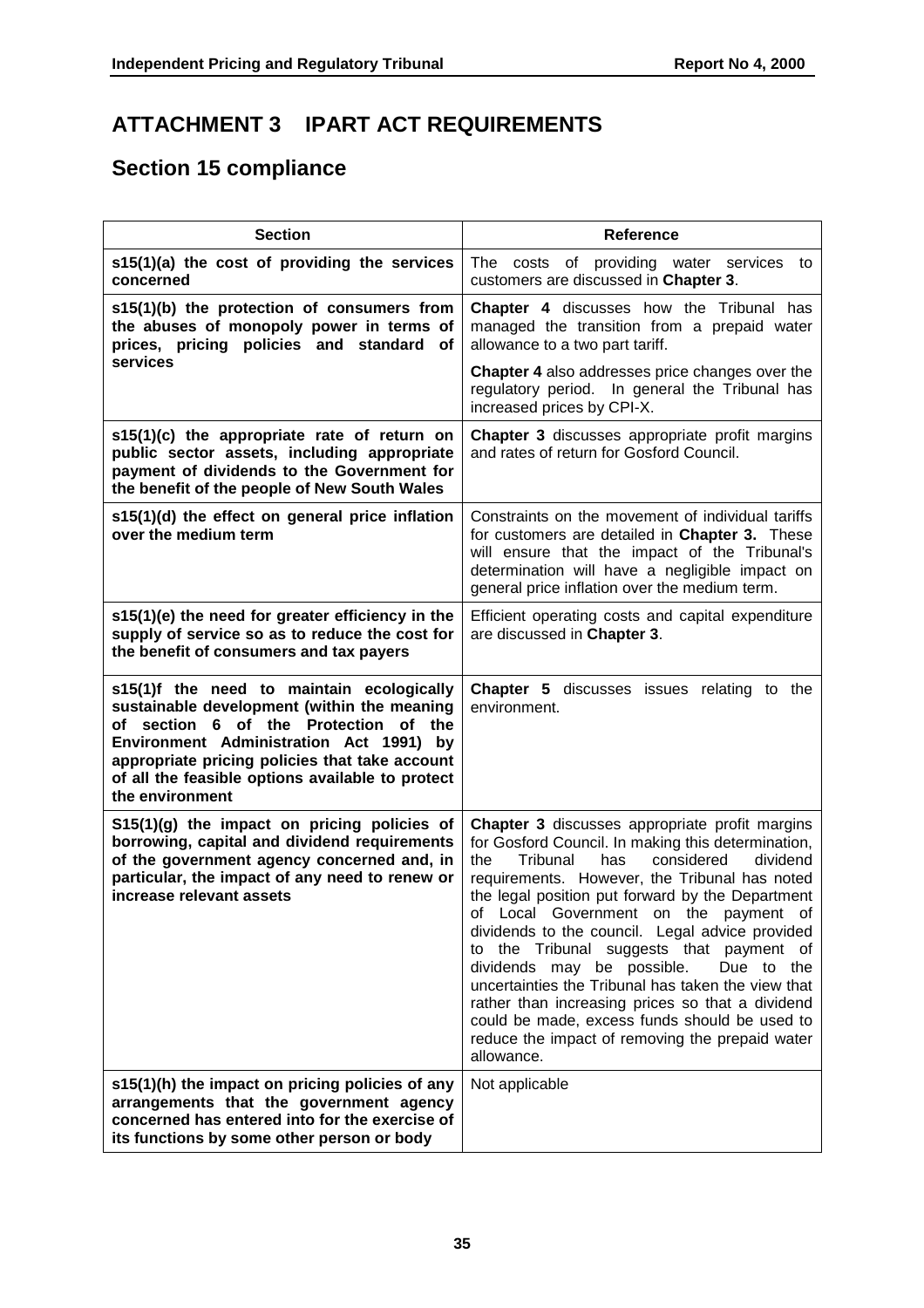# ATTACHMENT 3 IPART ACT REQUIREMENTS

## Section 15 compliance

| Section | Reference |
|---|---|
| **s15(1)(a) the cost of providing the services concerned** | The costs of providing water services to customers are discussed in **Chapter 3**. |
| **s15(1)(b) the protection of consumers from the abuses of monopoly power in terms of prices, pricing policies and standard of services** | **Chapter 4** discusses how the Tribunal has managed the transition from a prepaid water allowance to a two part tariff.<br><br>**Chapter 4** also addresses price changes over the regulatory period. In general the Tribunal has increased prices by CPI-X. |
| **s15(1)(c) the appropriate rate of return on public sector assets, including appropriate payment of dividends to the Government for the benefit of the people of New South Wales** | **Chapter 3** discusses appropriate profit margins and rates of return for Gosford Council. |
| **s15(1)(d) the effect on general price inflation over the medium term** | Constraints on the movement of individual tariffs for customers are detailed in **Chapter 3.** These will ensure that the impact of the Tribunal's determination will have a negligible impact on general price inflation over the medium term. |
| **s15(1)(e) the need for greater efficiency in the supply of service so as to reduce the cost for the benefit of consumers and tax payers** | Efficient operating costs and capital expenditure are discussed in **Chapter 3**. |
| **s15(1)f the need to maintain ecologically sustainable development (within the meaning of section 6 of the Protection of the Environment Administration Act 1991) by appropriate pricing policies that take account of all the feasible options available to protect the environment** | **Chapter 5** discusses issues relating to the environment. |
| **S15(1)(g) the impact on pricing policies of borrowing, capital and dividend requirements of the government agency concerned and, in particular, the impact of any need to renew or increase relevant assets** | **Chapter 3** discusses appropriate profit margins for Gosford Council. In making this determination, the Tribunal has considered dividend requirements. However, the Tribunal has noted the legal position put forward by the Department of Local Government on the payment of dividends to the council. Legal advice provided to the Tribunal suggests that payment of dividends may be possible. Due to the uncertainties the Tribunal has taken the view that rather than increasing prices so that a dividend could be made, excess funds should be used to reduce the impact of removing the prepaid water allowance. |
| **s15(1)(h) the impact on pricing policies of any arrangements that the government agency concerned has entered into for the exercise of its functions by some other person or body** | Not applicable |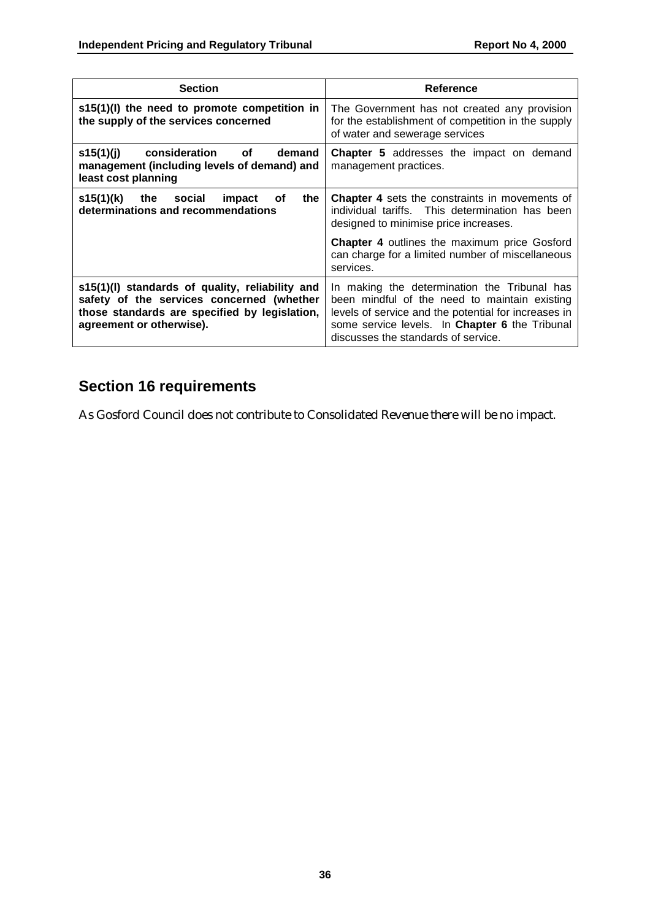| Section | Reference |
| --- | --- |
| **s15(1)(I) the need to promote competition in the supply of the services concerned** | The Government has not created any provision for the establishment of competition in the supply of water and sewerage services |
| **s15(1)(j) consideration of demand management (including levels of demand) and least cost planning** | **Chapter 5** addresses the impact on demand management practices. |
| **s15(1)(k) the social impact of the determinations and recommendations** | **Chapter 4** sets the constraints in movements of individual tariffs. This determination has been designed to minimise price increases.<br><br>**Chapter 4** outlines the maximum price Gosford can charge for a limited number of miscellaneous services. |
| **s15(1)(l) standards of quality, reliability and safety of the services concerned (whether those standards are specified by legislation, agreement or otherwise).** | In making the determination the Tribunal has been mindful of the need to maintain existing levels of service and the potential for increases in some service levels. In **Chapter 6** the Tribunal discusses the standards of service. |

## Section 16 requirements

As Gosford Council does not contribute to Consolidated Revenue there will be no impact.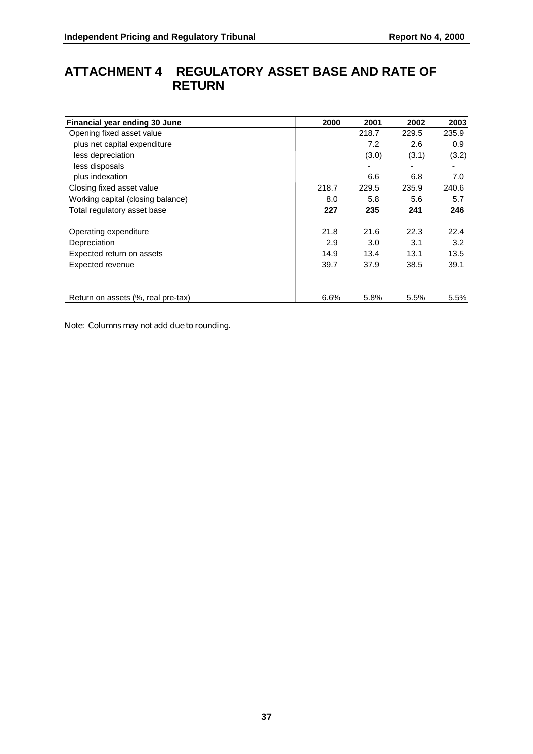# ATTACHMENT 4 REGULATORY ASSET BASE AND RATE OF RETURN

| **Financial year ending 30 June** | **2000** | **2001** | **2002** | **2003** |
|---|---|---|---|---|
| Opening fixed asset value | | 218.7 | 229.5 | 235.9 |
| plus net capital expenditure | | 7.2 | 2.6 | 0.9 |
| less depreciation | | (3.0) | (3.1) | (3.2) |
| less disposals | | - | - | - |
| plus indexation | | 6.6 | 6.8 | 7.0 |
| Closing fixed asset value | 218.7 | 229.5 | 235.9 | 240.6 |
| Working capital (closing balance) | 8.0 | 5.8 | 5.6 | 5.7 |
| Total regulatory asset base | **227** | **235** | **241** | **246** |
| | | | | |
| Operating expenditure | 21.8 | 21.6 | 22.3 | 22.4 |
| Depreciation | 2.9 | 3.0 | 3.1 | 3.2 |
| Expected return on assets | 14.9 | 13.4 | 13.1 | 13.5 |
| Expected revenue | 39.7 | 37.9 | 38.5 | 39.1 |
| | | | | |
| Return on assets (%, real pre-tax) | 6.6% | 5.8% | 5.5% | 5.5% |

Note: Columns may not add due to rounding.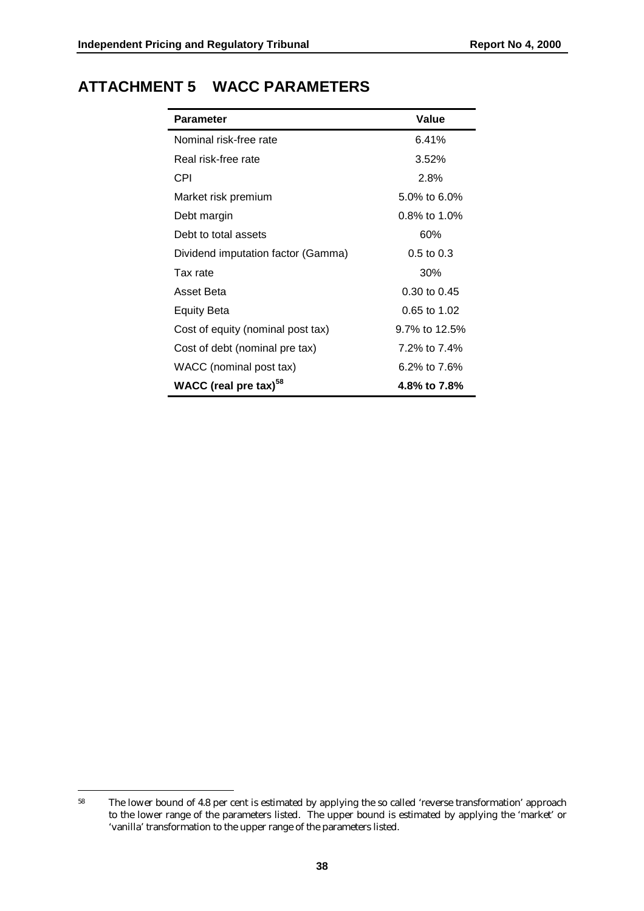# ATTACHMENT 5 WACC PARAMETERS

| Parameter | Value |
|---|---|
| Nominal risk-free rate | 6.41% |
| Real risk-free rate | 3.52% |
| CPI | 2.8% |
| Market risk premium | 5.0% to 6.0% |
| Debt margin | 0.8% to 1.0% |
| Debt to total assets | 60% |
| Dividend imputation factor (Gamma) | 0.5 to 0.3 |
| Tax rate | 30% |
| Asset Beta | 0.30 to 0.45 |
| Equity Beta | 0.65 to 1.02 |
| Cost of equity (nominal post tax) | 9.7% to 12.5% |
| Cost of debt (nominal pre tax) | 7.2% to 7.4% |
| WACC (nominal post tax) | 6.2% to 7.6% |
| **WACC (real pre tax)[58]** | **4.8% to 7.8%** |

[58] The lower bound of 4.8 per cent is estimated by applying the so called 'reverse transformation' approach to the lower range of the parameters listed. The upper bound is estimated by applying the 'market' or 'vanilla' transformation to the upper range of the parameters listed.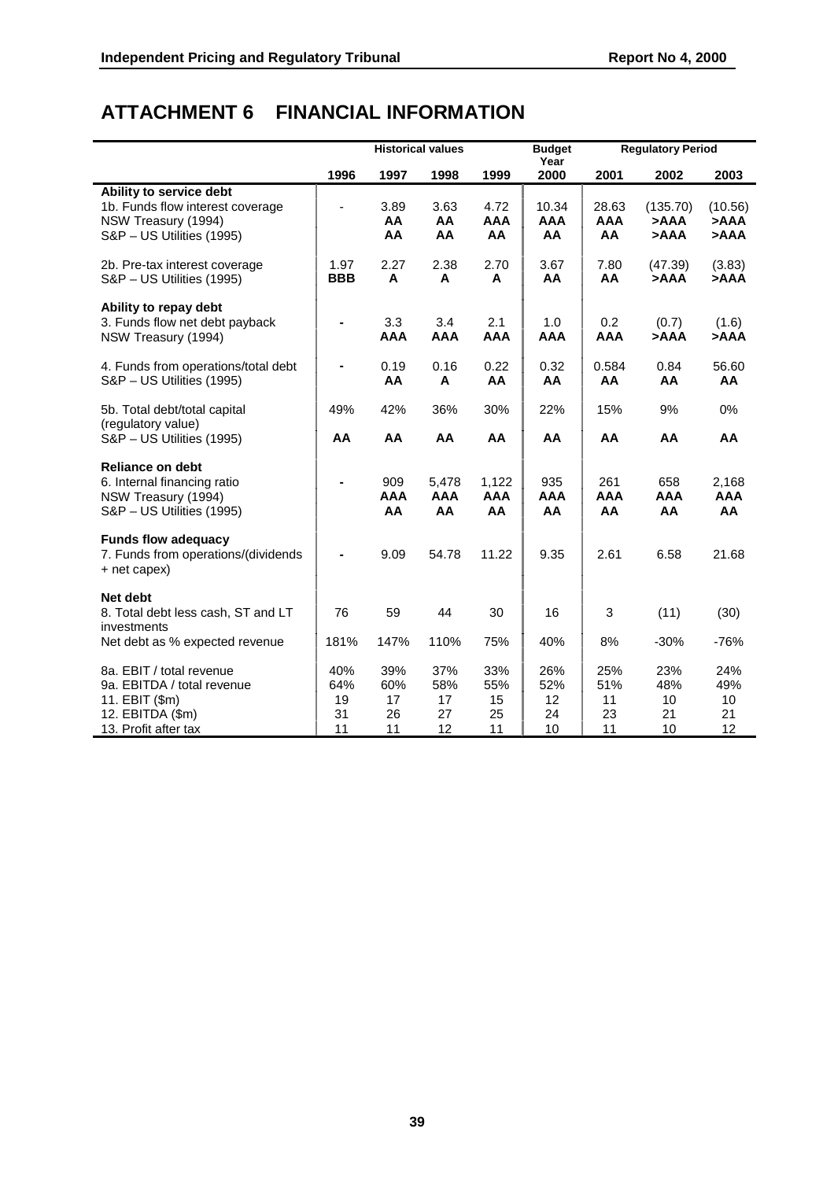# ATTACHMENT 6 FINANCIAL INFORMATION

| | Historical values | | | | Budget Year | Regulatory Period | | |
|---|---|---|---|---|---|---|---|---|
| | 1996 | 1997 | 1998 | 1999 | 2000 | 2001 | 2002 | 2003 |
| **Ability to service debt** | | | | | | | | |
| 1b. Funds flow interest coverage | - | 3.89 | 3.63 | 4.72 | 10.34 | 28.63 | (135.70) | (10.56) |
| NSW Treasury (1994) | | **AA** | **AA** | **AAA** | **AAA** | **AAA** | **>AAA** | **>AAA** |
| S&P – US Utilities (1995) | | **AA** | **AA** | **AA** | **AA** | **AA** | **>AAA** | **>AAA** |
| 2b. Pre-tax interest coverage | 1.97 | 2.27 | 2.38 | 2.70 | 3.67 | 7.80 | (47.39) | (3.83) |
| S&P – US Utilities (1995) | **BBB** | **A** | **A** | **A** | **AA** | **AA** | **>AAA** | **>AAA** |
| **Ability to repay debt** | | | | | | | | |
| 3. Funds flow net debt payback | - | 3.3 | 3.4 | 2.1 | 1.0 | 0.2 | (0.7) | (1.6) |
| NSW Treasury (1994) | | **AAA** | **AAA** | **AAA** | **AAA** | **AAA** | **>AAA** | **>AAA** |
| 4. Funds from operations/total debt | - | 0.19 | 0.16 | 0.22 | 0.32 | 0.584 | 0.84 | 56.60 |
| S&P – US Utilities (1995) | | **AA** | **A** | **AA** | **AA** | **AA** | **AA** | **AA** |
| 5b. Total debt/total capital (regulatory value) | 49% | 42% | 36% | 30% | 22% | 15% | 9% | 0% |
| S&P – US Utilities (1995) | **AA** | **AA** | **AA** | **AA** | **AA** | **AA** | **AA** | **AA** |
| **Reliance on debt** | | | | | | | | |
| 6. Internal financing ratio | - | 909 | 5,478 | 1,122 | 935 | 261 | 658 | 2,168 |
| NSW Treasury (1994) | | **AAA** | **AAA** | **AAA** | **AAA** | **AAA** | **AAA** | **AAA** |
| S&P – US Utilities (1995) | | **AA** | **AA** | **AA** | **AA** | **AA** | **AA** | **AA** |
| **Funds flow adequacy** | | | | | | | | |
| 7. Funds from operations/(dividends + net capex) | - | 9.09 | 54.78 | 11.22 | 9.35 | 2.61 | 6.58 | 21.68 |
| **Net debt** | | | | | | | | |
| 8. Total debt less cash, ST and LT investments | 76 | 59 | 44 | 30 | 16 | 3 | (11) | (30) |
| Net debt as % expected revenue | 181% | 147% | 110% | 75% | 40% | 8% | -30% | -76% |
| 8a. EBIT / total revenue | 40% | 39% | 37% | 33% | 26% | 25% | 23% | 24% |
| 9a. EBITDA / total revenue | 64% | 60% | 58% | 55% | 52% | 51% | 48% | 49% |
| 11. EBIT ($m) | 19 | 17 | 17 | 15 | 12 | 11 | 10 | 10 |
| 12. EBITDA ($m) | 31 | 26 | 27 | 25 | 24 | 23 | 21 | 21 |
| 13. Profit after tax | 11 | 11 | 12 | 11 | 10 | 11 | 10 | 12 |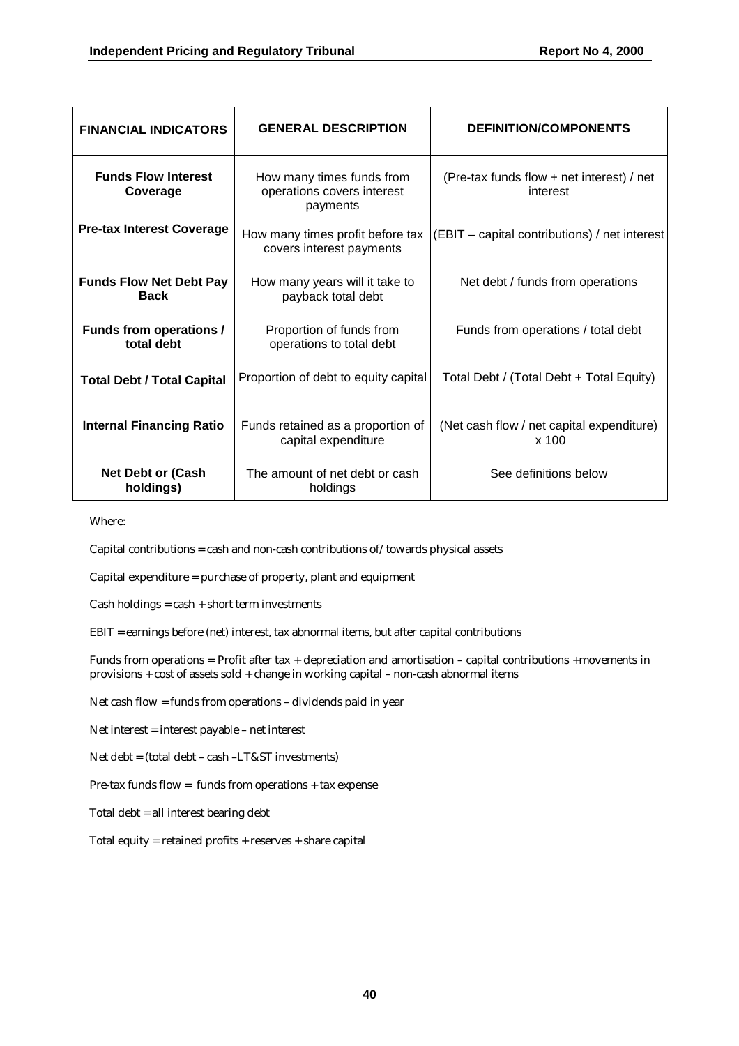| FINANCIAL INDICATORS | GENERAL DESCRIPTION | DEFINITION/COMPONENTS |
|---|---|---|
| **Funds Flow Interest Coverage** | How many times funds from operations covers interest payments | (Pre-tax funds flow + net interest) / net interest |
| **Pre-tax Interest Coverage** | How many times profit before tax covers interest payments | (EBIT – capital contributions) / net interest |
| **Funds Flow Net Debt Pay Back** | How many years will it take to payback total debt | Net debt / funds from operations |
| **Funds from operations / total debt** | Proportion of funds from operations to total debt | Funds from operations / total debt |
| **Total Debt / Total Capital** | Proportion of debt to equity capital | Total Debt / (Total Debt + Total Equity) |
| **Internal Financing Ratio** | Funds retained as a proportion of capital expenditure | (Net cash flow / net capital expenditure) x 100 |
| **Net Debt or (Cash holdings)** | The amount of net debt or cash holdings | See definitions below |

Where:

Capital contributions = cash and non-cash contributions of/ towards physical assets

Capital expenditure = purchase of property, plant and equipment

Cash holdings = cash + short term investments

EBIT = earnings before (net) interest, tax abnormal items, but after capital contributions

Funds from operations = Profit after tax + depreciation and amortisation – capital contributions +movements in provisions + cost of assets sold + change in working capital – non-cash abnormal items

Net cash flow = funds from operations – dividends paid in year

Net interest = interest payable – net interest

Net debt = (total debt – cash –LT&ST investments)

Pre-tax funds flow = funds from operations + tax expense

Total debt = all interest bearing debt

Total equity = retained profits + reserves + share capital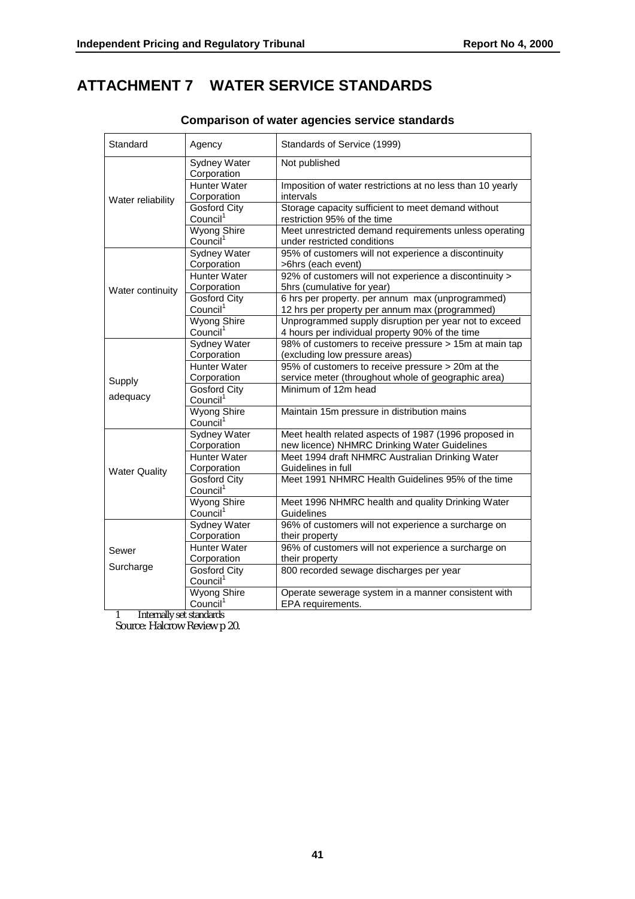# ATTACHMENT 7 WATER SERVICE STANDARDS

### Comparison of water agencies service standards

| Standard | Agency | Standards of Service (1999) |
|---|---|---|
| Water reliability | Sydney Water Corporation | Not published |
| | Hunter Water Corporation | Imposition of water restrictions at no less than 10 yearly intervals |
| | Gosford City Council[1] | Storage capacity sufficient to meet demand without restriction 95% of the time |
| | Wyong Shire Council[1] | Meet unrestricted demand requirements unless operating under restricted conditions |
| Water continuity | Sydney Water Corporation | 95% of customers will not experience a discontinuity >6hrs (each event) |
| | Hunter Water Corporation | 92% of customers will not experience a discontinuity > 5hrs (cumulative for year) |
| | Gosford City Council[1] | 6 hrs per property. per annum max (unprogrammed)<br>12 hrs per property per annum max (programmed) |
| | Wyong Shire Council[1] | Unprogrammed supply disruption per year not to exceed 4 hours per individual property 90% of the time |
| Supply adequacy | Sydney Water Corporation | 98% of customers to receive pressure > 15m at main tap (excluding low pressure areas) |
| | Hunter Water Corporation | 95% of customers to receive pressure > 20m at the service meter (throughout whole of geographic area) |
| | Gosford City Council[1] | Minimum of 12m head |
| | Wyong Shire Council[1] | Maintain 15m pressure in distribution mains |
| Water Quality | Sydney Water Corporation | Meet health related aspects of 1987 (1996 proposed in new licence) NHMRC Drinking Water Guidelines |
| | Hunter Water Corporation | Meet 1994 draft NHMRC Australian Drinking Water Guidelines in full |
| | Gosford City Council[1] | Meet 1991 NHMRC Health Guidelines 95% of the time |
| | Wyong Shire Council[1] | Meet 1996 NHMRC health and quality Drinking Water Guidelines |
| Sewer Surcharge | Sydney Water Corporation | 96% of customers will not experience a surcharge on their property |
| | Hunter Water Corporation | 96% of customers will not experience a surcharge on their property |
| | Gosford City Council[1] | 800 recorded sewage discharges per year |
| | Wyong Shire Council[1] | Operate sewerage system in a manner consistent with EPA requirements. |

1 Internally set standards

Source: Halcrow Review p 20.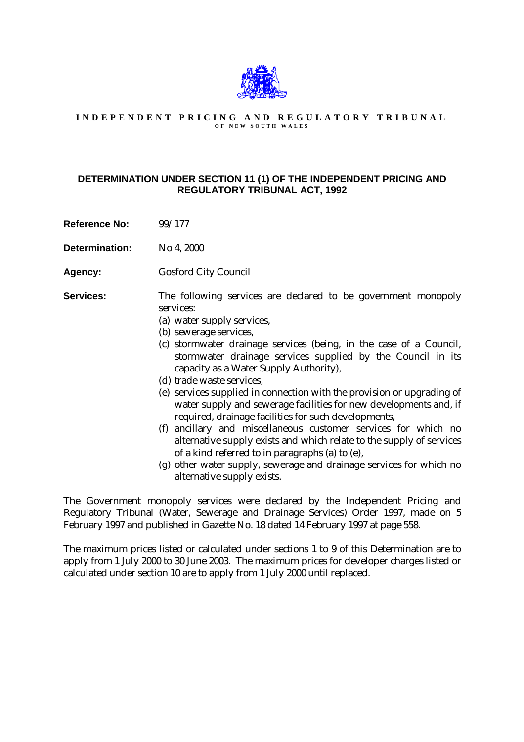**INDEPENDENT PRICING AND REGULATORY TRIBUNAL**
**OF NEW SOUTH WALES**

## DETERMINATION UNDER SECTION 11 (1) OF THE INDEPENDENT PRICING AND REGULATORY TRIBUNAL ACT, 1992

**Reference No:** 99/177

**Determination:** No 4, 2000

**Agency:** Gosford City Council

**Services:** The following services are declared to be government monopoly services:

- (a) water supply services,
- (b) sewerage services,
- (c) stormwater drainage services (being, in the case of a Council, stormwater drainage services supplied by the Council in its capacity as a Water Supply Authority),
- (d) trade waste services,
- (e) services supplied in connection with the provision or upgrading of water supply and sewerage facilities for new developments and, if required, drainage facilities for such developments,
- (f) ancillary and miscellaneous customer services for which no alternative supply exists and which relate to the supply of services of a kind referred to in paragraphs (a) to (e),
- (g) other water supply, sewerage and drainage services for which no alternative supply exists.

The Government monopoly services were declared by the Independent Pricing and Regulatory Tribunal (Water, Sewerage and Drainage Services) Order 1997, made on 5 February 1997 and published in Gazette No. 18 dated 14 February 1997 at page 558.

The maximum prices listed or calculated under sections 1 to 9 of this Determination are to apply from 1 July 2000 to 30 June 2003. The maximum prices for developer charges listed or calculated under section 10 are to apply from 1 July 2000 until replaced.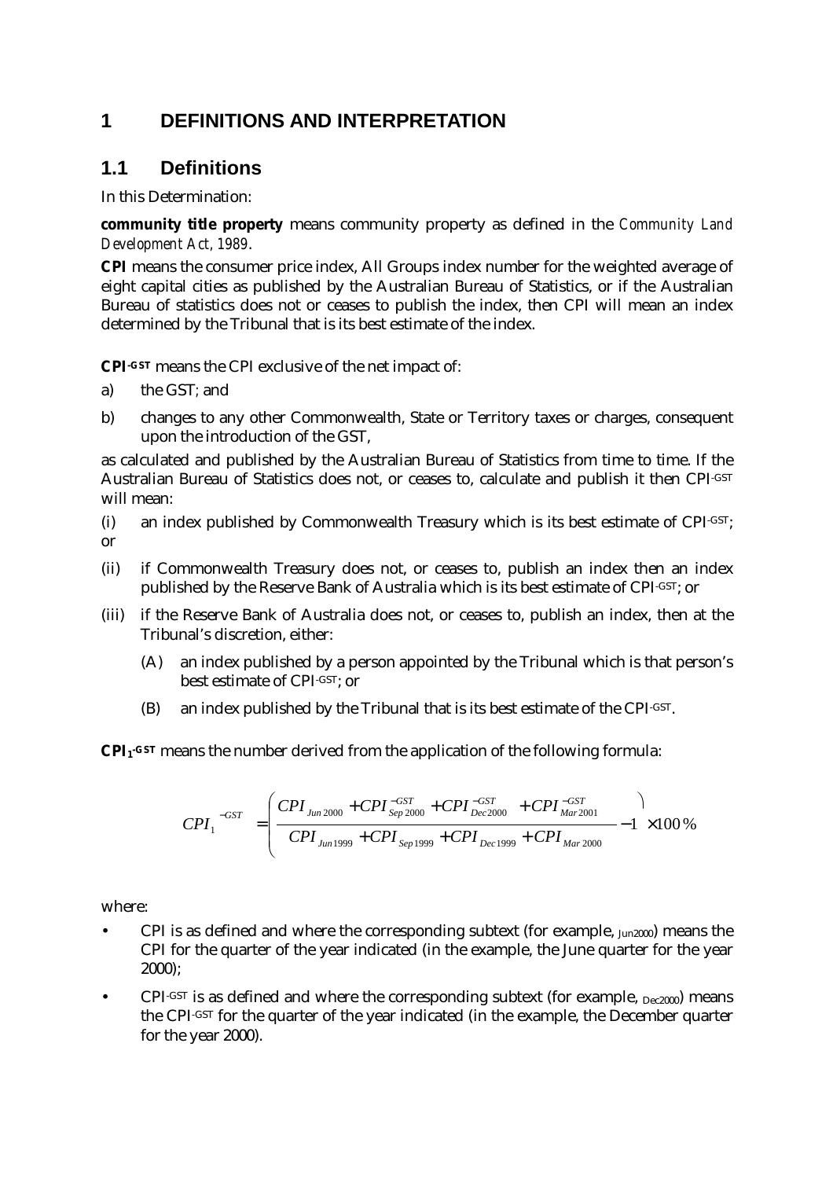# 1 DEFINITIONS AND INTERPRETATION

## 1.1 Definitions

In this Determination:

**community title property** means community property as defined in the *Community Land Development Act, 1989*.

**CPI** means the consumer price index, All Groups index number for the weighted average of eight capital cities as published by the Australian Bureau of Statistics, or if the Australian Bureau of statistics does not or ceases to publish the index, then CPI will mean an index determined by the Tribunal that is its best estimate of the index.

**$CPI^{-GST}$** means the CPI exclusive of the net impact of:

a) the GST; and

b) changes to any other Commonwealth, State or Territory taxes or charges, consequent upon the introduction of the GST,

as calculated and published by the Australian Bureau of Statistics from time to time. If the Australian Bureau of Statistics does not, or ceases to, calculate and publish it then $CPI^{-GST}$ will mean:

(i) an index published by Commonwealth Treasury which is its best estimate of $CPI^{-GST}$; or

(ii) if Commonwealth Treasury does not, or ceases to, publish an index then an index published by the Reserve Bank of Australia which is its best estimate of $CPI^{-GST}$; or

(iii) if the Reserve Bank of Australia does not, or ceases to, publish an index, then at the Tribunal's discretion, either:

(A) an index published by a person appointed by the Tribunal which is that person's best estimate of $CPI^{-GST}$; or

(B) an index published by the Tribunal that is its best estimate of the $CPI^{-GST}$.

**$CPI_1^{-GST}$** means the number derived from the application of the following formula:

$$CPI_1^{-GST} = \left( \frac{CPI_{Jun\,2000} + CPI_{Sep\,2000}^{-GST} + CPI_{Dec\,2000}^{-GST} + CPI_{Mar\,2001}^{-GST}}{CPI_{Jun\,1999} + CPI_{Sep\,1999} + CPI_{Dec\,1999} + CPI_{Mar\,2000}} - 1 \right) \times 100\%$$

where:

- CPI is as defined and where the corresponding subtext (for example, $_{Jun2000}$) means the CPI for the quarter of the year indicated (in the example, the June quarter for the year 2000);
- $CPI^{-GST}$ is as defined and where the corresponding subtext (for example, $_{Dec2000}$) means the $CPI^{-GST}$ for the quarter of the year indicated (in the example, the December quarter for the year 2000).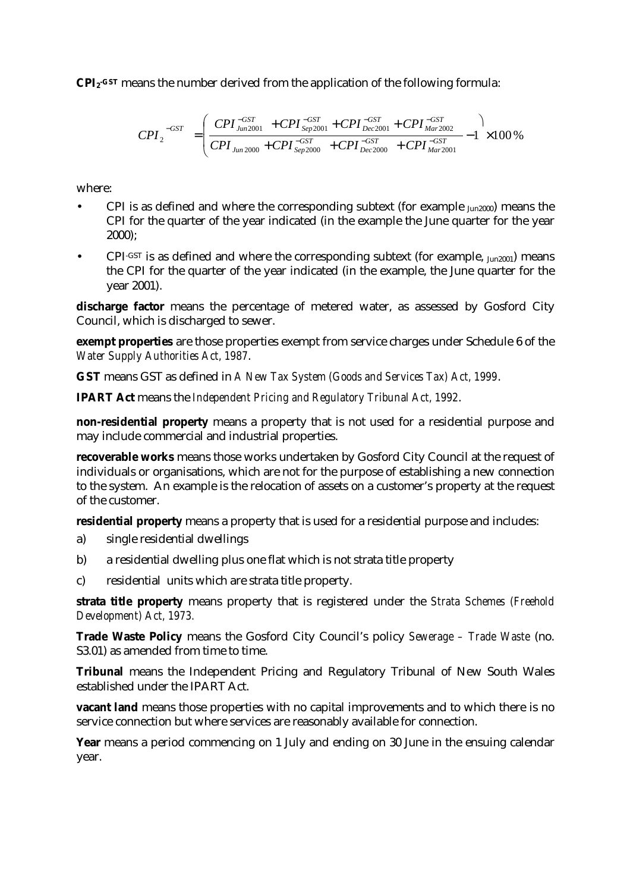**$CPI_2^{-GST}$** means the number derived from the application of the following formula:

$$CPI_2^{-GST} = \left( \frac{CPI_{Jun2001}^{-GST} + CPI_{Sep2001}^{-GST} + CPI_{Dec2001}^{-GST} + CPI_{Mar2002}^{-GST}}{CPI_{Jun2000} + CPI_{Sep2000}^{-GST} + CPI_{Dec2000}^{-GST} + CPI_{Mar2001}^{-GST}} - 1 \right) \times 100\%$$

where:

- CPI is as defined and where the corresponding subtext (for example $_{Jun2000}$) means the CPI for the quarter of the year indicated (in the example the June quarter for the year 2000);
- $CPI^{-GST}$ is as defined and where the corresponding subtext (for example, $_{Jun2001}$) means the CPI for the quarter of the year indicated (in the example, the June quarter for the year 2001).

**discharge factor** means the percentage of metered water, as assessed by Gosford City Council, which is discharged to sewer.

**exempt properties** are those properties exempt from service charges under Schedule 6 of the *Water Supply Authorities Act, 1987*.

**GST** means GST as defined in *A New Tax System (Goods and Services Tax) Act, 1999*.

**IPART Act** means the *Independent Pricing and Regulatory Tribunal Act, 1992*.

**non-residential property** means a property that is not used for a residential purpose and may include commercial and industrial properties.

**recoverable works** means those works undertaken by Gosford City Council at the request of individuals or organisations, which are not for the purpose of establishing a new connection to the system. An example is the relocation of assets on a customer's property at the request of the customer.

**residential property** means a property that is used for a residential purpose and includes:

a) single residential dwellings

b) a residential dwelling plus one flat which is not strata title property

c) residential units which are strata title property.

**strata title property** means property that is registered under the *Strata Schemes (Freehold Development) Act, 1973.*

**Trade Waste Policy** means the Gosford City Council's policy *Sewerage – Trade Waste* (no. S3.01) as amended from time to time.

**Tribunal** means the Independent Pricing and Regulatory Tribunal of New South Wales established under the IPART Act.

**vacant land** means those properties with no capital improvements and to which there is no service connection but where services are reasonably available for connection.

**Year** means a period commencing on 1 July and ending on 30 June in the ensuing calendar year.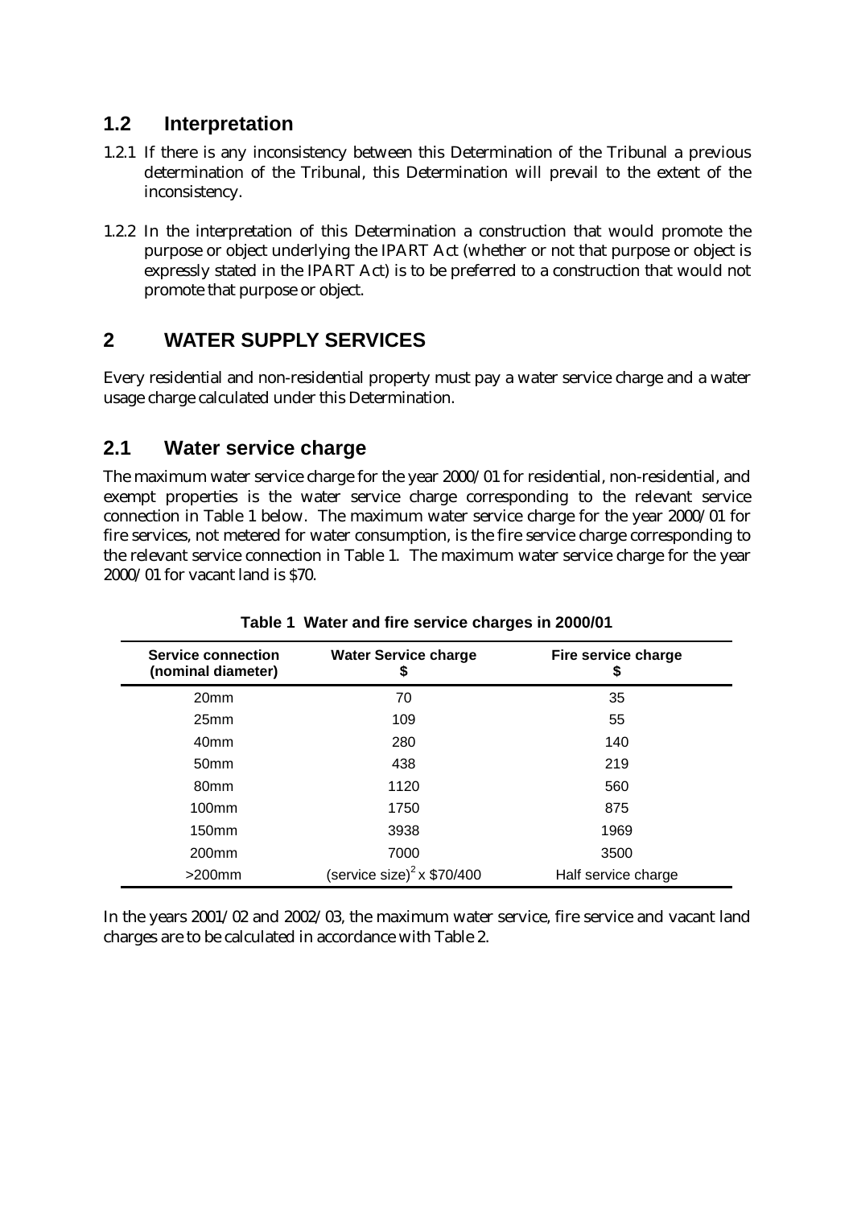## 1.2 Interpretation

1.2.1 If there is any inconsistency between this Determination of the Tribunal a previous determination of the Tribunal, this Determination will prevail to the extent of the inconsistency.

1.2.2 In the interpretation of this Determination a construction that would promote the purpose or object underlying the IPART Act (whether or not that purpose or object is expressly stated in the IPART Act) is to be preferred to a construction that would not promote that purpose or object.

# 2 WATER SUPPLY SERVICES

Every residential and non-residential property must pay a water service charge and a water usage charge calculated under this Determination.

## 2.1 Water service charge

The maximum water service charge for the year 2000/01 for residential, non-residential, and exempt properties is the water service charge corresponding to the relevant service connection in Table 1 below. The maximum water service charge for the year 2000/01 for fire services, not metered for water consumption, is the fire service charge corresponding to the relevant service connection in Table 1. The maximum water service charge for the year 2000/01 for vacant land is $70.

**Table 1 Water and fire service charges in 2000/01**

| Service connection (nominal diameter) | Water Service charge $ | Fire service charge $ |
|---|---|---|
| 20mm | 70 | 35 |
| 25mm | 109 | 55 |
| 40mm | 280 | 140 |
| 50mm | 438 | 219 |
| 80mm | 1120 | 560 |
| 100mm | 1750 | 875 |
| 150mm | 3938 | 1969 |
| 200mm | 7000 | 3500 |
| >200mm | (service size)$^2$ x $70/400 | Half service charge |

In the years 2001/02 and 2002/03, the maximum water service, fire service and vacant land charges are to be calculated in accordance with Table 2.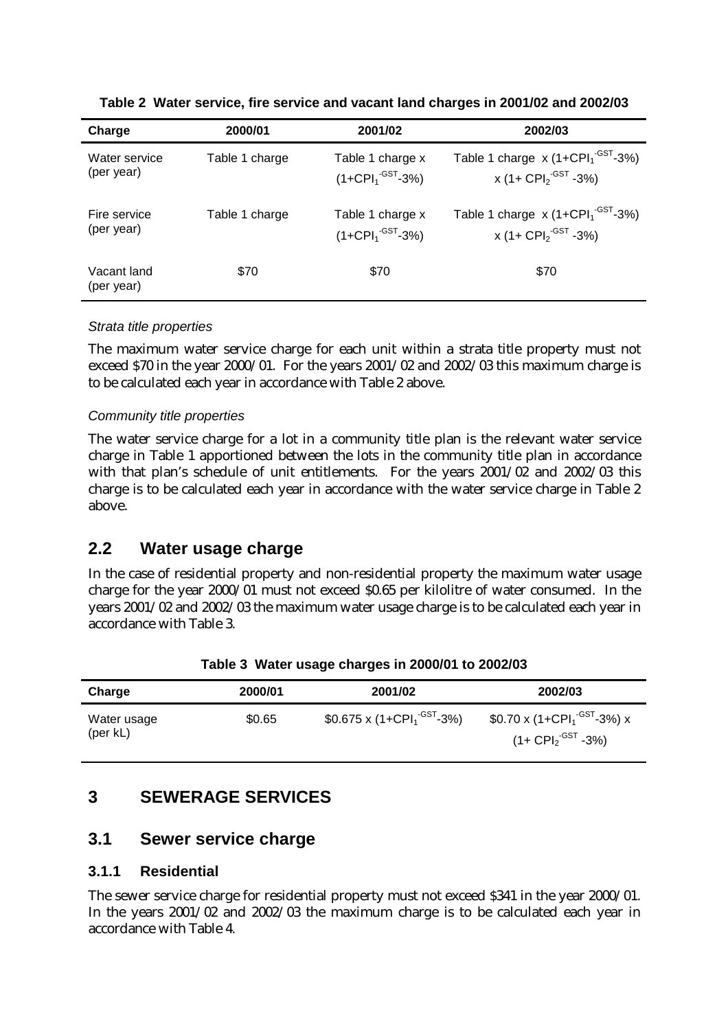**Table 2 Water service, fire service and vacant land charges in 2001/02 and 2002/03**

| Charge | 2000/01 | 2001/02 | 2002/03 |
|---|---|---|---|
| Water service (per year) | Table 1 charge | Table 1 charge x $(1+CPI_1^{-GST}-3\%)$ | Table 1 charge x $(1+CPI_1^{-GST}-3\%)$ x $(1+CPI_2^{-GST}-3\%)$ |
| Fire service (per year) | Table 1 charge | Table 1 charge x $(1+CPI_1^{-GST}-3\%)$ | Table 1 charge x $(1+CPI_1^{-GST}-3\%)$ x $(1+CPI_2^{-GST}-3\%)$ |
| Vacant land (per year) | $70 | $70 | $70 |

*Strata title properties*

The maximum water service charge for each unit within a strata title property must not exceed $70 in the year 2000/01. For the years 2001/02 and 2002/03 this maximum charge is to be calculated each year in accordance with Table 2 above.

*Community title properties*

The water service charge for a lot in a community title plan is the relevant water service charge in Table 1 apportioned between the lots in the community title plan in accordance with that plan's schedule of unit entitlements. For the years 2001/02 and 2002/03 this charge is to be calculated each year in accordance with the water service charge in Table 2 above.

## 2.2 Water usage charge

In the case of residential property and non-residential property the maximum water usage charge for the year 2000/01 must not exceed $0.65 per kilolitre of water consumed. In the years 2001/02 and 2002/03 the maximum water usage charge is to be calculated each year in accordance with Table 3.

**Table 3 Water usage charges in 2000/01 to 2002/03**

| Charge | 2000/01 | 2001/02 | 2002/03 |
|---|---|---|---|
| Water usage (per kL) | $0.65 | $0.675 x $(1+CPI_1^{-GST}-3\%)$ | $0.70 x $(1+CPI_1^{-GST}-3\%)$ x $(1+CPI_2^{-GST}-3\%)$ |

# 3 SEWERAGE SERVICES

## 3.1 Sewer service charge

### 3.1.1 Residential

The sewer service charge for residential property must not exceed $341 in the year 2000/01. In the years 2001/02 and 2002/03 the maximum charge is to be calculated each year in accordance with Table 4.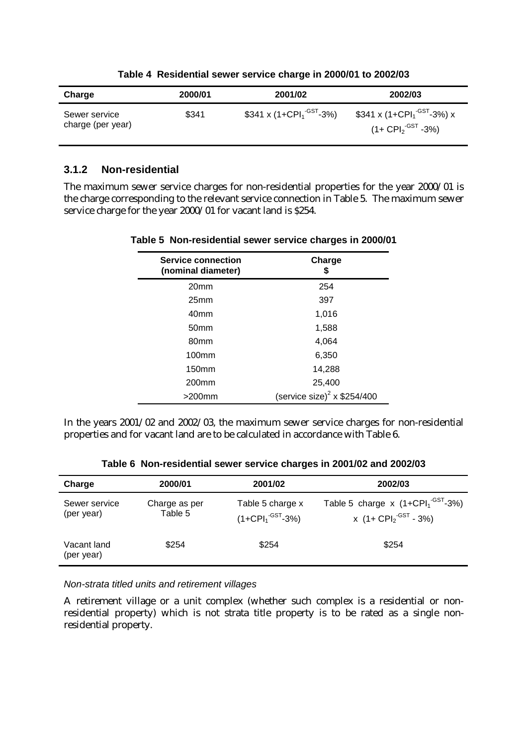**Table 4 Residential sewer service charge in 2000/01 to 2002/03**

| Charge | 2000/01 | 2001/02 | 2002/03 |
|---|---|---|---|
| Sewer service charge (per year) | \$341 | \$341 x $(1+CPI_1^{-GST}-3\%)$ | \$341 x $(1+CPI_1^{-GST}-3\%)$ x $(1+ CPI_2^{-GST} -3\%)$ |

### 3.1.2 Non-residential

The maximum sewer service charges for non-residential properties for the year 2000/01 is the charge corresponding to the relevant service connection in Table 5. The maximum sewer service charge for the year 2000/01 for vacant land is \$254.

**Table 5 Non-residential sewer service charges in 2000/01**

| Service connection (nominal diameter) | Charge \$ |
|---|---|
| 20mm | 254 |
| 25mm | 397 |
| 40mm | 1,016 |
| 50mm | 1,588 |
| 80mm | 4,064 |
| 100mm | 6,350 |
| 150mm | 14,288 |
| 200mm | 25,400 |
| >200mm | $(\text{service size})^2$ x \$254/400 |

In the years 2001/02 and 2002/03, the maximum sewer service charges for non-residential properties and for vacant land are to be calculated in accordance with Table 6.

**Table 6 Non-residential sewer service charges in 2001/02 and 2002/03**

| Charge | 2000/01 | 2001/02 | 2002/03 |
|---|---|---|---|
| Sewer service (per year) | Charge as per Table 5 | Table 5 charge x $(1+CPI_1^{-GST}-3\%)$ | Table 5 charge x $(1+CPI_1^{-GST}-3\%)$ x $(1+ CPI_2^{-GST} - 3\%)$ |
| Vacant land (per year) | \$254 | \$254 | \$254 |

*Non-strata titled units and retirement villages*

A retirement village or a unit complex (whether such complex is a residential or non-residential property) which is not strata title property is to be rated as a single non-residential property.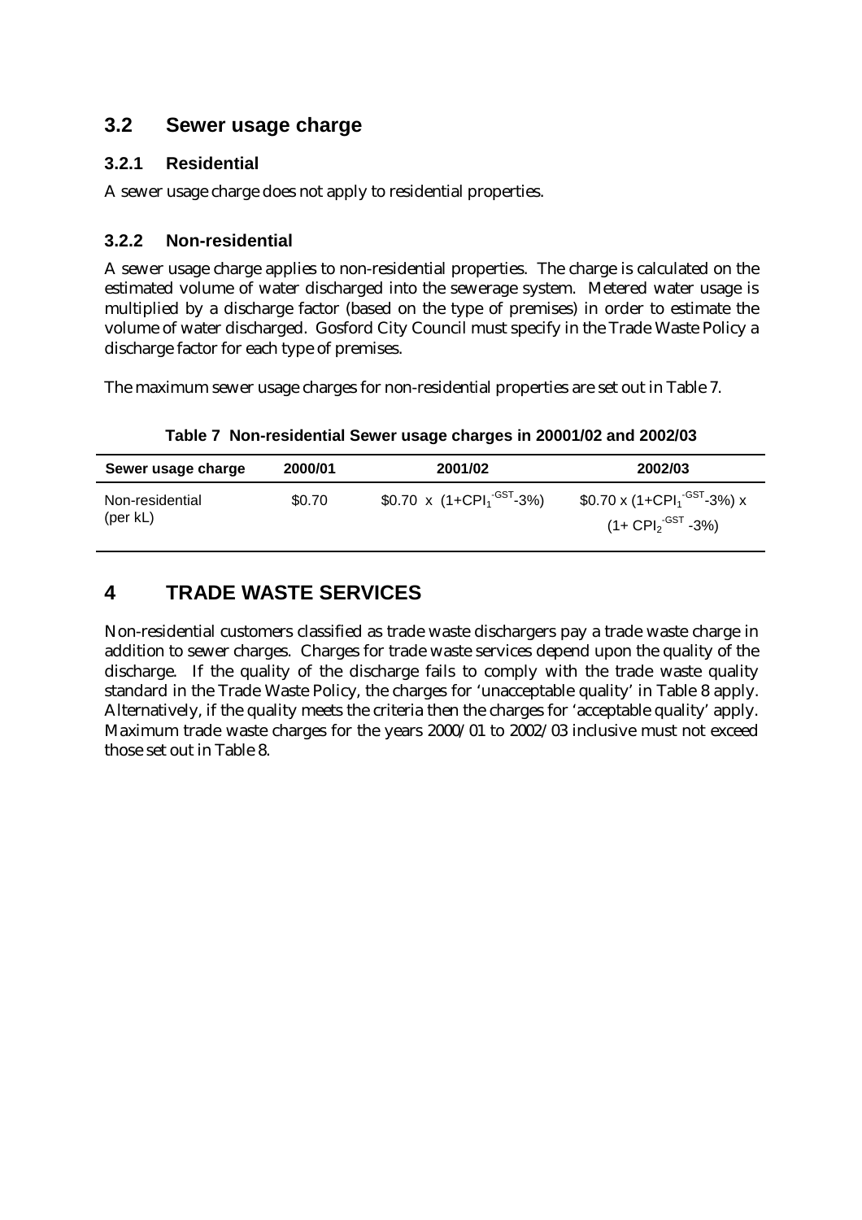## 3.2 Sewer usage charge

### 3.2.1 Residential

A sewer usage charge does not apply to residential properties.

### 3.2.2 Non-residential

A sewer usage charge applies to non-residential properties. The charge is calculated on the estimated volume of water discharged into the sewerage system. Metered water usage is multiplied by a discharge factor (based on the type of premises) in order to estimate the volume of water discharged. Gosford City Council must specify in the Trade Waste Policy a discharge factor for each type of premises.

The maximum sewer usage charges for non-residential properties are set out in Table 7.

**Table 7 Non-residential Sewer usage charges in 20001/02 and 2002/03**

| Sewer usage charge | 2000/01 | 2001/02 | 2002/03 |
|---|---|---|---|
| Non-residential (per kL) | \$0.70 | \$0.70 x $(1+CPI_1^{-GST}-3\%)$ | \$0.70 x $(1+CPI_1^{-GST}-3\%)$ x $(1+CPI_2^{-GST}-3\%)$ |

# 4 TRADE WASTE SERVICES

Non-residential customers classified as trade waste dischargers pay a trade waste charge in addition to sewer charges. Charges for trade waste services depend upon the quality of the discharge. If the quality of the discharge fails to comply with the trade waste quality standard in the Trade Waste Policy, the charges for 'unacceptable quality' in Table 8 apply. Alternatively, if the quality meets the criteria then the charges for 'acceptable quality' apply. Maximum trade waste charges for the years 2000/01 to 2002/03 inclusive must not exceed those set out in Table 8.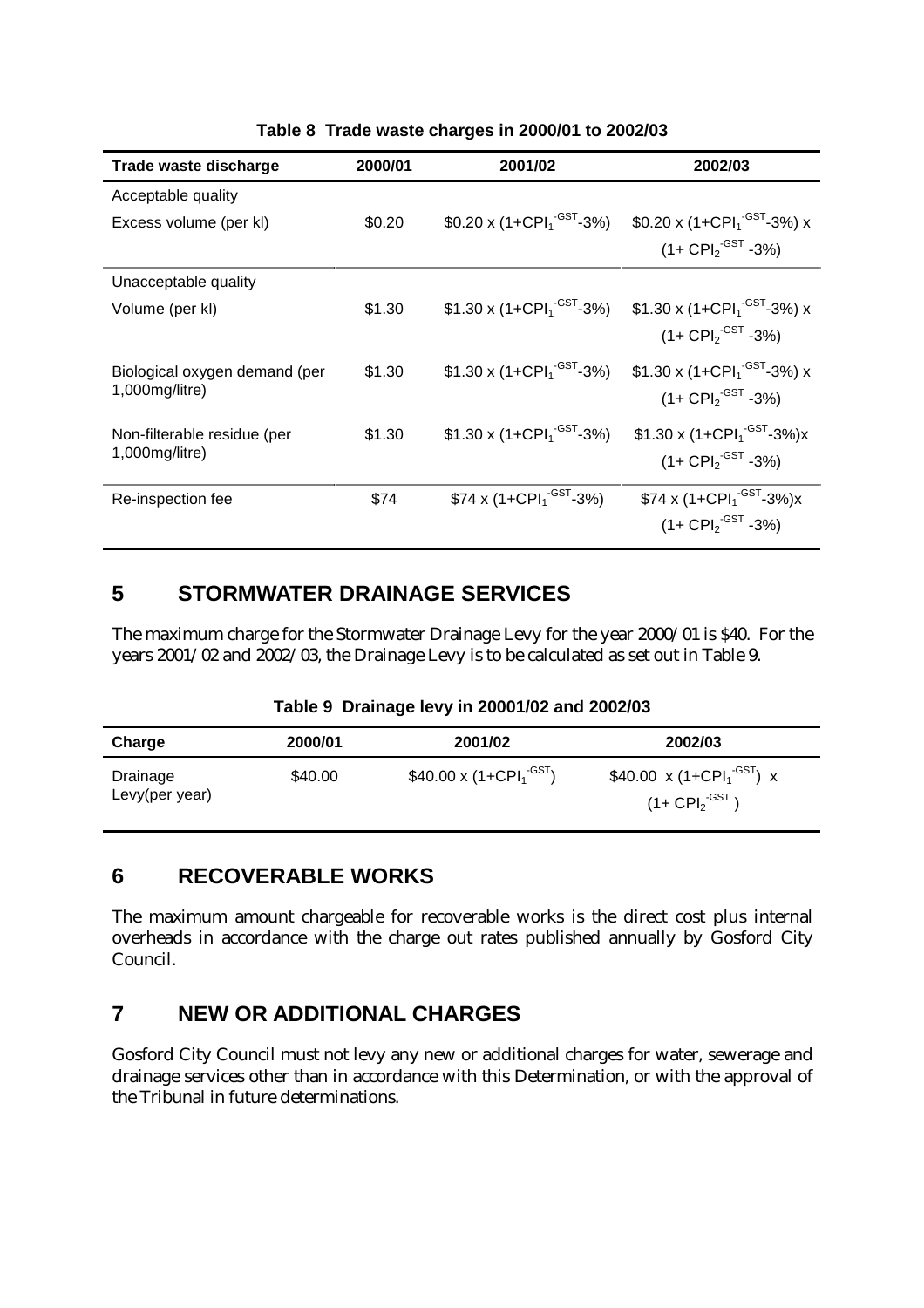**Table 8 Trade waste charges in 2000/01 to 2002/03**

| Trade waste discharge | 2000/01 | 2001/02 | 2002/03 |
|---|---|---|---|
| Acceptable quality | | | |
| Excess volume (per kl) | \$0.20 | \$0.20 x $(1+CPI_1^{-GST}-3\%)$ | \$0.20 x $(1+CPI_1^{-GST}-3\%)$ x $(1+CPI_2^{-GST}-3\%)$ |
| Unacceptable quality | | | |
| Volume (per kl) | \$1.30 | \$1.30 x $(1+CPI_1^{-GST}-3\%)$ | \$1.30 x $(1+CPI_1^{-GST}-3\%)$ x $(1+CPI_2^{-GST}-3\%)$ |
| Biological oxygen demand (per 1,000mg/litre) | \$1.30 | \$1.30 x $(1+CPI_1^{-GST}-3\%)$ | \$1.30 x $(1+CPI_1^{-GST}-3\%)$ x $(1+CPI_2^{-GST}-3\%)$ |
| Non-filterable residue (per 1,000mg/litre) | \$1.30 | \$1.30 x $(1+CPI_1^{-GST}-3\%)$ | \$1.30 x $(1+CPI_1^{-GST}-3\%)$x $(1+CPI_2^{-GST}-3\%)$ |
| Re-inspection fee | \$74 | \$74 x $(1+CPI_1^{-GST}-3\%)$ | \$74 x $(1+CPI_1^{-GST}-3\%)$x $(1+CPI_2^{-GST}-3\%)$ |

## 5 STORMWATER DRAINAGE SERVICES

The maximum charge for the Stormwater Drainage Levy for the year 2000/01 is \$40. For the years 2001/02 and 2002/03, the Drainage Levy is to be calculated as set out in Table 9.

**Table 9 Drainage levy in 20001/02 and 2002/03**

| Charge | 2000/01 | 2001/02 | 2002/03 |
|---|---|---|---|
| Drainage Levy(per year) | \$40.00 | \$40.00 x $(1+CPI_1^{-GST})$ | \$40.00 x $(1+CPI_1^{-GST})$ x $(1+CPI_2^{-GST})$ |

## 6 RECOVERABLE WORKS

The maximum amount chargeable for recoverable works is the direct cost plus internal overheads in accordance with the charge out rates published annually by Gosford City Council.

## 7 NEW OR ADDITIONAL CHARGES

Gosford City Council must not levy any new or additional charges for water, sewerage and drainage services other than in accordance with this Determination, or with the approval of the Tribunal in future determinations.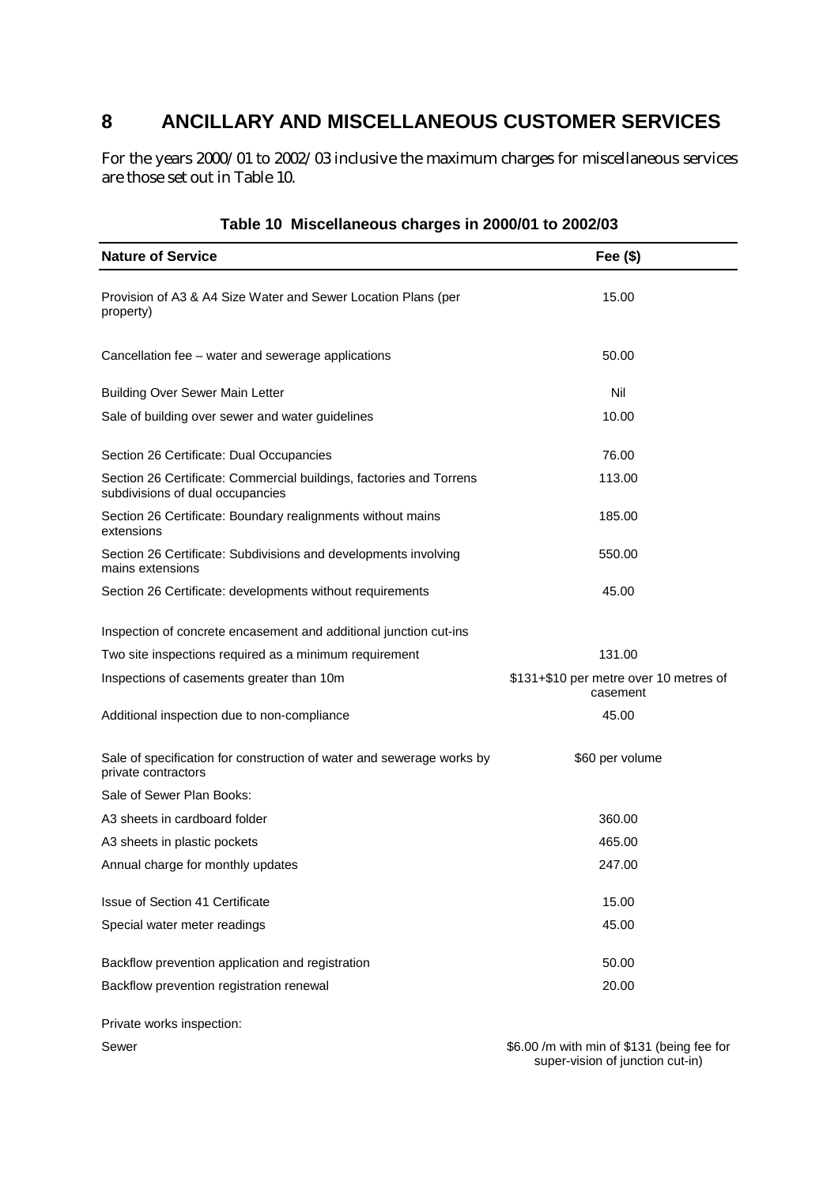# 8 ANCILLARY AND MISCELLANEOUS CUSTOMER SERVICES

For the years 2000/01 to 2002/03 inclusive the maximum charges for miscellaneous services are those set out in Table 10.

**Table 10 Miscellaneous charges in 2000/01 to 2002/03**

| Nature of Service | Fee ($) |
|---|---|
| Provision of A3 & A4 Size Water and Sewer Location Plans (per property) | 15.00 |
| Cancellation fee – water and sewerage applications | 50.00 |
| Building Over Sewer Main Letter | Nil |
| Sale of building over sewer and water guidelines | 10.00 |
| Section 26 Certificate: Dual Occupancies | 76.00 |
| Section 26 Certificate: Commercial buildings, factories and Torrens subdivisions of dual occupancies | 113.00 |
| Section 26 Certificate: Boundary realignments without mains extensions | 185.00 |
| Section 26 Certificate: Subdivisions and developments involving mains extensions | 550.00 |
| Section 26 Certificate: developments without requirements | 45.00 |
| Inspection of concrete encasement and additional junction cut-ins | |
| Two site inspections required as a minimum requirement | 131.00 |
| Inspections of casements greater than 10m | $131+$10 per metre over 10 metres of casement |
| Additional inspection due to non-compliance | 45.00 |
| Sale of specification for construction of water and sewerage works by private contractors | $60 per volume |
| Sale of Sewer Plan Books: | |
| A3 sheets in cardboard folder | 360.00 |
| A3 sheets in plastic pockets | 465.00 |
| Annual charge for monthly updates | 247.00 |
| Issue of Section 41 Certificate | 15.00 |
| Special water meter readings | 45.00 |
| Backflow prevention application and registration | 50.00 |
| Backflow prevention registration renewal | 20.00 |
| Private works inspection: | |
| Sewer | $6.00 /m with min of $131 (being fee for super-vision of junction cut-in) |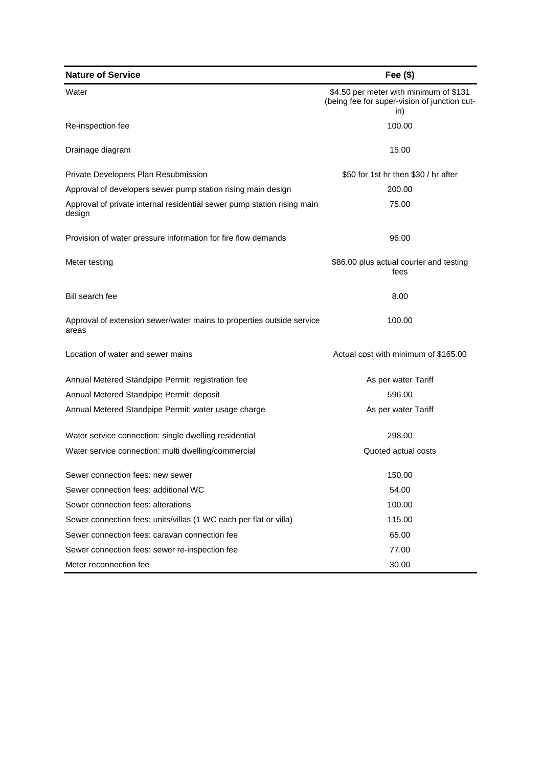| Nature of Service | Fee ($) |
| --- | --- |
| Water | $4.50 per meter with minimum of $131 (being fee for super-vision of junction cut-in) |
| Re-inspection fee | 100.00 |
| Drainage diagram | 15.00 |
| Private Developers Plan Resubmission | $50 for 1st hr then $30 / hr after |
| Approval of developers sewer pump station rising main design | 200.00 |
| Approval of private internal residential sewer pump station rising main design | 75.00 |
| Provision of water pressure information for fire flow demands | 96.00 |
| Meter testing | $86.00 plus actual courier and testing fees |
| Bill search fee | 8.00 |
| Approval of extension sewer/water mains to properties outside service areas | 100.00 |
| Location of water and sewer mains | Actual cost with minimum of $165.00 |
| Annual Metered Standpipe Permit: registration fee | As per water Tariff |
| Annual Metered Standpipe Permit: deposit | 596.00 |
| Annual Metered Standpipe Permit: water usage charge | As per water Tariff |
| Water service connection: single dwelling residential | 298.00 |
| Water service connection: multi dwelling/commercial | Quoted actual costs |
| Sewer connection fees: new sewer | 150.00 |
| Sewer connection fees: additional WC | 54.00 |
| Sewer connection fees: alterations | 100.00 |
| Sewer connection fees: units/villas (1 WC each per flat or villa) | 115.00 |
| Sewer connection fees: caravan connection fee | 65.00 |
| Sewer connection fees: sewer re-inspection fee | 77.00 |
| Meter reconnection fee | 30.00 |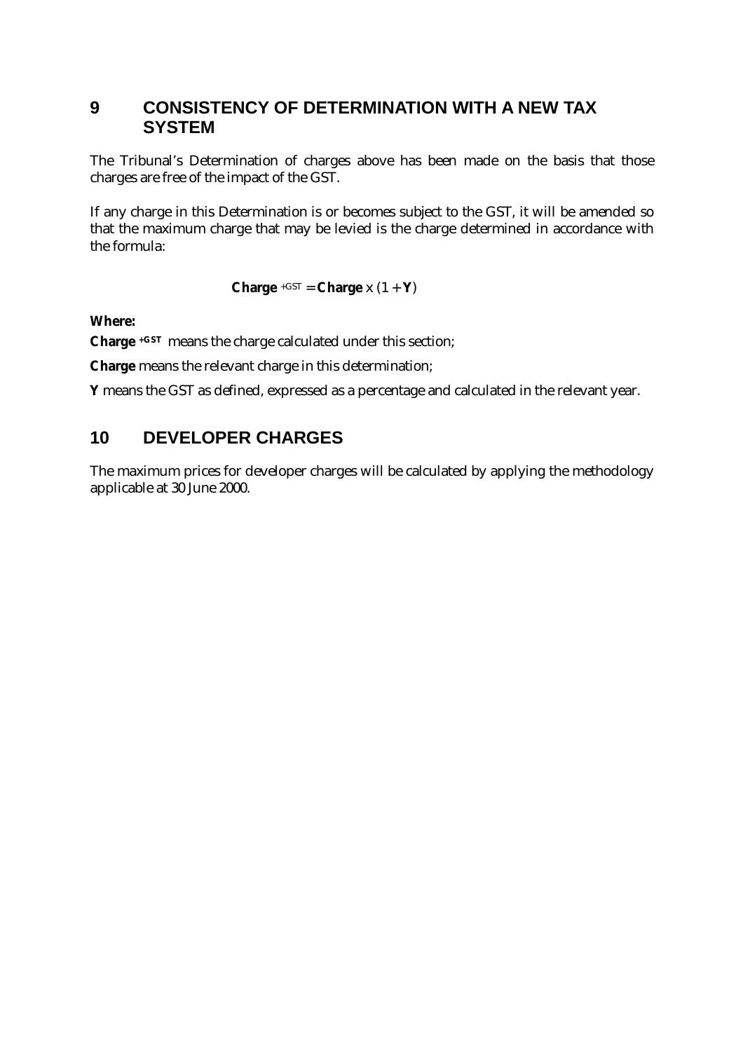## 9 CONSISTENCY OF DETERMINATION WITH A NEW TAX SYSTEM

The Tribunal's Determination of charges above has been made on the basis that those charges are free of the impact of the GST.

If any charge in this Determination is or becomes subject to the GST, it will be amended so that the maximum charge that may be levied is the charge determined in accordance with the formula:

$$\textbf{Charge}^{+GST} = \textbf{Charge} \times (1 + \textbf{Y})$$

**Where:**

**Charge** $^{+GST}$ means the charge calculated under this section;

**Charge** means the relevant charge in this determination;

**Y** means the GST as defined, expressed as a percentage and calculated in the relevant year.

## 10 DEVELOPER CHARGES

The maximum prices for developer charges will be calculated by applying the methodology applicable at 30 June 2000.